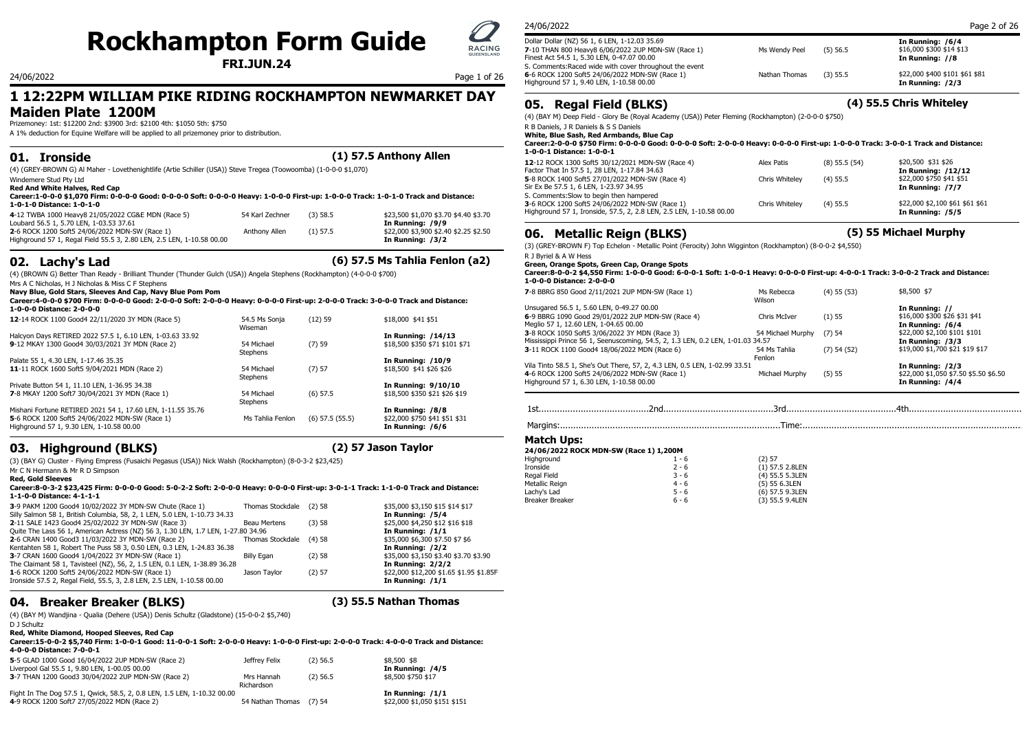# Rockhampton Form Guide

**FRI.JUN.24**

24/06/2022

## 1 12:22PM WILLIAM PIKE RIDING ROCKHAMPTON NEWMARKET DAY Maiden Plate 1200M

Prizemoney: 1st: $12200 2nd: $3900 3rd: $2100 4th: $1050 5th: $750

A 1% deduction for Equine Welfare will be applied to all prizemoney prior to distribution.

### 01. Ironside — (1) 57.5 Anthony Allen

(4) (GREY-BROWN G) Al Maher - Lovethenightlife (Artie Schiller (USA)) Steve Tregea (Toowoomba) (1-0-0-0 $1,070)

Windemere Stud Pty Ltd

**Red And White Halves, Red Cap**

**Career:1-0-0-0 $1,070 Firm: 0-0-0-0 Good: 0-0-0-0 Soft: 0-0-0-0 Heavy: 1-0-0-0 First-up: 1-0-0-0 Track: 1-0-1-0 Track and Distance: 1-0-1-0 Distance: 1-0-1-0**

| Race | Jockey | Barrier/Weight | Prizemoney / Running |
|---|---|---|---|
| **4**-12 TWBA 1000 Heavy8 21/05/2022 CG&E MDN (Race 5) | 54 Karl Zechner | (3) 58.5 | $23,500 $1,070 $3.70 $4.40 $3.70 |
| Loubard 56.5 1, 5.70 LEN, 1-03.53 37.61 | | | **In Running: /9/9** |
| **2**-6 ROCK 1200 Soft5 24/06/2022 MDN-SW (Race 1) | Anthony Allen | (1) 57.5 | $22,000 $3,900 $2.40 $2.25 $2.50 |
| Highground 57 1, Regal Field 55.5 3, 2.80 LEN, 2.5 LEN, 1-10.58 00.00 | | | **In Running: /3/2** |

### 02. Lachy's Lad — (6) 57.5 Ms Tahlia Fenlon (a2)

(4) (BROWN G) Better Than Ready - Brilliant Thunder (Thunder Gulch (USA)) Angela Stephens (Rockhampton) (4-0-0-0 $700)

Mrs A C Nicholas, H J Nicholas & Miss C F Stephens

**Navy Blue, Gold Stars, Sleeves And Cap, Navy Blue Pom Pom**

**Career:4-0-0-0 $700 Firm: 0-0-0-0 Good: 2-0-0-0 Soft: 2-0-0-0 Heavy: 0-0-0-0 First-up: 2-0-0-0 Track: 3-0-0-0 Track and Distance: 1-0-0-0 Distance: 2-0-0-0**

| Race | Jockey | Barrier/Weight | Prizemoney / Running |
|---|---|---|---|
| **12**-14 ROCK 1100 Good4 22/11/2020 3Y MDN (Race 5) | 54.5 Ms Sonja Wiseman | (12) 59 | $18,000 $41 $51 |
| Halcyon Days RETIRED 2022 57.5 1, 6.10 LEN, 1-03.63 33.92 | | | **In Running: /14/13** |
| **9**-12 MKAY 1300 Good4 30/03/2021 3Y MDN (Race 2) | 54 Michael Stephens | (7) 59 | $18,500 $350 $71 $101 $71 |
| Palate 55 1, 4.30 LEN, 1-17.46 35.35 | | | **In Running: /10/9** |
| **11**-11 ROCK 1600 Soft5 9/04/2021 MDN (Race 2) | 54 Michael Stephens | (7) 57 | $18,500 $41 $26 $26 |
| Private Button 54 1, 11.10 LEN, 1-36.95 34.38 | | | **In Running: 9/10/10** |
| **7**-8 MKAY 1200 Soft7 30/04/2021 3Y MDN (Race 1) | 54 Michael Stephens | (6) 57.5 | $18,500 $350 $21 $26 $19 |
| Mishani Fortune RETIRED 2021 54 1, 17.60 LEN, 1-11.55 35.76 | | | **In Running: /8/8** |
| **5**-6 ROCK 1200 Soft5 24/06/2022 MDN-SW (Race 1) | Ms Tahlia Fenlon | (6) 57.5 (55.5) | $22,000 $750 $41 $51 $31 |
| Highground 57 1, 9.30 LEN, 1-10.58 00.00 | | | **In Running: /6/6** |

### 03. Highground (BLKS) — (2) 57 Jason Taylor

(3) (BAY G) Cluster - Flying Empress (Fusaichi Pegasus (USA)) Nick Walsh (Rockhampton) (8-0-3-2 $23,425)

Mr C N Hermann & Mr R D Simpson

**Red, Gold Sleeves**

**Career:8-0-3-2 $23,425 Firm: 0-0-0-0 Good: 5-0-2-2 Soft: 2-0-0-0 Heavy: 0-0-0-0 First-up: 3-0-1-1 Track: 1-1-0-0 Track and Distance: 1-1-0-0 Distance: 4-1-1-1**

| Race | Jockey | Barrier/Weight | Prizemoney / Running |
|---|---|---|---|
| **3**-9 PAKM 1200 Good4 10/02/2022 3Y MDN-SW Chute (Race 1) | Thomas Stockdale | (2) 58 | $35,000 $3,150 $15 $14 $17 |
| Silly Salmon 58 1, British Columbia, 58, 2, 1 LEN, 5.0 LEN, 1-10.73 34.33 | | | **In Running: /5/4** |
| **2**-11 SALE 1423 Good4 25/02/2022 3Y MDN-SW (Race 3) | Beau Mertens | (3) 58 | $25,000 $4,250 $12 $16 $18 |
| Quite The Lass 56 1, American Actress (NZ) 56 3, 1.30 LEN, 1.7 LEN, 1-27.80 34.96 | | | **In Running: /1/1** |
| **2**-6 CRAN 1400 Good3 11/03/2022 3Y MDN-SW (Race 2) | Thomas Stockdale | (4) 58 | $35,000 $6,300 $7.50 $7 $6 |
| Kentahten 58 1, Robert The Puss 58 3, 0.50 LEN, 0.3 LEN, 1-24.83 36.38 | | | **In Running: /2/2** |
| **3**-7 CRAN 1600 Good4 1/04/2022 3Y MDN-SW (Race 1) | Billy Egan | (2) 58 | $35,000 $3,150 $3.40 $3.70 $3.90 |
| The Claimant 58 1, Tavisteel (NZ), 56, 2, 1.5 LEN, 0.1 LEN, 1-38.89 36.28 | | | **In Running: 2/2/2** |
| **1**-6 ROCK 1200 Soft5 24/06/2022 MDN-SW (Race 1) | Jason Taylor | (2) 57 | $22,000 $12,200 $1.65 $1.95 $1.85F |
| Ironside 57.5 2, Regal Field, 55.5, 3, 2.8 LEN, 2.5 LEN, 1-10.58 00.00 | | | **In Running: /1/1** |

### 04. Breaker Breaker (BLKS) — (3) 55.5 Nathan Thomas

(4) (BAY M) Wandjina - Qualia (Dehere (USA)) Denis Schultz (Gladstone) (15-0-0-2 $5,740)

D J Schultz

**Red, White Diamond, Hooped Sleeves, Red Cap**

**Career:15-0-0-2 $5,740 Firm: 1-0-0-1 Good: 11-0-0-1 Soft: 2-0-0-0 Heavy: 1-0-0-0 First-up: 2-0-0-0 Track: 4-0-0-0 Track and Distance: 4-0-0-0 Distance: 7-0-0-1**

| Race | Jockey | Barrier/Weight | Prizemoney / Running |
|---|---|---|---|
| **5**-5 GLAD 1000 Good 16/04/2022 2UP MDN-SW (Race 2) | Jeffrey Felix | (2) 56.5 | $8,500 $8 |
| Liverpool Gal 55.5 1, 9.80 LEN, 1-00.05 00.00 | | | **In Running: /4/5** |
| **3**-7 THAN 1200 Good3 30/04/2022 2UP MDN-SW (Race 2) | Mrs Hannah Richardson | (2) 56.5 | $8,500 $750 $17 |
| Fight In The Dog 57.5 1, Qwick, 58.5, 2, 0.8 LEN, 1.5 LEN, 1-10.32 00.00 | | | **In Running: /1/1** |
| **4**-9 ROCK 1200 Soft7 27/05/2022 MDN (Race 2) | 54 Nathan Thomas | (7) 54 | $22,000 $1,050 $151 $151 |
| Dollar Dollar (NZ) 56 1, 6 LEN, 1-12.03 35.69 | | | **In Running: /6/4** |
| **7**-10 THAN 800 Heavy8 6/06/2022 2UP MDN-SW (Race 1) | Ms Wendy Peel | (5) 56.5 | $16,000 $300 $14 $13 |
| Finest Act 54.5 1, 5.30 LEN, 0-47.07 00.00 | | | **In Running: //8** |
| S. Comments:Raced wide with cover throughout the event | | | |
| **6**-6 ROCK 1200 Soft5 24/06/2022 MDN-SW (Race 1) | Nathan Thomas | (3) 55.5 | $22,000 $400 $101 $61 $81 |
| Highground 57 1, 9.40 LEN, 1-10.58 00.00 | | | **In Running: /2/3** |

### 05. Regal Field (BLKS) — (4) 55.5 Chris Whiteley

(4) (BAY M) Deep Field - Glory Be (Royal Academy (USA)) Peter Fleming (Rockhampton) (2-0-0-0 $750)

R B Daniels, J R Daniels & S S Daniels

**White, Blue Sash, Red Armbands, Blue Cap**

**Career:2-0-0-0 $750 Firm: 0-0-0-0 Good: 0-0-0-0 Soft: 2-0-0-0 Heavy: 0-0-0-0 First-up: 1-0-0-0 Track: 3-0-0-1 Track and Distance: 1-0-0-1 Distance: 1-0-0-1**

| Race | Jockey | Barrier/Weight | Prizemoney / Running |
|---|---|---|---|
| **12**-12 ROCK 1300 Soft5 30/12/2021 MDN-SW (Race 4) | Alex Patis | (8) 55.5 (54) | $20,500 $31 $26 |
| Factor That In 57.5 1, 28 LEN, 1-17.84 34.63 | | | **In Running: /12/12** |
| **5**-8 ROCK 1400 Soft5 27/01/2022 MDN-SW (Race 4) | Chris Whiteley | (4) 55.5 | $22,000 $750 $41 $51 |
| Sir Ex Be 57.5 1, 6 LEN, 1-23.97 34.95 | | | **In Running: /7/7** |
| S. Comments:Slow to begin then hampered | | | |
| **3**-6 ROCK 1200 Soft5 24/06/2022 MDN-SW (Race 1) | Chris Whiteley | (4) 55.5 | $22,000 $2,100 $61 $61 $61 |
| Highground 57 1, Ironside, 57.5, 2, 2.8 LEN, 2.5 LEN, 1-10.58 00.00 | | | **In Running: /5/5** |

### 06. Metallic Reign (BLKS) — (5) 55 Michael Murphy

(3) (GREY-BROWN F) Top Echelon - Metallic Point (Ferocity) John Wigginton (Rockhampton) (8-0-0-2 $4,550)

R J Byriel & A W Hess

**Green, Orange Spots, Green Cap, Orange Spots**

**Career:8-0-0-2 $4,550 Firm: 1-0-0-0 Good: 6-0-0-1 Soft: 1-0-0-1 Heavy: 0-0-0-0 First-up: 4-0-0-1 Track: 3-0-0-2 Track and Distance: 1-0-0-0 Distance: 2-0-0-0**

| Race | Jockey | Barrier/Weight | Prizemoney / Running |
|---|---|---|---|
| **7**-8 BBRG 850 Good 2/11/2021 2UP MDN-SW (Race 1) | Ms Rebecca Wilson | (4) 55 (53) | $8,500 $7 |
| Unsugared 56.5 1, 5.60 LEN, 0-49.27 00.00 | | | **In Running: //** |
| **6**-9 BBRG 1090 Good 29/01/2022 2UP MDN-SW (Race 4) | Chris McIver | (1) 55 | $16,000 $300 $26 $31 $41 |
| Meglio 57 1, 12.60 LEN, 1-04.65 00.00 | | | **In Running: /6/4** |
| **3**-8 ROCK 1050 Soft5 3/06/2022 3Y MDN (Race 3) | 54 Michael Murphy | (7) 54 | $22,000 $2,100 $101 $101 |
| Mississippi Prince 56 1, Seenuscoming, 54.5, 2, 1.3 LEN, 0.2 LEN, 1-01.03 34.57 | | | **In Running: /3/3** |
| **3**-11 ROCK 1100 Good4 18/06/2022 MDN (Race 6) | 54 Ms Tahlia Fenlon | (7) 54 (52) | $19,000 $1,700 $21 $19 $17 |
| Vila Tinto 58.5 1, She's Out There, 57, 2, 4.3 LEN, 0.5 LEN, 1-02.99 33.51 | | | **In Running: /2/3** |
| **4**-6 ROCK 1200 Soft5 24/06/2022 MDN-SW (Race 1) | Michael Murphy | (5) 55 | $22,000 $1,050 $7.50 $5.50 $6.50 |
| Highground 57 1, 6.30 LEN, 1-10.58 00.00 | | | **In Running: /4/4** |

1st..........................................2nd..........................................3rd..........................................4th..........................................

Margins:..........................................................................................Time:..........................................................................................

### Match Ups:

**24/06/2022 ROCK MDN-SW (Race 1) 1,200M**

| Horse | Place | Barrier/Weight/Margin |
|---|---|---|
| Highground | 1 - 6 | (2) 57 |
| Ironside | 2 - 6 | (1) 57.5 2.8LEN |
| Regal Field | 3 - 6 | (4) 55.5 5.3LEN |
| Metallic Reign | 4 - 6 | (5) 55 6.3LEN |
| Lachy's Lad | 5 - 6 | (6) 57.5 9.3LEN |
| Breaker Breaker | 6 - 6 | (3) 55.5 9.4LEN |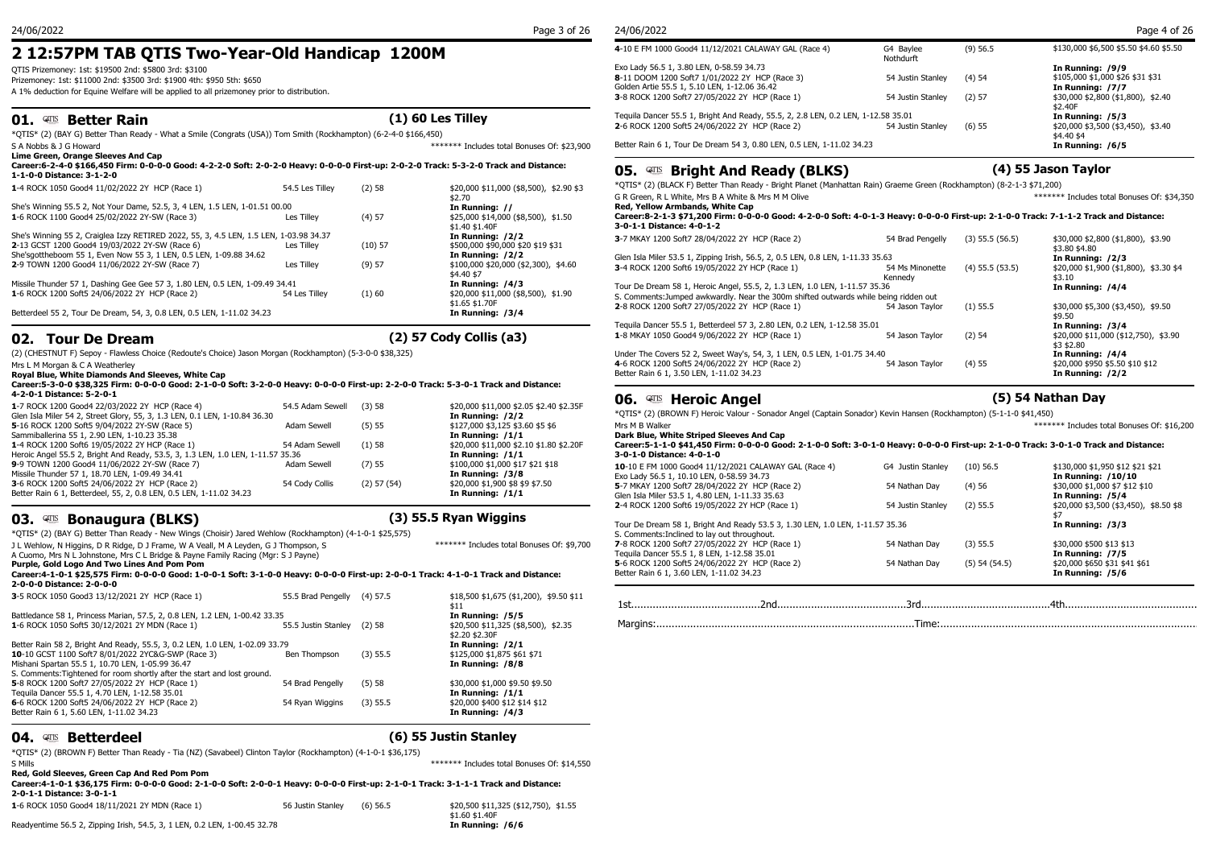# 2 12:57PM TAB QTIS Two-Year-Old Handicap 1200M

QTIS Prizemoney: 1st: $19500 2nd: $5800 3rd: $3100
Prizemoney: 1st: $11000 2nd: $3500 3rd: $1900 4th: $950 5th: $650
A 1% deduction for Equine Welfare will be applied to all prizemoney prior to distribution.

## 01. QTIS Better Rain — (1) 60 Les Tilley

*QTIS* (2) (BAY G) Better Than Ready - What a Smile (Congrats (USA)) Tom Smith (Rockhampton) (6-2-4-0 $166,450)

S A Nobbs & J G Howard — ******* Includes total Bonuses Of: $23,900

**Lime Green, Orange Sleeves And Cap**

**Career:6-2-4-0 $166,450 Firm: 0-0-0-0 Good: 4-2-2-0 Soft: 2-0-2-0 Heavy: 0-0-0-0 First-up: 2-0-2-0 Track: 5-3-2-0 Track and Distance: 1-1-0-0 Distance: 3-1-2-0**

| Race | Weight/Jockey | Barrier/Weight | Prize/Odds |
|---|---|---|---|
| **1**-4 ROCK 1050 Good4 11/02/2022 2Y HCP (Race 1) | 54.5 Les Tilley | (2) 58 | $20,000 $11,000 ($8,500), $2.90 $3 $2.70 |
| She's Winning 55.5 2, Not Your Dame, 52.5, 3, 4 LEN, 1.5 LEN, 1-01.51 00.00 | | | **In Running: //** |
| **1**-6 ROCK 1100 Good4 25/02/2022 2YSW (Race 3) | Les Tilley | (4) 57 | $25,000 $14,000 ($8,500), $1.50 $1.40 $1.40F |
| She's Winning 55 2, Craiglea Izzy RETIRED 2022, 55, 3, 4 LEN, 1.5 LEN, 1-03.98 34.37 | | | **In Running: /2/2** |
| **2**-13 GCST 1200 Good4 19/03/2022 2Y-SW (Race 6) | Les Tilley | (10) 57 | $500,000 $90,000 $20 $19 $31 |
| She'sgottheboom 55 1, Even Now 55 3, 1 LEN, 0.5 LEN, 1-09.88 34.62 | | | **In Running: /2/2** |
| **2**-9 TOWN 1200 Good4 11/06/2022 2Y-SW (Race 7) | Les Tilley | (9) 57 | $100,000 $20,000 ($2,300), $4.60 $4.40 $7 |
| Missile Thunder 57 1, Dashing Gee Gee 57 3, 1.80 LEN, 0.5 LEN, 1-09.49 34.41 | | | **In Running: /4/3** |
| **1**-6 ROCK 1200 Soft5 24/06/2022 2Y HCP (Race 2) | 54 Les Tilley | (1) 60 | $20,000 $11,000 ($8,500), $1.90 $1.65 $1.70F |
| Betterdeel 55 2, Tour De Dream, 54, 3, 0.8 LEN, 0.5 LEN, 1-11.02 34.23 | | | **In Running: /3/4** |

## 02. Tour De Dream — (2) 57 Cody Collis (a3)

(2) (CHESTNUT F) Sepoy - Flawless Choice (Redoute's Choice) Jason Morgan (Rockhampton) (5-3-0-0 $38,325)

Mrs L M Morgan & C A Weatherley

**Royal Blue, White Diamonds And Sleeves, White Cap**

**Career:5-3-0-0 $38,325 Firm: 0-0-0-0 Good: 2-1-0-0 Soft: 3-2-0-0 Heavy: 0-0-0-0 First-up: 2-2-0-0 Track: 5-3-0-1 Track and Distance: 4-2-0-1 Distance: 5-2-0-1**

| Race | Weight/Jockey | Barrier/Weight | Prize/Odds |
|---|---|---|---|
| **1**-7 ROCK 1200 Good4 22/03/2022 2Y HCP (Race 4) | 54.5 Adam Sewell | (3) 58 | $20,000 $11,000 $2.05 $2.40 $2.35F |
| Glen Isla Miler 54 2, Street Glory, 55, 3, 1.3 LEN, 0.1 LEN, 1-10.84 36.30 | | | **In Running: /2/2** |
| **5**-16 ROCK 1200 Soft5 9/04/2022 2Y-SW (Race 5) | Adam Sewell | (5) 55 | $127,000 $3,125 $3.60 $5 $6 |
| Sammiballerina 55 1, 2.90 LEN, 1-10.23 35.38 | | | **In Running: /1/1** |
| **1**-4 ROCK 1200 Soft6 19/05/2022 2Y HCP (Race 1) | 54 Adam Sewell | (1) 58 | $20,000 $11,000 $2.10 $1.80 $2.20F |
| Heroic Angel 55.5 2, Bright And Ready, 53.5, 3, 1.3 LEN, 1.0 LEN, 1-11.57 35.36 | | | **In Running: /1/1** |
| **9**-9 TOWN 1200 Good4 11/06/2022 2Y-SW (Race 7) | Adam Sewell | (7) 55 | $100,000 $1,000 $17 $21 $18 |
| Missile Thunder 57 1, 18.70 LEN, 1-09.49 34.41 | | | **In Running: /3/8** |
| **3**-6 ROCK 1200 Soft5 24/06/2022 2Y HCP (Race 2) | 54 Cody Collis | (2) 57 (54) | $20,000 $1,900 $8 $9 $7.50 |
| Better Rain 6 1, Betterdeel, 55, 2, 0.8 LEN, 0.5 LEN, 1-11.02 34.23 | | | **In Running: /1/1** |

## 03. QTIS Bonaugura (BLKS) — (3) 55.5 Ryan Wiggins

*QTIS* (2) (BAY G) Better Than Ready - New Wings (Choisir) Jared Wehlow (Rockhampton) (4-1-0-1 $25,575)

J L Wehlow, N Higgins, D R Ridge, D J Frame, W A Veall, M A Leyden, G J Thompson, S A Cuomo, Mrs N L Johnstone, Mrs C L Bridge & Payne Family Racing (Mgr: S J Payne) — ******* Includes total Bonuses Of: $9,700

**Purple, Gold Logo And Two Lines And Pom Pom**

**Career:4-1-0-1 $25,575 Firm: 0-0-0-0 Good: 1-0-0-1 Soft: 3-1-0-0 Heavy: 0-0-0-0 First-up: 2-0-0-1 Track: 4-1-0-1 Track and Distance: 2-0-0-0 Distance: 2-0-0-0**

| Race | Weight/Jockey | Barrier/Weight | Prize/Odds |
|---|---|---|---|
| **3**-5 ROCK 1050 Good3 13/12/2021 2Y HCP (Race 1) | 55.5 Brad Pengelly | (4) 57.5 | $18,500 $1,675 ($1,200), $9.50 $11 $11 |
| Battledance 58 1, Princess Marian, 57.5, 2, 0.8 LEN, 1.2 LEN, 1-00.42 33.35 | | | **In Running: /5/5** |
| **1**-6 ROCK 1050 Soft5 30/12/2021 2Y MDN (Race 1) | 55.5 Justin Stanley | (2) 58 | $20,500 $11,325 ($8,500), $2.35 $2.20 $2.30F |
| Better Rain 58 2, Bright And Ready, 55.5, 3, 0.2 LEN, 1.0 LEN, 1-02.09 33.79 | | | **In Running: /2/1** |
| **10**-10 GCST 1100 Soft7 8/01/2022 2YC&G-SWP (Race 3) | Ben Thompson | (3) 55.5 | $125,000 $1,875 $61 $71 |
| Mishani Spartan 55.5 1, 10.70 LEN, 1-05.99 36.47 | | | **In Running: /8/8** |
| S. Comments:Tightened for room shortly after the start and lost ground. | | | |
| **5**-8 ROCK 1200 Soft7 27/05/2022 2Y HCP (Race 1) | 54 Brad Pengelly | (5) 58 | $30,000 $1,000 $9.50 $9.50 |
| Tequila Dancer 55.5 1, 4.70 LEN, 1-12.58 35.01 | | | **In Running: /1/1** |
| **6**-6 ROCK 1200 Soft5 24/06/2022 2Y HCP (Race 2) | 54 Ryan Wiggins | (3) 55.5 | $20,000 $400 $12 $14 $12 |
| Better Rain 6 1, 5.60 LEN, 1-11.02 34.23 | | | **In Running: /4/3** |

## 04. QTIS Betterdeel — (6) 55 Justin Stanley

*QTIS* (2) (BROWN F) Better Than Ready - Tia (NZ) (Savabeel) Clinton Taylor (Rockhampton) (4-1-0-1 $36,175)

S Mills — ******* Includes total Bonuses Of: $14,550

**Red, Gold Sleeves, Green Cap And Red Pom Pom**

**Career:4-1-0-1 $36,175 Firm: 0-0-0-0 Good: 2-1-0-0 Soft: 2-0-0-1 Heavy: 0-0-0-0 First-up: 2-1-0-1 Track: 3-1-1-1 Track and Distance: 2-0-1-1 Distance: 3-0-1-1**

| Race | Weight/Jockey | Barrier/Weight | Prize/Odds |
|---|---|---|---|
| **1**-6 ROCK 1050 Good4 18/11/2021 2Y MDN (Race 1) | 56 Justin Stanley | (6) 56.5 | $20,500 $11,325 ($12,750), $1.55 $1.60 $1.40F |
| Readyentime 56.5 2, Zipping Irish, 54.5, 3, 1 LEN, 0.2 LEN, 1-00.45 32.78 | | | **In Running: /6/6** |
| **4**-10 E FM 1000 Good4 11/12/2021 CALAWAY GAL (Race 4) | G4 Baylee Nothdurft | (9) 56.5 | $130,000 $6,500 $5.50 $4.60 $5.50 |
| Exo Lady 56.5 1, 3.80 LEN, 0-58.59 34.73 | | | **In Running: /9/9** |
| **8**-11 DOOM 1200 Soft7 1/01/2022 2Y HCP (Race 3) | 54 Justin Stanley | (4) 54 | $105,000 $1,000 $26 $31 $31 |
| Golden Artie 55.5 1, 5.10 LEN, 1-12.06 36.42 | | | **In Running: /7/7** |
| **3**-8 ROCK 1200 Soft7 27/05/2022 2Y HCP (Race 1) | 54 Justin Stanley | (2) 57 | $30,000 $2,800 ($1,800), $2.40 $2.40F |
| Tequila Dancer 55.5 1, Bright And Ready, 55.5, 2, 2.8 LEN, 0.2 LEN, 1-12.58 35.01 | | | **In Running: /5/3** |
| **2**-6 ROCK 1200 Soft5 24/06/2022 2Y HCP (Race 2) | 54 Justin Stanley | (6) 55 | $20,000 $3,500 ($3,450), $3.40 $4.40 $4 |
| Better Rain 6 1, Tour De Dream 54 3, 0.80 LEN, 0.5 LEN, 1-11.02 34.23 | | | **In Running: /6/5** |

## 05. QTIS Bright And Ready (BLKS) — (4) 55 Jason Taylor

*QTIS* (2) (BLACK F) Better Than Ready - Bright Planet (Manhattan Rain) Graeme Green (Rockhampton) (8-2-1-3 $71,200)

G R Green, R L White, Mrs B A White & Mrs M M Olive — ******* Includes total Bonuses Of: $34,350

**Red, Yellow Armbands, White Cap**

**Career:8-2-1-3 $71,200 Firm: 0-0-0-0 Good: 4-2-0-0 Soft: 4-0-1-3 Heavy: 0-0-0-0 First-up: 2-1-0-0 Track: 7-1-2-2 Track and Distance: 3-0-1-1 Distance: 4-0-1-2**

| Race | Weight/Jockey | Barrier/Weight | Prize/Odds |
|---|---|---|---|
| **3**-7 MKAY 1200 Soft7 28/04/2022 2Y HCP (Race 2) | 54 Brad Pengelly | (3) 55.5 (56.5) | $30,000 $2,800 ($1,800), $3.90 $3.80 $4.80 |
| Glen Isla Miler 55.5 1, Zipping Irish, 56.5, 2, 0.5 LEN, 0.8 LEN, 1-11.33 35.63 | | | **In Running: /2/3** |
| **3**-4 ROCK 1200 Soft6 19/05/2022 2Y HCP (Race 1) | 54 Ms Minonette Kennedy | (4) 55.5 (53.5) | $20,000 $1,900 ($1,800), $3.30 $4 $3.10 |
| Tour De Dream 58 1, Heroic Angel, 55.5, 2, 1.3 LEN, 1.0 LEN, 1-11.57 35.36 | | | **In Running: /4/4** |
| S. Comments:Jumped awkwardly. Near the 300m shifted outwards while being ridden out | | | |
| **2**-8 ROCK 1200 Soft7 27/05/2022 2Y HCP (Race 1) | 54 Jason Taylor | (1) 55.5 | $30,000 $5,300 ($3,450), $9.50 $9.50 |
| Tequila Dancer 55.5 1, Betterdeel 57 3, 2.80 LEN, 0.2 LEN, 1-12.58 35.01 | | | **In Running: /3/4** |
| **1**-8 MKAY 1050 Good4 9/06/2022 2Y HCP (Race 1) | 54 Jason Taylor | (2) 54 | $20,000 $11,000 ($12,750), $3.90 $3 $2.80 |
| Under The Covers 52 2, Sweet Way's, 54, 3, 1 LEN, 0.5 LEN, 1-01.75 34.40 | | | **In Running: /4/4** |
| **4**-6 ROCK 1200 Soft5 24/06/2022 2Y HCP (Race 2) | 54 Jason Taylor | (4) 55 | $20,000 $950 $5.50 $10 $12 |
| Better Rain 6 1, 3.50 LEN, 1-11.02 34.23 | | | **In Running: /2/2** |

## 06. QTIS Heroic Angel — (5) 54 Nathan Day

*QTIS* (2) (BROWN F) Heroic Valour - Sonador Angel (Captain Sonador) Kevin Hansen (Rockhampton) (5-1-1-0 $41,450)

Mrs M B Walker — ******* Includes total Bonuses Of: $16,200

**Dark Blue, White Striped Sleeves And Cap**

**Career:5-1-1-0 $41,450 Firm: 0-0-0-0 Good: 2-1-0-0 Soft: 3-0-1-0 Heavy: 0-0-0-0 First-up: 2-1-0-0 Track: 3-0-1-0 Track and Distance: 3-0-1-0 Distance: 4-0-1-0**

| Race | Weight/Jockey | Barrier/Weight | Prize/Odds |
|---|---|---|---|
| **10**-10 E FM 1000 Good4 11/12/2021 CALAWAY GAL (Race 4) | G4 Justin Stanley | (10) 56.5 | $130,000 $1,950 $12 $21 $21 |
| Exo Lady 56.5 1, 10.10 LEN, 0-58.59 34.73 | | | **In Running: /10/10** |
| **5**-7 MKAY 1200 Soft7 28/04/2022 2Y HCP (Race 2) | 54 Nathan Day | (4) 56 | $30,000 $1,000 $7 $12 $10 |
| Glen Isla Miler 53.5 1, 4.80 LEN, 1-11.33 35.63 | | | **In Running: /5/4** |
| **2**-4 ROCK 1200 Soft6 19/05/2022 2Y HCP (Race 1) | 54 Justin Stanley | (2) 55.5 | $20,000 $3,500 ($3,450), $8.50 $8 $7 |
| Tour De Dream 58 1, Bright And Ready 53.5 3, 1.30 LEN, 1.0 LEN, 1-11.57 35.36 | | | **In Running: /3/3** |
| S. Comments:Inclined to lay out throughout. | | | |
| **7**-8 ROCK 1200 Soft7 27/05/2022 2Y HCP (Race 1) | 54 Nathan Day | (3) 55.5 | $30,000 $500 $13 $13 |
| Tequila Dancer 55.5 1, 8 LEN, 1-12.58 35.01 | | | **In Running: /7/5** |
| **5**-6 ROCK 1200 Soft5 24/06/2022 2Y HCP (Race 2) | 54 Nathan Day | (5) 54 (54.5) | $20,000 $650 $31 $41 $61 |
| Better Rain 6 1, 3.60 LEN, 1-11.02 34.23 | | | **In Running: /5/6** |

1st..........................................2nd..........................................3rd..........................................4th..........................................

Margins:....................................................................................Time:....................................................................................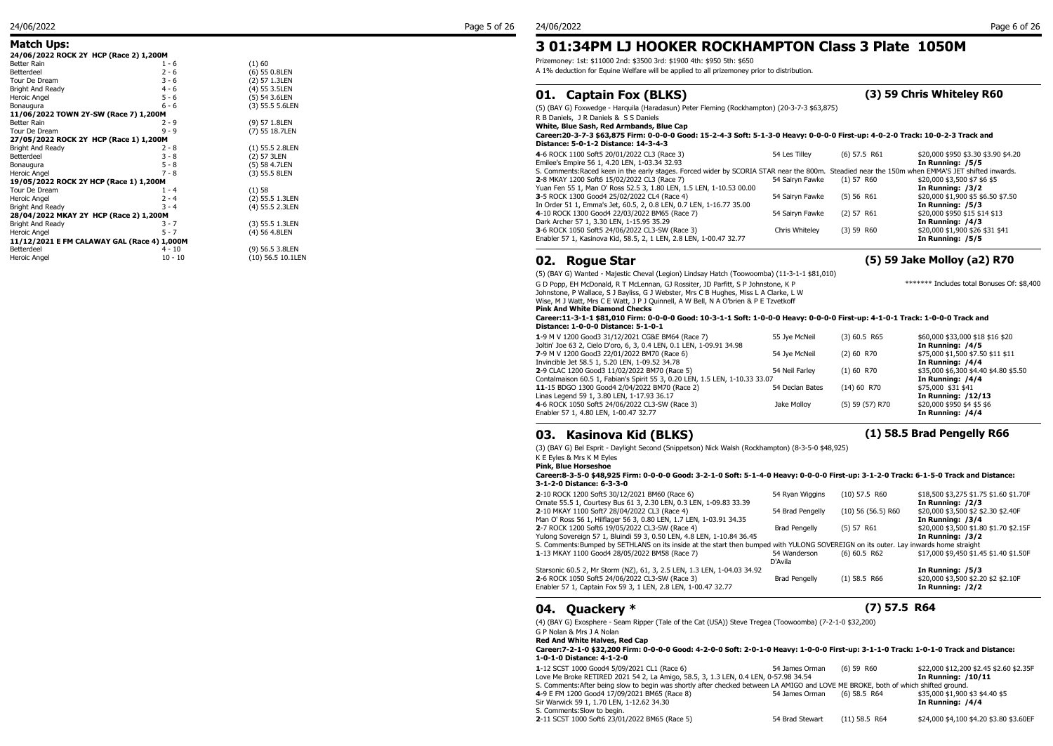## Match Ups:

| 24/06/2022 ROCK 2Y HCP (Race 2) 1,200M | | |
|---|---|---|
| Better Rain | 1 - 6 | (1) 60 |
| Betterdeel | 2 - 6 | (6) 55 0.8LEN |
| Tour De Dream | 3 - 6 | (2) 57 1.3LEN |
| Bright And Ready | 4 - 6 | (4) 55 3.5LEN |
| Heroic Angel | 5 - 6 | (5) 54 3.6LEN |
| Bonaugura | 6 - 6 | (3) 55.5 5.6LEN |
| **11/06/2022 TOWN 2Y-SW (Race 7) 1,200M** | | |
| Better Rain | 2 - 9 | (9) 57 1.8LEN |
| Tour De Dream | 9 - 9 | (7) 55 18.7LEN |
| **27/05/2022 ROCK 2Y HCP (Race 1) 1,200M** | | |
| Bright And Ready | 2 - 8 | (1) 55.5 2.8LEN |
| Betterdeel | 3 - 8 | (2) 57 3LEN |
| Bonaugura | 5 - 8 | (5) 58 4.7LEN |
| Heroic Angel | 7 - 8 | (3) 55.5 8LEN |
| **19/05/2022 ROCK 2Y HCP (Race 1) 1,200M** | | |
| Tour De Dream | 1 - 4 | (1) 58 |
| Heroic Angel | 2 - 4 | (2) 55.5 1.3LEN |
| Bright And Ready | 3 - 4 | (4) 55.5 2.3LEN |
| **28/04/2022 MKAY 2Y HCP (Race 2) 1,200M** | | |
| Bright And Ready | 3 - 7 | (3) 55.5 1.3LEN |
| Heroic Angel | 5 - 7 | (4) 56 4.8LEN |
| **11/12/2021 E FM CALAWAY GAL (Race 4) 1,000M** | | |
| Betterdeel | 4 - 10 | (9) 56.5 3.8LEN |
| Heroic Angel | 10 - 10 | (10) 56.5 10.1LEN |

# 3 01:34PM LJ HOOKER ROCKHAMPTON Class 3 Plate 1050M

Prizemoney: 1st: $11000 2nd: $3500 3rd: $1900 4th: $950 5th: $650

A 1% deduction for Equine Welfare will be applied to all prizemoney prior to distribution.

## 01. Captain Fox (BLKS) — (3) 59 Chris Whiteley R60

(5) (BAY G) Foxwedge - Harquila (Haradasun) Peter Fleming (Rockhampton) (20-3-7-3 $63,875)

R B Daniels, J R Daniels & S S Daniels

**White, Blue Sash, Red Armbands, Blue Cap**

**Career:20-3-7-3 $63,875 Firm: 0-0-0-0 Good: 15-2-4-3 Soft: 5-1-3-0 Heavy: 0-0-0-0 First-up: 4-0-2-0 Track: 10-0-2-3 Track and Distance: 5-0-1-2 Distance: 14-3-4-3**

| Race | Jockey | Barrier/Weight | Prize / Odds |
|---|---|---|---|
| **4**-6 ROCK 1100 Soft5 20/01/2022 CL3 (Race 3) | 54 Les Tilley | (6) 57.5 R61 | $20,000 $950 $3.30 $3.90 $4.20 |
| Emilee's Empire 56 1, 4.20 LEN, 1-03.34 32.93 | | | **In Running: /5/5** |
| S. Comments:Raced keen in the early stages. Forced wider by SCORIA STAR near the 800m. Steadied near the 150m when EMMA'S JET shifted inwards. | | | |
| **2**-8 MKAY 1200 Soft6 15/02/2022 CL3 (Race 7) | 54 Sairyn Fawke | (1) 57 R60 | $20,000 $3,500 $7 $6 $5 |
| Yuan Fen 55 1, Man O' Ross 52.5 3, 1.80 LEN, 1.5 LEN, 1-10.53 00.00 | | | **In Running: /3/2** |
| **3**-5 ROCK 1300 Good4 25/02/2022 CL4 (Race 4) | 54 Sairyn Fawke | (5) 56 R61 | $20,000 $1,900 $5 $6.50 $7.50 |
| In Order 51 1, Emma's Jet, 60.5, 2, 0.8 LEN, 0.7 LEN, 1-16.77 35.00 | | | **In Running: /5/3** |
| **4**-10 ROCK 1300 Good4 22/03/2022 BM65 (Race 7) | 54 Sairyn Fawke | (2) 57 R61 | $20,000 $950 $15 $14 $13 |
| Dark Archer 57 1, 3.30 LEN, 1-15.95 35.29 | | | **In Running: /4/3** |
| **3**-6 ROCK 1050 Soft5 24/06/2022 CL3-SW (Race 3) | Chris Whiteley | (3) 59 R60 | $20,000 $1,900 $26 $31 $41 |
| Enabler 57 1, Kasinova Kid, 58.5, 2, 1 LEN, 2.8 LEN, 1-00.47 32.77 | | | **In Running: /5/5** |

## 02. Rogue Star — (5) 59 Jake Molloy (a2) R70

(5) (BAY G) Wanted - Majestic Cheval (Legion) Lindsay Hatch (Toowoomba) (11-3-1-1 $81,010)

G D Popp, EH McDonald, R T McLennan, GJ Rossiter, JD Parfitt, S P Johnstone, K P Johnstone, P Wallace, S J Bayliss, G J Webster, Mrs C B Hughes, Miss L A Clarke, L W Wise, M J Watt, Mrs C E Watt, J P J Quinnell, A W Bell, N A O'brien & P E Tzvetkoff

******* Includes total Bonuses Of: $8,400

**Pink And White Diamond Checks**

**Career:11-3-1-1 $81,010 Firm: 0-0-0-0 Good: 10-3-1-1 Soft: 1-0-0-0 Heavy: 0-0-0-0 First-up: 4-1-0-1 Track: 1-0-0-0 Track and Distance: 1-0-0-0 Distance: 5-1-0-1**

| Race | Jockey | Barrier/Weight | Prize / Odds |
|---|---|---|---|
| **1**-9 M V 1200 Good3 31/12/2021 CG&E BM64 (Race 7) | 55 Jye McNeil | (3) 60.5 R65 | $60,000 $33,000 $18 $16 $20 |
| Joltin' Joe 63 2, Cielo D'oro, 6, 3, 0.4 LEN, 0.1 LEN, 1-09.91 34.98 | | | **In Running: /4/5** |
| **7**-9 M V 1200 Good3 22/01/2022 BM70 (Race 6) | 54 Jye McNeil | (2) 60 R70 | $75,000 $1,500 $7.50 $11 $11 |
| Invincible Jet 58.5 1, 5.20 LEN, 1-09.52 34.78 | | | **In Running: /4/4** |
| **2**-9 CLAC 1200 Good3 11/02/2022 BM70 (Race 5) | 54 Neil Farley | (1) 60 R70 | $35,000 $6,300 $4.40 $4.80 $5.50 |
| Contalmaison 60.5 1, Fabian's Spirit 55 3, 0.20 LEN, 1.5 LEN, 1-10.33 33.07 | | | **In Running: /4/4** |
| **11**-15 BDGO 1300 Good4 2/04/2022 BM70 (Race 2) | 54 Declan Bates | (14) 60 R70 | $75,000 $31 $41 |
| Linas Legend 59 1, 3.80 LEN, 1-17.93 36.17 | | | **In Running: /12/13** |
| **4**-6 ROCK 1050 Soft5 24/06/2022 CL3-SW (Race 3) | Jake Molloy | (5) 59 (57) R70 | $20,000 $950 $4 $5 $6 |
| Enabler 57 1, 4.80 LEN, 1-00.47 32.77 | | | **In Running: /4/4** |

## 03. Kasinova Kid (BLKS) — (1) 58.5 Brad Pengelly R66

(3) (BAY G) Bel Esprit - Daylight Second (Snippetson) Nick Walsh (Rockhampton) (8-3-5-0 $48,925)

K E Eyles & Mrs K M Eyles

**Pink, Blue Horseshoe**

**Career:8-3-5-0 $48,925 Firm: 0-0-0-0 Good: 3-2-1-0 Soft: 5-1-4-0 Heavy: 0-0-0-0 First-up: 3-1-2-0 Track: 6-1-5-0 Track and Distance: 3-1-2-0 Distance: 6-3-3-0**

| Race | Jockey | Barrier/Weight | Prize / Odds |
|---|---|---|---|
| **2**-10 ROCK 1200 Soft5 30/12/2021 BM60 (Race 6) | 54 Ryan Wiggins | (10) 57.5 R60 | $18,500 $3,275 $1.75 $1.60 $1.70F |
| Ornate 55.5 1, Courtesy Bus 61 3, 2.30 LEN, 0.3 LEN, 1-09.83 33.39 | | | **In Running: /2/3** |
| **2**-10 MKAY 1100 Soft7 28/04/2022 CL3 (Race 4) | 54 Brad Pengelly | (10) 56 (56.5) R60 | $20,000 $3,500 $2 $2.30 $2.40F |
| Man O' Ross 56 1, Hilflager 56 3, 0.80 LEN, 1.7 LEN, 1-03.91 34.35 | | | **In Running: /3/4** |
| **2**-7 ROCK 1200 Soft6 19/05/2022 CL3-SW (Race 4) | Brad Pengelly | (5) 57 R61 | $20,000 $3,500 $1.80 $1.70 $2.15F |
| Yulong Sovereign 57 1, Bluindi 59 3, 0.50 LEN, 4.8 LEN, 1-10.84 36.45 | | | **In Running: /3/2** |
| S. Comments:Bumped by SETHLANS on its inside at the start then bumped with YULONG SOVEREIGN on its outer. Lay inwards home straight | | | |
| **1**-13 MKAY 1100 Good4 28/05/2022 BM58 (Race 7) | 54 Wanderson D'Avila | (6) 60.5 R62 | $17,000 $9,450 $1.45 $1.40 $1.50F |
| Starsonic 60.5 2, Mr Storm (NZ), 61, 3, 2.5 LEN, 1.3 LEN, 1-04.03 34.92 | | | **In Running: /5/3** |
| **2**-6 ROCK 1050 Soft5 24/06/2022 CL3-SW (Race 3) | Brad Pengelly | (1) 58.5 R66 | $20,000 $3,500 $2.20 $2 $2.10F |
| Enabler 57 1, Captain Fox 59 3, 1 LEN, 2.8 LEN, 1-00.47 32.77 | | | **In Running: /2/2** |

## 04. Quackery * — (7) 57.5 R64

(4) (BAY G) Exosphere - Seam Ripper (Tale of the Cat (USA)) Steve Tregea (Toowoomba) (7-2-1-0 $32,200)

G P Nolan & Mrs J A Nolan

**Red And White Halves, Red Cap**

**Career:7-2-1-0 $32,200 Firm: 0-0-0-0 Good: 4-2-0-0 Soft: 2-0-1-0 Heavy: 1-0-0-0 First-up: 3-1-1-0 Track: 1-0-1-0 Track and Distance: 1-0-1-0 Distance: 4-1-2-0**

| Race | Jockey | Barrier/Weight | Prize / Odds |
|---|---|---|---|
| **1**-12 SCST 1000 Good4 5/09/2021 CL1 (Race 6) | 54 James Orman | (6) 59 R60 | $22,000 $12,200 $2.45 $2.60 $2.35F |
| Love Me Broke RETIRED 2021 54 2, La Amigo, 58.5, 3, 1.3 LEN, 0.4 LEN, 0-57.98 34.54 | | | **In Running: /10/11** |
| S. Comments:After being slow to begin was shortly after checked between LA AMIGO and LOVE ME BROKE, both of which shifted ground. | | | |
| **4**-9 E FM 1200 Good4 17/09/2021 BM65 (Race 8) | 54 James Orman | (6) 58.5 R64 | $35,000 $1,900 $3 $4.40 $5 |
| Sir Warwick 59 1, 1.70 LEN, 1-12.62 34.30 | | | **In Running: /4/4** |
| S. Comments:Slow to begin. | | | |
| **2**-11 SCST 1000 Soft6 23/01/2022 BM65 (Race 5) | 54 Brad Stewart | (11) 58.5 R64 | $24,000 $4,100 $4.20 $3.80 $3.60EF |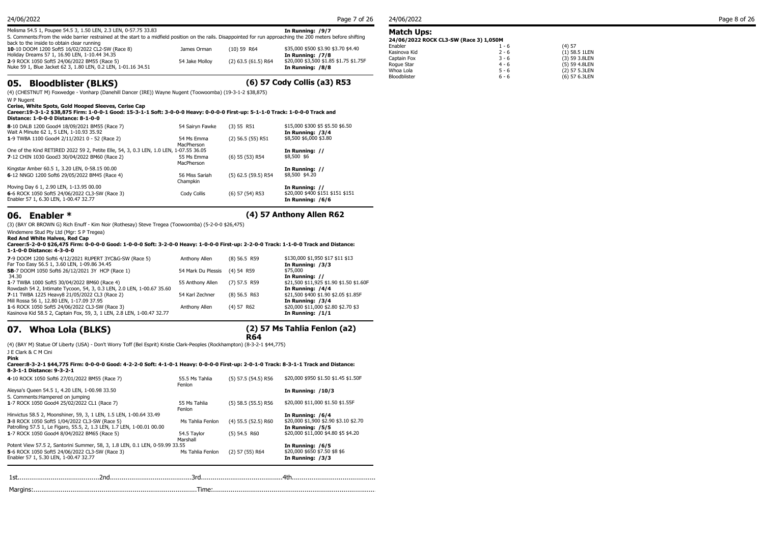Melisma 54.5 1, Poupee 54.5 3, 1.50 LEN, 2.3 LEN, 0-57.75 33.83 — **In Running: /9/7**

S. Comments:From the wide barrier restrained at the start to a midfield position on the rails. Disappointed for run approaching the 200 meters before shifting back to the inside to obtain clear running

| Race | Jockey | Barrier/Weight/Rating | Prize/Odds |
|---|---|---|---|
| **10**-10 DOOM 1200 Soft5 16/02/2022 CL2-SW (Race 8) | James Orman | (10) 59 R64 | $35,000 $500 $3.90 $3.70 $4.40 |
| Holiday Dreams 57 1, 16.90 LEN, 1-10.44 34.35 | | | **In Running: /7/8** |
| **2**-9 ROCK 1050 Soft5 24/06/2022 BM55 (Race 5) | 54 Jake Molloy | (2) 63.5 (61.5) R64 | $20,000 $3,500 $1.85 $1.75 $1.75F |
| Nuke 59 1, Blue Jacket 62 3, 1.80 LEN, 0.2 LEN, 1-01.16 34.51 | | | **In Running: /8/8** |

## 05. Bloodblister (BLKS)

**(6) 57 Cody Collis (a3) R53**

(4) (CHESTNUT M) Foxwedge - Vonharp (Danehill Dancer (IRE)) Wayne Nugent (Toowoomba) (19-3-1-2 $38,875)

W P Nugent

**Cerise, White Spots, Gold Hooped Sleeves, Cerise Cap**

**Career:19-3-1-2 $38,875 Firm: 1-0-0-1 Good: 15-3-1-1 Soft: 3-0-0-0 Heavy: 0-0-0-0 First-up: 5-1-1-0 Track: 1-0-0-0 Track and Distance: 1-0-0-0 Distance: 8-1-0-0**

| Race | Jockey | Barrier/Weight/Rating | Prize/Odds |
|---|---|---|---|
| **8**-10 DALB 1200 Good4 18/09/2021 BM55 (Race 7) | 54 Sairyn Fawke | (3) 55 R51 | $15,000 $300 $5 $5.50 $6.50 |
| Wait A Minute 62 1, 5 LEN, 1-10.93 35.92 | | | **In Running: /3/4** |
| **1**-9 TWBA 1100 Good4 2/11/2021 0 - 52 (Race 2) | 54 Ms Emma MacPherson | (2) 56.5 (55) R51 | $8,500 $6,000 $3.80 |
| One of the Kind RETIRED 2022 59 2, Petite Elle, 54, 3, 0.3 LEN, 1.0 LEN, 1-07.55 36.05 | | | **In Running: //** |
| **7**-12 CHIN 1030 Good3 30/04/2022 BM60 (Race 2) | 55 Ms Emma MacPherson | (6) 55 (53) R54 | $8,500 $6 |
| Kingstar Amber 60.5 1, 3.20 LEN, 0-58.15 00.00 | | | **In Running: //** |
| **6**-12 NNGO 1200 Soft6 29/05/2022 BM45 (Race 4) | 56 Miss Sariah Champkin | (5) 62.5 (59.5) R54 | $8,500 $4.20 |
| Moving Day 6 1, 2.90 LEN, 1-13.95 00.00 | | | **In Running: //** |
| **6**-6 ROCK 1050 Soft5 24/06/2022 CL3-SW (Race 3) | Cody Collis | (6) 57 (54) R53 | $20,000 $400 $151 $151 $151 |
| Enabler 57 1, 6.30 LEN, 1-00.47 32.77 | | | **In Running: /6/6** |

## 06. Enabler *

**(4) 57 Anthony Allen R62**

(3) (BAY OR BROWN G) Rich Enuff - Kim Noir (Rothesay) Steve Tregea (Toowoomba) (5-2-0-0 $26,475)

Windemere Stud Pty Ltd (Mgr: S P Tregea)

**Red And White Halves, Red Cap**

**Career:5-2-0-0 $26,475 Firm: 0-0-0-0 Good: 1-0-0-0 Soft: 3-2-0-0 Heavy: 1-0-0-0 First-up: 2-2-0-0 Track: 1-1-0-0 Track and Distance: 1-1-0-0 Distance: 4-3-0-0**

| Race | Jockey | Barrier/Weight/Rating | Prize/Odds |
|---|---|---|---|
| **7**-9 DOOM 1200 Soft6 4/12/2021 RUPERT 3YC&G-SW (Race 5) | Anthony Allen | (8) 56.5 R59 | $130,000 $1,950 $17 $11 $13 |
| Far Too Easy 56.5 1, 3.60 LEN, 1-09.86 34.45 | | | **In Running: /3/3** |
| **SB**-7 DOOM 1050 Soft6 26/12/2021 3Y HCP (Race 1) | 54 Mark Du Plessis | (4) 54 R59 | $75,000 |
| 34.30 | | | **In Running: //** |
| **1**-7 TWBA 1000 Soft5 30/04/2022 BM60 (Race 4) | 55 Anthony Allen | (7) 57.5 R59 | $21,500 $11,925 $1.90 $1.50 $1.60F |
| Rowdash 54 2, Intimate Tycoon, 54, 3, 0.3 LEN, 2.0 LEN, 1-00.67 35.60 | | | **In Running: /4/4** |
| **7**-11 TWBA 1225 Heavy8 21/05/2022 CL3 (Race 2) | 54 Karl Zechner | (8) 56.5 R63 | $21,500 $400 $1.90 $2.05 $1.85F |
| Mill Rossa 56 1, 12.80 LEN, 1-17.09 37.95 | | | **In Running: /3/4** |
| **1**-6 ROCK 1050 Soft5 24/06/2022 CL3-SW (Race 3) | Anthony Allen | (4) 57 R62 | $20,000 $11,000 $2.80 $2.70 $3 |
| Kasinova Kid 58.5 2, Captain Fox, 59, 3, 1 LEN, 2.8 LEN, 1-00.47 32.77 | | | **In Running: /1/1** |

## 07. Whoa Lola (BLKS)

**(2) 57 Ms Tahlia Fenlon (a2) R64**

(4) (BAY M) Statue Of Liberty (USA) - Don't Worry Toff (Bel Esprit) Kristie Clark-Peoples (Rockhampton) (8-3-2-1 $44,775)

J E Clark & C M Cini

**Pink**

**Career:8-3-2-1 $44,775 Firm: 0-0-0-0 Good: 4-2-2-0 Soft: 4-1-0-1 Heavy: 0-0-0-0 First-up: 2-0-1-0 Track: 8-3-1-1 Track and Distance: 8-3-1-1 Distance: 9-3-2-1**

| Race | Jockey | Barrier/Weight/Rating | Prize/Odds |
|---|---|---|---|
| **4**-10 ROCK 1050 Soft6 27/01/2022 BM55 (Race 7) | 55.5 Ms Tahlia Fenlon | (5) 57.5 (54.5) R56 | $20,000 $950 $1.50 $1.45 $1.50F |
| Aleysa's Queen 54.5 1, 4.20 LEN, 1-00.98 33.50 | | | **In Running: /10/3** |
| S. Comments:Hampered on jumping | | | |
| **1**-7 ROCK 1050 Good4 25/02/2022 CL1 (Race 7) | 55 Ms Tahlia Fenlon | (5) 58.5 (55.5) R56 | $20,000 $11,000 $1.50 $1.55F |
| Hinvictus 58.5 2, Moonshiner, 59, 3, 1 LEN, 1.5 LEN, 1-00.64 33.49 | | | **In Running: /6/4** |
| **3**-8 ROCK 1050 Soft5 1/04/2022 CL3-SW (Race 5) | Ms Tahlia Fenlon | (4) 55.5 (52.5) R60 | $20,000 $1,900 $2.90 $3.10 $2.70 |
| Patrolling 57.5 1, Le Figaro, 55.5, 2, 1.3 LEN, 1.7 LEN, 1-00.01 00.00 | | | **In Running: /5/5** |
| **1**-7 ROCK 1050 Good4 8/04/2022 BM65 (Race 5) | 54.5 Taylor Marshall | (5) 54.5 R60 | $20,000 $11,000 $4.80 $5 $4.20 |
| Potent View 57.5 2, Santorini Summer, 58, 3, 1.8 LEN, 0.1 LEN, 0-59.99 33.55 | | | **In Running: /6/5** |
| **5**-6 ROCK 1050 Soft5 24/06/2022 CL3-SW (Race 3) | Ms Tahlia Fenlon | (2) 57 (55) R64 | $20,000 $650 $7.50 $8 $6 |
| Enabler 57 1, 5.30 LEN, 1-00.47 32.77 | | | **In Running: /3/3** |

1st.......................................2nd.......................................3rd.......................................4th.......................................

Margins:...............................................................................Time:...............................................................................

## Match Ups:

**24/06/2022 ROCK CL3-SW (Race 3) 1,050M**

| Horse | Place | Barrier/Weight/Margin |
|---|---|---|
| Enabler | 1 - 6 | (4) 57 |
| Kasinova Kid | 2 - 6 | (1) 58.5 1LEN |
| Captain Fox | 3 - 6 | (3) 59 3.8LEN |
| Rogue Star | 4 - 6 | (5) 59 4.8LEN |
| Whoa Lola | 5 - 6 | (2) 57 5.3LEN |
| Bloodblister | 6 - 6 | (6) 57 6.3LEN |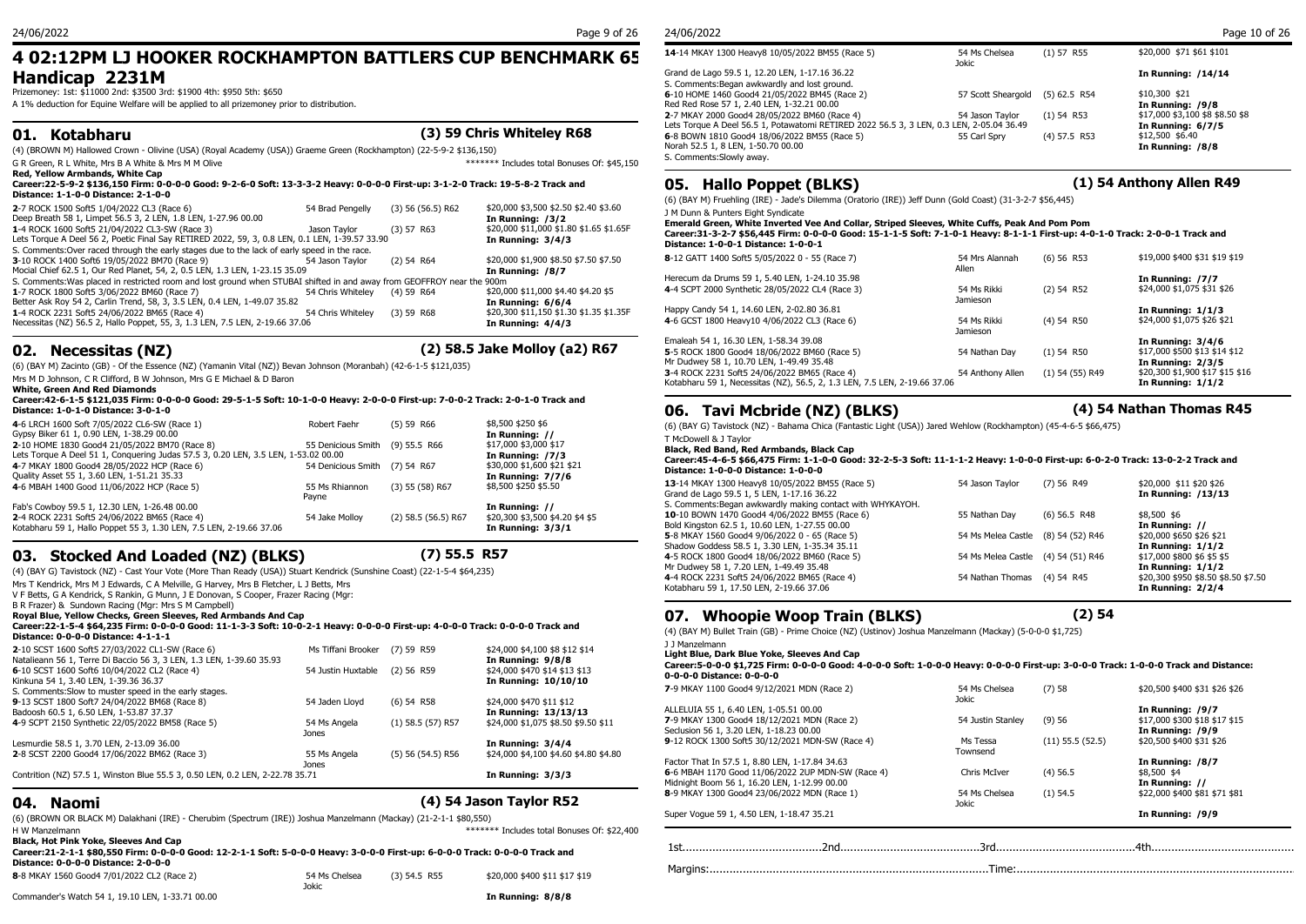# 4 02:12PM LJ HOOKER ROCKHAMPTON BATTLERS CUP BENCHMARK 65 Handicap 2231M

Prizemoney: 1st: $11000 2nd: $3500 3rd: $1900 4th: $950 5th: $650

A 1% deduction for Equine Welfare will be applied to all prizemoney prior to distribution.

## 01. Kotabharu — (3) 59 Chris Whiteley R68

(4) (BROWN M) Hallowed Crown - Olivine (USA) (Royal Academy (USA)) Graeme Green (Rockhampton) (22-5-9-2 $136,150)

G R Green, R L White, Mrs B A White & Mrs M M Olive ******* Includes total Bonuses Of: $45,150

**Red, Yellow Armbands, White Cap**

**Career:22-5-9-2 $136,150 Firm: 0-0-0-0 Good: 9-2-6-0 Soft: 13-3-3-2 Heavy: 0-0-0-0 First-up: 3-1-2-0 Track: 19-5-8-2 Track and Distance: 1-1-0-0 Distance: 2-1-0-0**

| Race | Jockey | Barrier/Weight | Prize/Odds |
|---|---|---|---|
| **2**-7 ROCK 1500 Soft5 1/04/2022 CL3 (Race 6) | 54 Brad Pengelly | (3) 56 (56.5) R62 | $20,000 $3,500 $2.50 $2.40 $3.60 |
| Deep Breath 58 1, Limpet 56.5 3, 2 LEN, 1.8 LEN, 1-27.96 00.00 | | | **In Running: /3/2** |
| **1**-4 ROCK 1600 Soft5 21/04/2022 CL3-SW (Race 3) | Jason Taylor | (3) 57 R63 | $20,000 $11,000 $1.80 $1.65 $1.65F |
| Lets Torque A Deel 56 2, Poetic Final Say RETIRED 2022, 59, 3, 0.8 LEN, 0.1 LEN, 1-39.57 33.90 | | | **In Running: 3/4/3** |
| S. Comments:Over raced through the early stages due to the lack of early speed in the race. | | | |
| **3**-10 ROCK 1400 Soft6 19/05/2022 BM70 (Race 9) | 54 Jason Taylor | (2) 54 R64 | $20,000 $1,900 $8.50 $7.50 $7.50 |
| Mocial Chief 62.5 1, Our Red Planet, 54, 2, 0.5 LEN, 1.3 LEN, 1-23.15 35.09 | | | **In Running: /8/7** |
| S. Comments:Was placed in restricted room and lost ground when STUBAI shifted in and away from GEOFFROY near the 900m | | | |
| **1**-7 ROCK 1800 Soft5 3/06/2022 BM60 (Race 7) | 54 Chris Whiteley | (4) 59 R64 | $20,000 $11,000 $4.40 $4.20 $5 |
| Better Ask Roy 54 2, Carlin Trend, 58, 3, 3.5 LEN, 0.4 LEN, 1-49.07 35.82 | | | **In Running: 6/6/4** |
| **1**-4 ROCK 2231 Soft5 24/06/2022 BM65 (Race 4) | 54 Chris Whiteley | (3) 59 R68 | $20,300 $11,150 $1.30 $1.35 $1.35F |
| Necessitas (NZ) 56.5 2, Hallo Poppet, 55, 3, 1.3 LEN, 7.5 LEN, 2-19.66 37.06 | | | **In Running: 4/4/3** |

## 02. Necessitas (NZ) — (2) 58.5 Jake Molloy (a2) R67

(6) (BAY M) Zacinto (GB) - Of the Essence (NZ) (Yamanin Vital (NZ)) Bevan Johnson (Moranbah) (42-6-1-5 $121,035)

Mrs M D Johnson, C R Clifford, B W Johnson, Mrs G E Michael & D Baron

**White, Green And Red Diamonds**

**Career:42-6-1-5 $121,035 Firm: 0-0-0-0 Good: 29-5-1-5 Soft: 10-1-0-0 Heavy: 2-0-0-0 First-up: 7-0-0-2 Track: 2-0-1-0 Track and Distance: 1-0-1-0 Distance: 3-0-1-0**

| Race | Jockey | Barrier/Weight | Prize/Odds |
|---|---|---|---|
| **4**-6 LRCH 1600 Soft 7/05/2022 CL6-SW (Race 1) | Robert Faehr | (5) 59 R66 | $8,500 $250 $6 |
| Gypsy Biker 61 1, 0.90 LEN, 1-38.29 00.00 | | | **In Running: //** |
| **2**-10 HOME 1830 Good4 21/05/2022 BM70 (Race 8) | 55 Denicious Smith | (9) 55.5 R66 | $17,000 $3,000 $17 |
| Lets Torque A Deel 51 1, Conquering Judas 57.5 3, 0.20 LEN, 3.5 LEN, 1-53.02 00.00 | | | **In Running: /7/3** |
| **4**-7 MKAY 1800 Good4 28/05/2022 HCP (Race 6) | 54 Denicious Smith | (7) 54 R67 | $30,000 $1,600 $21 $21 |
| Quality Asset 55 1, 3.60 LEN, 1-51.21 35.33 | | | **In Running: 7/7/6** |
| **4**-6 MBAH 1400 Good 11/06/2022 HCP (Race 5) | 55 Ms Rhiannon Payne | (3) 55 (58) R67 | $8,500 $250 $5.50 |
| Fab's Cowboy 59.5 1, 12.30 LEN, 1-26.48 00.00 | | | **In Running: //** |
| **2**-4 ROCK 2231 Soft5 24/06/2022 BM65 (Race 4) | 54 Jake Molloy | (2) 58.5 (56.5) R67 | $20,300 $3,500 $4.20 $4 $5 |
| Kotabharu 59 1, Hallo Poppet 55 3, 1.30 LEN, 7.5 LEN, 2-19.66 37.06 | | | **In Running: 3/3/1** |

## 03. Stocked And Loaded (NZ) (BLKS) — (7) 55.5 R57

(4) (BAY G) Tavistock (NZ) - Cast Your Vote (More Than Ready (USA)) Stuart Kendrick (Sunshine Coast) (22-1-5-4 $64,235)

Mrs T Kendrick, Mrs M J Edwards, C A Melville, G Harvey, Mrs B Fletcher, L J Betts, Mrs V F Betts, G A Kendrick, S Rankin, G Munn, J E Donovan, S Cooper, Frazer Racing (Mgr: B R Frazer) & Sundown Racing (Mgr: Mrs S M Campbell)

**Royal Blue, Yellow Checks, Green Sleeves, Red Armbands And Cap**

**Career:22-1-5-4 $64,235 Firm: 0-0-0-0 Good: 11-1-3-3 Soft: 10-0-2-1 Heavy: 0-0-0-0 First-up: 4-0-0-0 Track: 0-0-0-0 Track and Distance: 0-0-0-0 Distance: 4-1-1-1**

| Race | Jockey | Barrier/Weight | Prize/Odds |
|---|---|---|---|
| **2**-10 SCST 1600 Soft5 27/03/2022 CL1-SW (Race 6) | Ms Tiffani Brooker | (7) 59 R59 | $24,000 $4,100 $8 $12 $14 |
| Natalieann 56 1, Terre Di Baccio 56 3, 3 LEN, 1.3 LEN, 1-39.60 35.93 | | | **In Running: 9/8/8** |
| **6**-10 SCST 1600 Soft6 10/04/2022 CL2 (Race 4) | 54 Justin Huxtable | (2) 56 R59 | $24,000 $470 $14 $13 $13 |
| Kinkuna 54 1, 3.40 LEN, 1-39.36 36.37 | | | **In Running: 10/10/10** |
| S. Comments:Slow to muster speed in the early stages. | | | |
| **9**-13 SCST 1800 Soft7 24/04/2022 BM68 (Race 8) | 54 Jaden Lloyd | (6) 54 R58 | $24,000 $470 $11 $12 |
| Badoosh 60.5 1, 6.50 LEN, 1-53.87 37.37 | | | **In Running: 13/13/13** |
| **4**-9 SCPT 2150 Synthetic 22/05/2022 BM58 (Race 5) | 54 Ms Angela Jones | (1) 58.5 (57) R57 | $24,000 $1,075 $8.50 $9.50 $11 |
| Lesmurdie 58.5 1, 3.70 LEN, 2-13.09 36.00 | | | **In Running: 3/4/4** |
| **2**-8 SCST 2200 Good4 17/06/2022 BM62 (Race 3) | 55 Ms Angela Jones | (5) 56 (54.5) R56 | $24,000 $4,100 $4.60 $4.80 $4.80 |
| Contrition (NZ) 57.5 1, Winston Blue 55.5 3, 0.50 LEN, 0.2 LEN, 2-22.78 35.71 | | | **In Running: 3/3/3** |

## 04. Naomi — (4) 54 Jason Taylor R52

(6) (BROWN OR BLACK M) Dalakhani (IRE) - Cherubim (Spectrum (IRE)) Joshua Manzelmann (Mackay) (21-2-1-1 $80,550)

H W Manzelmann ******* Includes total Bonuses Of: $22,400

**Black, Hot Pink Yoke, Sleeves And Cap**

**Career:21-2-1-1 $80,550 Firm: 0-0-0-0 Good: 12-2-1-1 Soft: 5-0-0-0 Heavy: 3-0-0-0 First-up: 6-0-0-0 Track: 0-0-0-0 Track and Distance: 0-0-0-0 Distance: 2-0-0-0**

| Race | Jockey | Barrier/Weight | Prize/Odds |
|---|---|---|---|
| **8**-8 MKAY 1560 Good4 7/01/2022 CL2 (Race 2) | 54 Ms Chelsea Jokic | (3) 54.5 R55 | $20,000 $400 $11 $17 $19 |
| Commander's Watch 54 1, 19.10 LEN, 1-33.71 00.00 | | | **In Running: 8/8/8** |
| **14**-14 MKAY 1300 Heavy8 10/05/2022 BM55 (Race 5) | 54 Ms Chelsea Jokic | (1) 57 R55 | $20,000 $71 $61 $101 |
| Grand de Lago 59.5 1, 12.20 LEN, 1-17.16 36.22 | | | **In Running: /14/14** |
| S. Comments:Began awkwardly and lost ground. | | | |
| **6**-10 HOME 1460 Good4 21/05/2022 BM45 (Race 2) | 57 Scott Sheargold | (5) 62.5 R54 | $10,300 $21 |
| Red Red Rose 57 1, 2.40 LEN, 1-32.21 00.00 | | | **In Running: /9/8** |
| **2**-7 MKAY 2000 Good4 28/05/2022 BM60 (Race 4) | 54 Jason Taylor | (1) 54 R53 | $17,000 $3,100 $8 $8.50 $8 |
| Lets Torque A Deel 56.5 1, Potawatomi RETIRED 2022 56.5 3, 3 LEN, 0.3 LEN, 2-05.04 36.49 | | | **In Running: 6/7/5** |
| **6**-8 BOWN 1810 Good4 18/06/2022 BM55 (Race 5) | 55 Carl Spry | (4) 57.5 R53 | $12,500 $6.40 |
| Norah 52.5 1, 8 LEN, 1-50.70 00.00 | | | **In Running: /8/8** |
| S. Comments:Slowly away. | | | |

## 05. Hallo Poppet (BLKS) — (1) 54 Anthony Allen R49

(6) (BAY M) Fruehling (IRE) - Jade's Dilemma (Oratorio (IRE)) Jeff Dunn (Gold Coast) (31-3-2-7 $56,445)

J M Dunn & Punters Eight Syndicate

**Emerald Green, White Inverted Vee And Collar, Striped Sleeves, White Cuffs, Peak And Pom Pom**

**Career:31-3-2-7 $56,445 Firm: 0-0-0-0 Good: 15-1-1-5 Soft: 7-1-0-1 Heavy: 8-1-1-1 First-up: 4-0-1-0 Track: 2-0-0-1 Track and Distance: 1-0-0-1 Distance: 1-0-0-1**

| Race | Jockey | Barrier/Weight | Prize/Odds |
|---|---|---|---|
| **8**-12 GATT 1400 Soft5 5/05/2022 0 - 55 (Race 7) | 54 Mrs Alannah Allen | (6) 56 R53 | $19,000 $400 $31 $19 $19 |
| Herecum da Drums 59 1, 5.40 LEN, 1-24.10 35.98 | | | **In Running: /7/7** |
| **4**-4 SCPT 2000 Synthetic 28/05/2022 CL4 (Race 3) | 54 Ms Rikki Jamieson | (2) 54 R52 | $24,000 $1,075 $31 $26 |
| Happy Candy 54 1, 14.60 LEN, 2-02.80 36.81 | | | **In Running: 1/1/3** |
| **4**-6 GCST 1800 Heavy10 4/06/2022 CL3 (Race 6) | 54 Ms Rikki Jamieson | (4) 54 R50 | $24,000 $1,075 $26 $21 |
| Emaleah 54 1, 16.30 LEN, 1-58.34 39.08 | | | **In Running: 3/4/6** |
| **5**-5 ROCK 1800 Good4 18/06/2022 BM60 (Race 5) | 54 Nathan Day | (1) 54 R50 | $17,000 $500 $13 $14 $12 |
| Mr Dudwey 58 1, 10.70 LEN, 1-49.49 35.48 | | | **In Running: 2/3/5** |
| **3**-4 ROCK 2231 Soft5 24/06/2022 BM65 (Race 4) | 54 Anthony Allen | (1) 54 (55) R49 | $20,300 $1,900 $17 $15 $16 |
| Kotabharu 59 1, Necessitas (NZ), 56.5, 2, 1.3 LEN, 7.5 LEN, 2-19.66 37.06 | | | **In Running: 1/1/2** |

## 06. Tavi Mcbride (NZ) (BLKS) — (4) 54 Nathan Thomas R45

(6) (BAY G) Tavistock (NZ) - Bahama Chica (Fantastic Light (USA)) Jared Wehlow (Rockhampton) (45-4-6-5 $66,475)

T McDowell & J Taylor

**Black, Red Band, Red Armbands, Black Cap**

**Career:45-4-6-5 $66,475 Firm: 1-1-0-0 Good: 32-2-5-3 Soft: 11-1-1-2 Heavy: 1-0-0-0 First-up: 6-0-2-0 Track: 13-0-2-2 Track and Distance: 1-0-0-0 Distance: 1-0-0-0**

| Race | Jockey | Barrier/Weight | Prize/Odds |
|---|---|---|---|
| **13**-14 MKAY 1300 Heavy8 10/05/2022 BM55 (Race 5) | 54 Jason Taylor | (7) 56 R49 | $20,000 $11 $20 $26 |
| Grand de Lago 59.5 1, 5 LEN, 1-17.16 36.22 | | | **In Running: /13/13** |
| S. Comments:Began awkwardly making contact with WHYKAYOH. | | | |
| **10**-10 BOWN 1470 Good4 4/06/2022 BM55 (Race 6) | 55 Nathan Day | (6) 56.5 R48 | $8,500 $6 |
| Bold Kingston 62.5 1, 10.60 LEN, 1-27.55 00.00 | | | **In Running: //** |
| **5**-8 MKAY 1560 Good4 9/06/2022 0 - 65 (Race 5) | 54 Ms Melea Castle | (8) 54 (52) R46 | $20,000 $650 $26 $21 |
| Shadow Goddess 58.5 1, 3.30 LEN, 1-35.34 35.11 | | | **In Running: 1/1/2** |
| **4**-5 ROCK 1800 Good4 18/06/2022 BM60 (Race 5) | 54 Ms Melea Castle | (4) 54 (51) R46 | $17,000 $800 $6 $5 $5 |
| Mr Dudwey 58 1, 7.20 LEN, 1-49.49 35.48 | | | **In Running: 1/1/2** |
| **4**-4 ROCK 2231 Soft5 24/06/2022 BM65 (Race 4) | 54 Nathan Thomas | (4) 54 R45 | $20,300 $950 $8.50 $8.50 $7.50 |
| Kotabharu 59 1, 17.50 LEN, 2-19.66 37.06 | | | **In Running: 2/2/4** |

## 07. Whoopie Woop Train (BLKS) — (2) 54

(4) (BAY M) Bullet Train (GB) - Prime Choice (NZ) (Ustinov) Joshua Manzelmann (Mackay) (5-0-0-0 $1,725)

J J Manzelmann

**Light Blue, Dark Blue Yoke, Sleeves And Cap**

**Career:5-0-0-0 $1,725 Firm: 0-0-0-0 Good: 4-0-0-0 Soft: 1-0-0-0 Heavy: 0-0-0-0 First-up: 3-0-0-0 Track: 1-0-0-0 Track and Distance: 0-0-0-0 Distance: 0-0-0-0**

| Race | Jockey | Barrier/Weight | Prize/Odds |
|---|---|---|---|
| **7**-9 MKAY 1100 Good4 9/12/2021 MDN (Race 2) | 54 Ms Chelsea Jokic | (7) 58 | $20,500 $400 $31 $26 $26 |
| ALLELUIA 55 1, 6.40 LEN, 1-05.51 00.00 | | | **In Running: /9/7** |
| **7**-9 MKAY 1300 Good4 18/12/2021 MDN (Race 2) | 54 Justin Stanley | (9) 56 | $17,000 $300 $18 $17 $15 |
| Seclusion 56 1, 3.20 LEN, 1-18.23 00.00 | | | **In Running: /9/9** |
| **9**-12 ROCK 1300 Soft5 30/12/2021 MDN-SW (Race 4) | Ms Tessa Townsend | (11) 55.5 (52.5) | $20,500 $400 $31 $26 |
| Factor That In 57.5 1, 8.80 LEN, 1-17.84 34.63 | | | **In Running: /8/7** |
| **6**-6 MBAH 1170 Good 11/06/2022 2UP MDN-SW (Race 4) | Chris McIver | (4) 56.5 | $8,500 $4 |
| Midnight Boom 56 1, 16.20 LEN, 1-12.99 00.00 | | | **In Running: //** |
| **8**-9 MKAY 1300 Good4 23/06/2022 MDN (Race 1) | 54 Ms Chelsea Jokic | (1) 54.5 | $22,000 $400 $81 $71 $81 |
| Super Vogue 59 1, 4.50 LEN, 1-18.47 35.21 | | | **In Running: /9/9** |

1st..........................................2nd..........................................3rd..........................................4th..........................................

Margins:.....................................................................................Time:.....................................................................................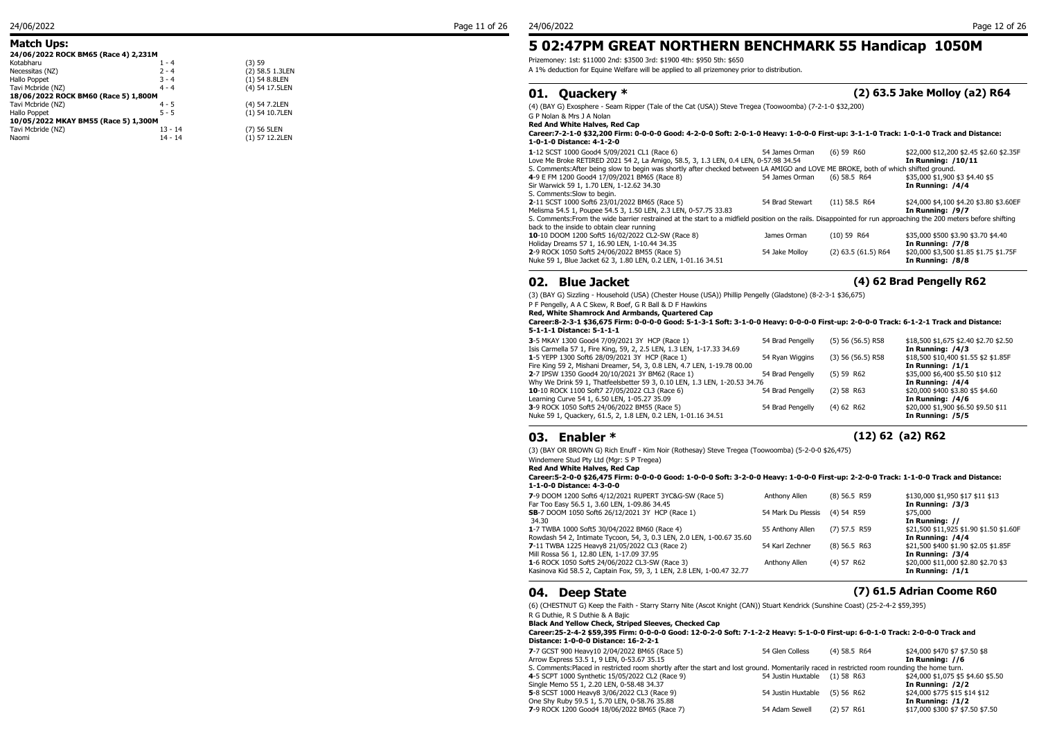## Match Ups:

**24/06/2022 ROCK BM65 (Race 4) 2,231M**

| | | |
|---|---|---|
| Kotabharu | 1 - 4 | (3) 59 |
| Necessitas (NZ) | 2 - 4 | (2) 58.5 1.3LEN |
| Hallo Poppet | 3 - 4 | (1) 54 8.8LEN |
| Tavi Mcbride (NZ) | 4 - 4 | (4) 54 17.5LEN |
| **18/06/2022 ROCK BM60 (Race 5) 1,800M** | | |
| Tavi Mcbride (NZ) | 4 - 5 | (4) 54 7.2LEN |
| Hallo Poppet | 5 - 5 | (1) 54 10.7LEN |
| **10/05/2022 MKAY BM55 (Race 5) 1,300M** | | |
| Tavi Mcbride (NZ) | 13 - 14 | (7) 56 5LEN |
| Naomi | 14 - 14 | (1) 57 12.2LEN |

# 5 02:47PM GREAT NORTHERN BENCHMARK 55 Handicap 1050M

Prizemoney: 1st: $11000 2nd: $3500 3rd: $1900 4th: $950 5th: $650

A 1% deduction for Equine Welfare will be applied to all prizemoney prior to distribution.

## 01. Quackery * (2) 63.5 Jake Molloy (a2) R64

(4) (BAY G) Exosphere - Seam Ripper (Tale of the Cat (USA)) Steve Tregea (Toowoomba) (7-2-1-0 $32,200)

G P Nolan & Mrs J A Nolan

**Red And White Halves, Red Cap**

**Career:7-2-1-0 $32,200 Firm: 0-0-0-0 Good: 4-2-0-0 Soft: 2-0-1-0 Heavy: 1-0-0-0 First-up: 3-1-1-0 Track: 1-0-1-0 Track and Distance: 1-0-1-0 Distance: 4-1-2-0**

**1**-12 SCST 1000 Good4 5/09/2021 CL1 (Race 6) | 54 James Orman | (6) 59 R60 | $22,000 $12,200 $2.45 $2.60 $2.35F
Love Me Broke RETIRED 2021 54 2, La Amigo, 58.5, 3, 1.3 LEN, 0.4 LEN, 0-57.98 34.54 | **In Running: /10/11**
S. Comments:After being slow to begin was shortly after checked between LA AMIGO and LOVE ME BROKE, both of which shifted ground.

**4**-9 E FM 1200 Good4 17/09/2021 BM65 (Race 8) | 54 James Orman | (6) 58.5 R64 | $35,000 $1,900 $3 $4.40 $5
Sir Warwick 59 1, 1.70 LEN, 1-12.62 34.30 | **In Running: /4/4**
S. Comments:Slow to begin.

**2**-11 SCST 1000 Soft6 23/01/2022 BM65 (Race 5) | 54 Brad Stewart | (11) 58.5 R64 | $24,000 $4,100 $4.20 $3.80 $3.60EF
Melisma 54.5 1, Poupee 54.5 3, 1.50 LEN, 2.3 LEN, 0-57.75 33.83 | **In Running: /9/7**
S. Comments:From the wide barrier restrained at the start to a midfield position on the rails. Disappointed for run approaching the 200 meters before shifting back to the inside to obtain clear running

**10**-10 DOOM 1200 Soft5 16/02/2022 CL2-SW (Race 8) | James Orman | (10) 59 R64 | $35,000 $500 $3.90 $3.70 $4.40
Holiday Dreams 57 1, 16.90 LEN, 1-10.44 34.35 | **In Running: /7/8**

**2**-9 ROCK 1050 Soft5 24/06/2022 BM55 (Race 5) | 54 Jake Molloy | (2) 63.5 (61.5) R64 | $20,000 $3,500 $1.85 $1.75 $1.75F
Nuke 59 1, Blue Jacket 62 3, 1.80 LEN, 0.2 LEN, 1-01.16 34.51 | **In Running: /8/8**

## 02. Blue Jacket (4) 62 Brad Pengelly R62

(3) (BAY G) Sizzling - Household (USA) (Chester House (USA)) Phillip Pengelly (Gladstone) (8-2-3-1 $36,675)

P F Pengelly, A A C Skew, R Boef, G R Ball & D F Hawkins

**Red, White Shamrock And Armbands, Quartered Cap**

**Career:8-2-3-1 $36,675 Firm: 0-0-0-0 Good: 5-1-3-1 Soft: 3-1-0-0 Heavy: 0-0-0-0 First-up: 2-0-0-0 Track: 6-1-2-1 Track and Distance: 5-1-1-1 Distance: 5-1-1-1**

**3**-5 MKAY 1300 Good4 7/09/2021 3Y HCP (Race 1) | 54 Brad Pengelly | (5) 56 (56.5) R58 | $18,500 $1,675 $2.40 $2.70 $2.50
Isis Carmella 57 1, Fire King 59, 2, 2.5 LEN, 1.3 LEN, 1-17.33 34.69 | **In Running: /4/3**

**1**-5 YEPP 1300 Soft6 28/09/2021 3Y HCP (Race 1) | 54 Ryan Wiggins | (3) 56 (56.5) R58 | $18,500 $10,400 $1.55 $2 $1.85F
Fire King 59 2, Mishani Dreamer, 54, 3, 0.8 LEN, 4.7 LEN, 1-19.78 00.00 | **In Running: /1/1**

**2**-7 IPSW 1350 Good4 20/10/2021 3Y BM62 (Race 1) | 54 Brad Pengelly | (5) 59 R62 | $35,000 $6,400 $5.50 $10 $12
Why We Drink 59 1, Thatfeelsbetter 59 3, 0.10 LEN, 1.3 LEN, 1-20.53 34.76 | **In Running: /4/4**

**10**-10 ROCK 1100 Soft7 27/05/2022 CL3 (Race 6) | 54 Brad Pengelly | (2) 58 R63 | $20,000 $400 $3.80 $5 $4.60
Learning Curve 54 1, 6.50 LEN, 1-05.27 35.09 | **In Running: /4/6**

**3**-9 ROCK 1050 Soft5 24/06/2022 BM55 (Race 5) | 54 Brad Pengelly | (4) 62 R62 | $20,000 $1,900 $6.50 $9.50 $11
Nuke 59 1, Quackery, 61.5, 2, 1.8 LEN, 0.2 LEN, 1-01.16 34.51 | **In Running: /5/5**

## 03. Enabler * (12) 62 (a2) R62

(3) (BAY OR BROWN G) Rich Enuff - Kim Noir (Rothesay) Steve Tregea (Toowoomba) (5-2-0-0 $26,475)

Windemere Stud Pty Ltd (Mgr: S P Tregea)

**Red And White Halves, Red Cap**

**Career:5-2-0-0 $26,475 Firm: 0-0-0-0 Good: 1-0-0-0 Soft: 3-2-0-0 Heavy: 1-0-0-0 First-up: 2-2-0-0 Track: 1-1-0-0 Track and Distance: 1-1-0-0 Distance: 4-3-0-0**

**7**-9 DOOM 1200 Soft6 4/12/2021 RUPERT 3YC&G-SW (Race 5) | Anthony Allen | (8) 56.5 R59 | $130,000 $1,950 $17 $11 $13
Far Too Easy 56.5 1, 3.60 LEN, 1-09.86 34.45 | **In Running: /3/3**

**SB**-7 DOOM 1050 Soft6 26/12/2021 3Y HCP (Race 1) | 54 Mark Du Plessis | (4) 54 R59 | $75,000
34.30 | **In Running: //**

**1**-7 TWBA 1000 Soft5 30/04/2022 BM60 (Race 4) | 55 Anthony Allen | (7) 57.5 R59 | $21,500 $11,925 $1.90 $1.50 $1.60F
Rowdash 54 2, Intimate Tycoon, 54, 3, 0.3 LEN, 2.0 LEN, 1-00.67 35.60 | **In Running: /4/4**

**7**-11 TWBA 1225 Heavy8 21/05/2022 CL3 (Race 2) | 54 Karl Zechner | (8) 56.5 R63 | $21,500 $400 $1.90 $2.05 $1.85F
Mill Rossa 56 1, 12.80 LEN, 1-17.09 37.95 | **In Running: /3/4**

**1**-6 ROCK 1050 Soft5 24/06/2022 CL3-SW (Race 3) | Anthony Allen | (4) 57 R62 | $20,000 $11,000 $2.80 $2.70 $3
Kasinova Kid 58.5 2, Captain Fox, 59, 3, 1 LEN, 2.8 LEN, 1-00.47 32.77 | **In Running: /1/1**

## 04. Deep State (7) 61.5 Adrian Coome R60

(6) (CHESTNUT G) Keep the Faith - Starry Starry Nite (Ascot Knight (CAN)) Stuart Kendrick (Sunshine Coast) (25-2-4-2 $59,395)

R G Duthie, R S Duthie & A Bajic

**Black And Yellow Check, Striped Sleeves, Checked Cap**

**Career:25-2-4-2 $59,395 Firm: 0-0-0-0 Good: 12-0-2-0 Soft: 7-1-2-2 Heavy: 5-1-0-0 First-up: 6-0-1-0 Track: 2-0-0-0 Track and Distance: 1-0-0-0 Distance: 16-2-2-1**

**7**-7 GCST 900 Heavy10 2/04/2022 BM65 (Race 5) | 54 Glen Colless | (4) 58.5 R64 | $24,000 $470 $7 $7.50 $8
Arrow Express 53.5 1, 9 LEN, 0-53.67 35.15 | **In Running: //6**
S. Comments:Placed in restricted room shortly after the start and lost ground. Momentarily raced in restricted room rounding the home turn.

**4**-5 SCPT 1000 Synthetic 15/05/2022 CL2 (Race 9) | 54 Justin Huxtable | (1) 58 R63 | $24,000 $1,075 $5 $4.60 $5.50
Single Memo 55 1, 2.20 LEN, 0-58.48 34.37 | **In Running: /2/2**

**5**-8 SCST 1000 Heavy8 3/06/2022 CL3 (Race 9) | 54 Justin Huxtable | (5) 56 R62 | $24,000 $775 $15 $14 $12
One Shy Ruby 59.5 1, 5.70 LEN, 0-58.76 35.88 | **In Running: /1/2**

**7**-9 ROCK 1200 Good4 18/06/2022 BM65 (Race 7) | 54 Adam Sewell | (2) 57 R61 | $17,000 $300 $7 $7.50 $7.50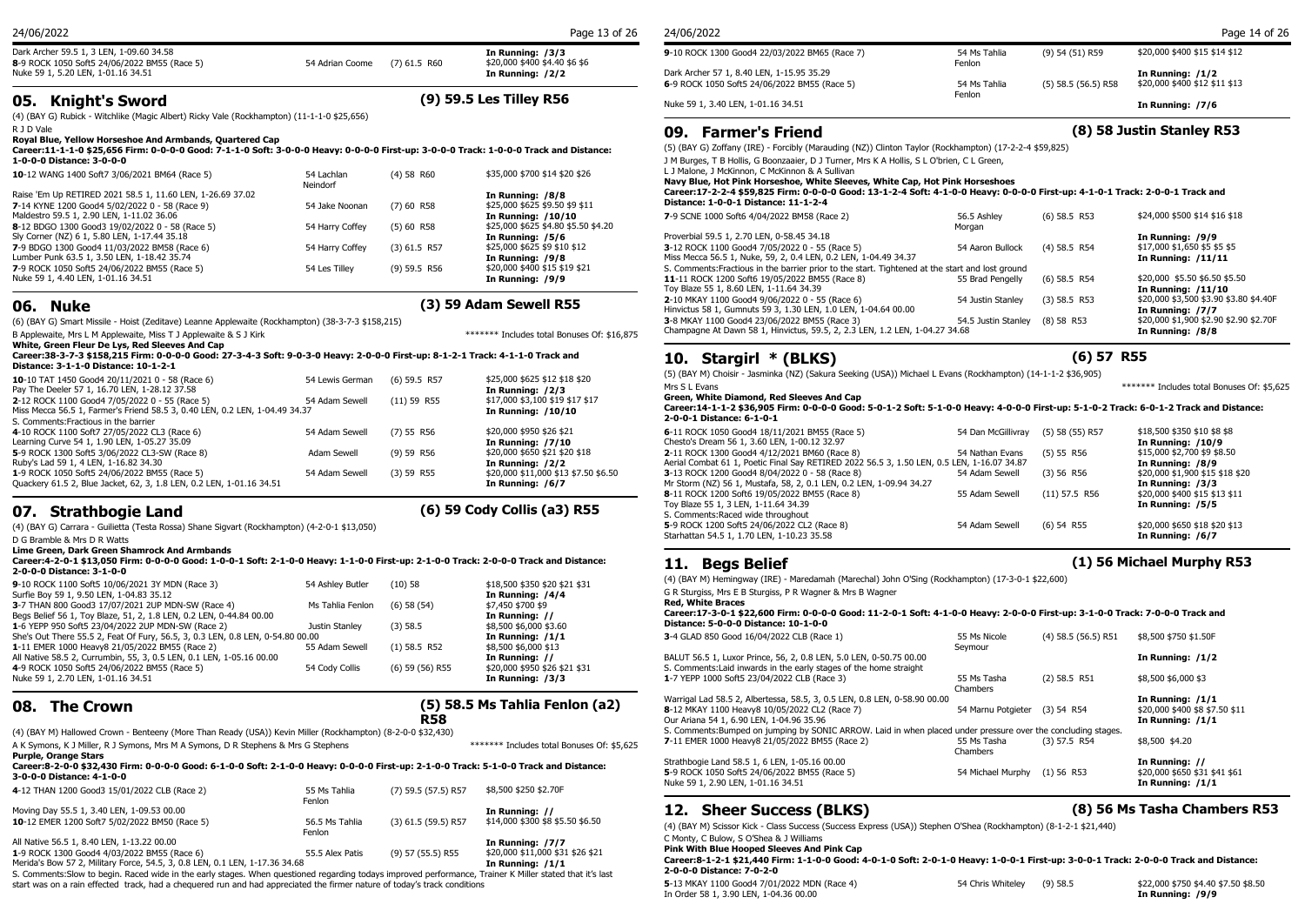Dark Archer 59.5 1, 3 LEN, 1-09.60 34.58

| | | | |
|---|---|---|---|
| **8**-9 ROCK 1050 Soft5 24/06/2022 BM55 (Race 5) | 54 Adrian Coome | (7) 61.5 R60 | **In Running: /3/3** $20,000 $400 $4.40 $6 $6 |

Nuke 59 1, 5.20 LEN, 1-01.16 34.51 — **In Running: /2/2**

## 05. Knight's Sword — (9) 59.5 Les Tilley R56

(4) (BAY G) Rubick - Witchlike (Magic Albert) Ricky Vale (Rockhampton) (11-1-1-0 $25,656)

R J D Vale

**Royal Blue, Yellow Horseshoe And Armbands, Quartered Cap**

**Career:11-1-1-0 $25,656 Firm: 0-0-0-0 Good: 7-1-1-0 Soft: 3-0-0-0 Heavy: 0-0-0-0 First-up: 3-0-0-0 Track: 1-0-0-0 Track and Distance: 1-0-0-0 Distance: 3-0-0-0**

| Race | Jockey | Barrier/Weight | Prize / In Running |
|---|---|---|---|
| **10**-12 WANG 1400 Soft7 3/06/2021 BM64 (Race 5) | 54 Lachlan Neindorf | (4) 58 R60 | $35,000 $700 $14 $20 $26 |
| Raise 'Em Up RETIRED 2021 58.5 1, 11.60 LEN, 1-26.69 37.02 | | | **In Running: /8/8** |
| **7**-14 KYNE 1200 Good4 5/02/2022 0 - 58 (Race 9) | 54 Jake Noonan | (7) 60 R58 | $25,000 $625 $9.50 $9 $11 |
| Maldestro 59.5 1, 2.90 LEN, 1-11.02 36.06 | | | **In Running: /10/10** |
| **8**-12 BDGO 1300 Good3 19/02/2022 0 - 58 (Race 5) | 54 Harry Coffey | (5) 60 R58 | $25,000 $625 $4.80 $5.50 $4.20 |
| Sly Corner (NZ) 6 1, 5.80 LEN, 1-17.44 35.18 | | | **In Running: /5/6** |
| **7**-9 BDGO 1300 Good4 11/03/2022 BM58 (Race 6) | 54 Harry Coffey | (3) 61.5 R57 | $25,000 $625 $9 $10 $12 |
| Lumber Punk 63.5 1, 3.50 LEN, 1-18.42 35.74 | | | **In Running: /9/8** |
| **7**-9 ROCK 1050 Soft5 24/06/2022 BM55 (Race 5) | 54 Les Tilley | (9) 59.5 R56 | $20,000 $400 $15 $19 $21 |
| Nuke 59 1, 4.40 LEN, 1-01.16 34.51 | | | **In Running: /9/9** |

## 06. Nuke — (3) 59 Adam Sewell R55

(6) (BAY G) Smart Missile - Hoist (Zeditave) Leanne Applewaite (Rockhampton) (38-3-7-3 $158,215)

B Applewaite, Mrs L M Applewaite, Miss T J Applewaite & S J Kirk — ******* Includes total Bonuses Of: $16,875

**White, Green Fleur De Lys, Red Sleeves And Cap**

**Career:38-3-7-3 $158,215 Firm: 0-0-0-0 Good: 27-3-4-3 Soft: 9-0-3-0 Heavy: 2-0-0-0 First-up: 8-1-2-1 Track: 4-1-1-0 Track and Distance: 3-1-1-0 Distance: 10-1-2-1**

| Race | Jockey | Barrier/Weight | Prize / In Running |
|---|---|---|---|
| **10**-10 TAT 1450 Good4 20/11/2021 0 - 58 (Race 6) | 54 Lewis German | (6) 59.5 R57 | $25,000 $625 $12 $18 $20 |
| Pay The Deeler 57 1, 16.70 LEN, 1-28.12 37.58 | | | **In Running: /2/3** |
| **2**-12 ROCK 1100 Good4 7/05/2022 0 - 55 (Race 5) | 54 Adam Sewell | (11) 59 R55 | $17,000 $3,100 $19 $17 $17 |
| Miss Mecca 56.5 1, Farmer's Friend 58.5 3, 0.40 LEN, 0.2 LEN, 1-04.49 34.37 | | | **In Running: /10/10** |
| S. Comments:Fractious in the barrier | | | |
| **4**-10 ROCK 1100 Soft7 27/05/2022 CL3 (Race 6) | 54 Adam Sewell | (7) 55 R56 | $20,000 $950 $26 $21 |
| Learning Curve 54 1, 1.90 LEN, 1-05.27 35.09 | | | **In Running: /7/10** |
| **5**-9 ROCK 1300 Soft5 3/06/2022 CL3-SW (Race 8) | Adam Sewell | (9) 59 R56 | $20,000 $650 $21 $20 $18 |
| Ruby's Lad 59 1, 4 LEN, 1-16.82 34.30 | | | **In Running: /2/2** |
| **1**-9 ROCK 1050 Soft5 24/06/2022 BM55 (Race 5) | 54 Adam Sewell | (3) 59 R55 | $20,000 $11,000 $13 $7.50 $6.50 |
| Quackery 61.5 2, Blue Jacket, 62, 3, 1.8 LEN, 0.2 LEN, 1-01.16 34.51 | | | **In Running: /6/7** |

## 07. Strathbogie Land — (6) 59 Cody Collis (a3) R55

(4) (BAY G) Carrara - Guilietta (Testa Rossa) Shane Sigvart (Rockhampton) (4-2-0-1 $13,050)

D G Bramble & Mrs D R Watts

**Lime Green, Dark Green Shamrock And Armbands**

**Career:4-2-0-1 $13,050 Firm: 0-0-0-0 Good: 1-0-0-1 Soft: 2-1-0-0 Heavy: 1-1-0-0 First-up: 2-1-0-0 Track: 2-0-0-0 Track and Distance: 2-0-0-0 Distance: 3-1-0-0**

| Race | Jockey | Barrier/Weight | Prize / In Running |
|---|---|---|---|
| **9**-10 ROCK 1100 Soft5 10/06/2021 3Y MDN (Race 3) | 54 Ashley Butler | (10) 58 | $18,500 $350 $20 $21 $31 |
| Surfie Boy 59 1, 9.50 LEN, 1-04.83 35.12 | | | **In Running: /4/4** |
| **3**-7 THAN 800 Good3 17/07/2021 2UP MDN-SW (Race 4) | Ms Tahlia Fenlon | (6) 58 (54) | $7,450 $700 $9 |
| Begs Belief 56 1, Toy Blaze, 51, 2, 1.8 LEN, 0.2 LEN, 0-44.84 00.00 | | | **In Running: //** |
| **1**-6 YEPP 950 Soft5 23/04/2022 2UP MDN-SW (Race 2) | Justin Stanley | (3) 58.5 | $8,500 $6,000 $3.60 |
| She's Out There 55.5 2, Feat Of Fury, 56.5, 3, 0.3 LEN, 0.8 LEN, 0-54.80 00.00 | | | **In Running: /1/1** |
| **1**-11 EMER 1000 Heavy8 21/05/2022 BM55 (Race 2) | 55 Adam Sewell | (1) 58.5 R52 | $8,500 $6,000 $13 |
| All Native 58.5 2, Currumbin, 55, 3, 0.5 LEN, 0.1 LEN, 1-05.16 00.00 | | | **In Running: //** |
| **4**-9 ROCK 1050 Soft5 24/06/2022 BM55 (Race 5) | 54 Cody Collis | (6) 59 (56) R55 | $20,000 $950 $26 $21 $31 |
| Nuke 59 1, 2.70 LEN, 1-01.16 34.51 | | | **In Running: /3/3** |

## 08. The Crown — (5) 58.5 Ms Tahlia Fenlon (a2) R58

(4) (BAY M) Hallowed Crown - Benteeny (More Than Ready (USA)) Kevin Miller (Rockhampton) (8-2-0-0 $32,430)

A K Symons, K J Miller, R J Symons, Mrs M A Symons, D R Stephens & Mrs G Stephens — ******* Includes total Bonuses Of: $5,625

**Purple, Orange Stars**

**Career:8-2-0-0 $32,430 Firm: 0-0-0-0 Good: 6-1-0-0 Soft: 2-1-0-0 Heavy: 0-0-0-0 First-up: 2-1-0-0 Track: 5-1-0-0 Track and Distance: 3-0-0-0 Distance: 4-1-0-0**

| Race | Jockey | Barrier/Weight | Prize / In Running |
|---|---|---|---|
| **4**-12 THAN 1200 Good3 15/01/2022 CLB (Race 2) | 55 Ms Tahlia Fenlon | (7) 59.5 (57.5) R57 | $8,500 $250 $2.70F |
| Moving Day 55.5 1, 3.40 LEN, 1-09.53 00.00 | | | **In Running: //** |
| **10**-12 EMER 1200 Soft7 5/02/2022 BM50 (Race 5) | 56.5 Ms Tahlia Fenlon | (3) 61.5 (59.5) R57 | $14,000 $300 $8 $5.50 $6.50 |
| All Native 56.5 1, 8.40 LEN, 1-13.22 00.00 | | | **In Running: /7/7** |
| **1**-9 ROCK 1300 Good4 4/03/2022 BM55 (Race 6) | 55.5 Alex Patis | (9) 57 (55.5) R55 | $20,000 $11,000 $31 $26 $21 |
| Merida's Bow 57 2, Military Force, 54.5, 3, 0.8 LEN, 0.1 LEN, 1-17.36 34.68 | | | **In Running: /1/1** |
| S. Comments:Slow to begin. Raced wide in the early stages. When questioned regarding todays improved performance, Trainer K Miller stated that it's last start was on a rain effected track, had a chequered run and had appreciated the firmer nature of today's track conditions | | | |
| **9**-10 ROCK 1300 Good4 22/03/2022 BM65 (Race 7) | 54 Ms Tahlia Fenlon | (9) 54 (51) R59 | $20,000 $400 $15 $14 $12 |
| Dark Archer 57 1, 8.40 LEN, 1-15.95 35.29 | | | **In Running: /1/2** |
| **6**-9 ROCK 1050 Soft5 24/06/2022 BM55 (Race 5) | 54 Ms Tahlia Fenlon | (5) 58.5 (56.5) R58 | $20,000 $400 $12 $11 $13 |
| Nuke 59 1, 3.40 LEN, 1-01.16 34.51 | | | **In Running: /7/6** |

## 09. Farmer's Friend — (8) 58 Justin Stanley R53

(5) (BAY G) Zoffany (IRE) - Forcibly (Marauding (NZ)) Clinton Taylor (Rockhampton) (17-2-2-4 $59,825)

J M Burges, T B Hollis, G Boonzaaier, D J Turner, Mrs K A Hollis, S L O'brien, C L Green, L J Malone, J McKinnon, C McKinnon & A Sullivan

**Navy Blue, Hot Pink Horseshoe, White Sleeves, White Cap, Hot Pink Horseshoes**

**Career:17-2-2-4 $59,825 Firm: 0-0-0-0 Good: 13-1-2-4 Soft: 4-1-0-0 Heavy: 0-0-0-0 First-up: 4-1-0-1 Track: 2-0-0-1 Track and Distance: 1-0-0-1 Distance: 11-1-2-4**

| Race | Jockey | Barrier/Weight | Prize / In Running |
|---|---|---|---|
| **7**-9 SCNE 1000 Soft6 4/04/2022 BM58 (Race 2) | 56.5 Ashley Morgan | (6) 58.5 R53 | $24,000 $500 $14 $16 $18 |
| Proverbial 59.5 1, 2.70 LEN, 0-58.45 34.18 | | | **In Running: /9/9** |
| **3**-12 ROCK 1100 Good4 7/05/2022 0 - 55 (Race 5) | 54 Aaron Bullock | (4) 58.5 R54 | $17,000 $1,650 $5 $5 $5 |
| Miss Mecca 56.5 1, Nuke, 59, 2, 0.4 LEN, 0.2 LEN, 1-04.49 34.37 | | | **In Running: /11/11** |
| S. Comments:Fractious in the barrier prior to the start. Tightened at the start and lost ground | | | |
| **11**-11 ROCK 1200 Soft6 19/05/2022 BM55 (Race 8) | 55 Brad Pengelly | (6) 58.5 R54 | $20,000 $5.50 $6.50 $5.50 |
| Toy Blaze 55 1, 8.60 LEN, 1-11.64 34.39 | | | **In Running: /11/10** |
| **2**-10 MKAY 1100 Good4 9/06/2022 0 - 55 (Race 6) | 54 Justin Stanley | (3) 58.5 R53 | $20,000 $3,500 $3.90 $3.80 $4.40F |
| Hinvictus 58 1, Gumnuts 59 3, 1.30 LEN, 1.0 LEN, 1-04.64 00.00 | | | **In Running: /7/7** |
| **3**-8 MKAY 1100 Good4 23/06/2022 BM55 (Race 3) | 54.5 Justin Stanley | (8) 58 R53 | $20,000 $1,900 $2.90 $2.90 $2.70F |
| Champagne At Dawn 58 1, Hinvictus, 59.5, 2, 2.3 LEN, 1.2 LEN, 1-04.27 34.68 | | | **In Running: /8/8** |

## 10. Stargirl * (BLKS) — (6) 57 R55

(5) (BAY M) Choisir - Jasminka (NZ) (Sakura Seeking (USA)) Michael L Evans (Rockhampton) (14-1-1-2 $36,905)

Mrs S L Evans — ******* Includes total Bonuses Of: $5,625

**Green, White Diamond, Red Sleeves And Cap**

**Career:14-1-1-2 $36,905 Firm: 0-0-0-0 Good: 5-0-1-2 Soft: 5-1-0-0 Heavy: 4-0-0-0 First-up: 5-1-0-2 Track: 6-0-1-2 Track and Distance: 2-0-0-1 Distance: 6-1-0-1**

| Race | Jockey | Barrier/Weight | Prize / In Running |
|---|---|---|---|
| **6**-11 ROCK 1050 Good4 18/11/2021 BM55 (Race 5) | 54 Dan McGillivray | (5) 58 (55) R57 | $18,500 $350 $10 $8 $8 |
| Chesto's Dream 56 1, 3.60 LEN, 1-00.12 32.97 | | | **In Running: /10/9** |
| **2**-11 ROCK 1200 Good4 4/12/2021 BM60 (Race 8) | 54 Nathan Evans | (5) 55 R56 | $15,000 $2,700 $9 $8.50 |
| Aerial Combat 61 1, Poetic Final Say RETIRED 2022 56.5 3, 1.50 LEN, 0.5 LEN, 1-16.07 34.87 | | | **In Running: /8/9** |
| **3**-13 ROCK 1200 Good4 8/04/2022 0 - 58 (Race 8) | 54 Adam Sewell | (3) 56 R56 | $20,000 $1,900 $15 $18 $20 |
| Mr Storm (NZ) 56 1, Mustafa, 58, 2, 0.1 LEN, 0.2 LEN, 1-09.94 34.27 | | | **In Running: /3/3** |
| **8**-11 ROCK 1200 Soft6 19/05/2022 BM55 (Race 8) | 55 Adam Sewell | (11) 57.5 R56 | $20,000 $400 $15 $13 $11 |
| Toy Blaze 55 1, 3 LEN, 1-11.64 34.39 | | | **In Running: /5/5** |
| S. Comments:Raced wide throughout | | | |
| **5**-9 ROCK 1200 Soft5 24/06/2022 CL2 (Race 8) | 54 Adam Sewell | (6) 54 R55 | $20,000 $650 $18 $20 $13 |
| Starhattan 54.5 1, 1.70 LEN, 1-10.23 35.58 | | | **In Running: /6/7** |

## 11. Begs Belief — (1) 56 Michael Murphy R53

(4) (BAY M) Hemingway (IRE) - Maredamah (Marechal) John O'Sing (Rockhampton) (17-3-0-1 $22,600)

G R Sturgiss, Mrs E B Sturgiss, P R Wagner & Mrs B Wagner

**Red, White Braces**

**Career:17-3-0-1 $22,600 Firm: 0-0-0-0 Good: 11-2-0-1 Soft: 4-1-0-0 Heavy: 2-0-0-0 First-up: 3-1-0-0 Track: 7-0-0-0 Track and Distance: 5-0-0-0 Distance: 10-1-0-0**

| Race | Jockey | Barrier/Weight | Prize / In Running |
|---|---|---|---|
| **3**-4 GLAD 850 Good 16/04/2022 CLB (Race 1) | 55 Ms Nicole Seymour | (4) 58.5 (56.5) R51 | $8,500 $750 $1.50F |
| BALUT 56.5 1, Luxor Prince, 56, 2, 0.8 LEN, 5.0 LEN, 0-50.75 00.00 | | | **In Running: /1/2** |
| S. Comments:Laid inwards in the early stages of the home straight | | | |
| **1**-7 YEPP 1000 Soft5 23/04/2022 CLB (Race 3) | 55 Ms Tasha Chambers | (2) 58.5 R51 | $8,500 $6,000 $3 |
| Warrigal Lad 58.5 2, Albertessa, 58.5, 3, 0.5 LEN, 0.8 LEN, 0-58.90 00.00 | | | **In Running: /1/1** |
| **8**-12 MKAY 1100 Heavy8 10/05/2022 CL2 (Race 7) | 54 Marnu Potgieter | (3) 54 R54 | $20,000 $400 $8 $7.50 $11 |
| Our Ariana 54 1, 6.90 LEN, 1-04.96 35.96 | | | **In Running: /1/1** |
| S. Comments:Bumped on jumping by SONIC ARROW. Laid in when placed under pressure over the concluding stages. | | | |
| **7**-11 EMER 1000 Heavy8 21/05/2022 BM55 (Race 2) | 55 Ms Tasha Chambers | (3) 57.5 R54 | $8,500 $4.20 |
| Strathbogie Land 58.5 1, 6 LEN, 1-05.16 00.00 | | | **In Running: //** |
| **5**-9 ROCK 1050 Soft5 24/06/2022 BM55 (Race 5) | 54 Michael Murphy | (1) 56 R53 | $20,000 $650 $31 $41 $61 |
| Nuke 59 1, 2.90 LEN, 1-01.16 34.51 | | | **In Running: /1/1** |

## 12. Sheer Success (BLKS) — (8) 56 Ms Tasha Chambers R53

(4) (BAY M) Scissor Kick - Class Success (Success Express (USA)) Stephen O'Shea (Rockhampton) (8-1-2-1 $21,440)

C Monty, C Bulow, S O'Shea & J Williams

**Pink With Blue Hooped Sleeves And Pink Cap**

**Career:8-1-2-1 $21,440 Firm: 1-1-0-0 Good: 4-0-1-0 Soft: 2-0-1-0 Heavy: 1-0-0-1 First-up: 3-0-0-1 Track: 2-0-0-0 Track and Distance: 2-0-0-0 Distance: 7-0-2-0**

| Race | Jockey | Barrier/Weight | Prize / In Running |
|---|---|---|---|
| **5**-13 MKAY 1100 Good4 7/01/2022 MDN (Race 4) | 54 Chris Whiteley | (9) 58.5 | $22,000 $750 $4.40 $7.50 $8.50 |
| In Order 58 1, 3.90 LEN, 1-04.36 00.00 | | | **In Running: /9/9** |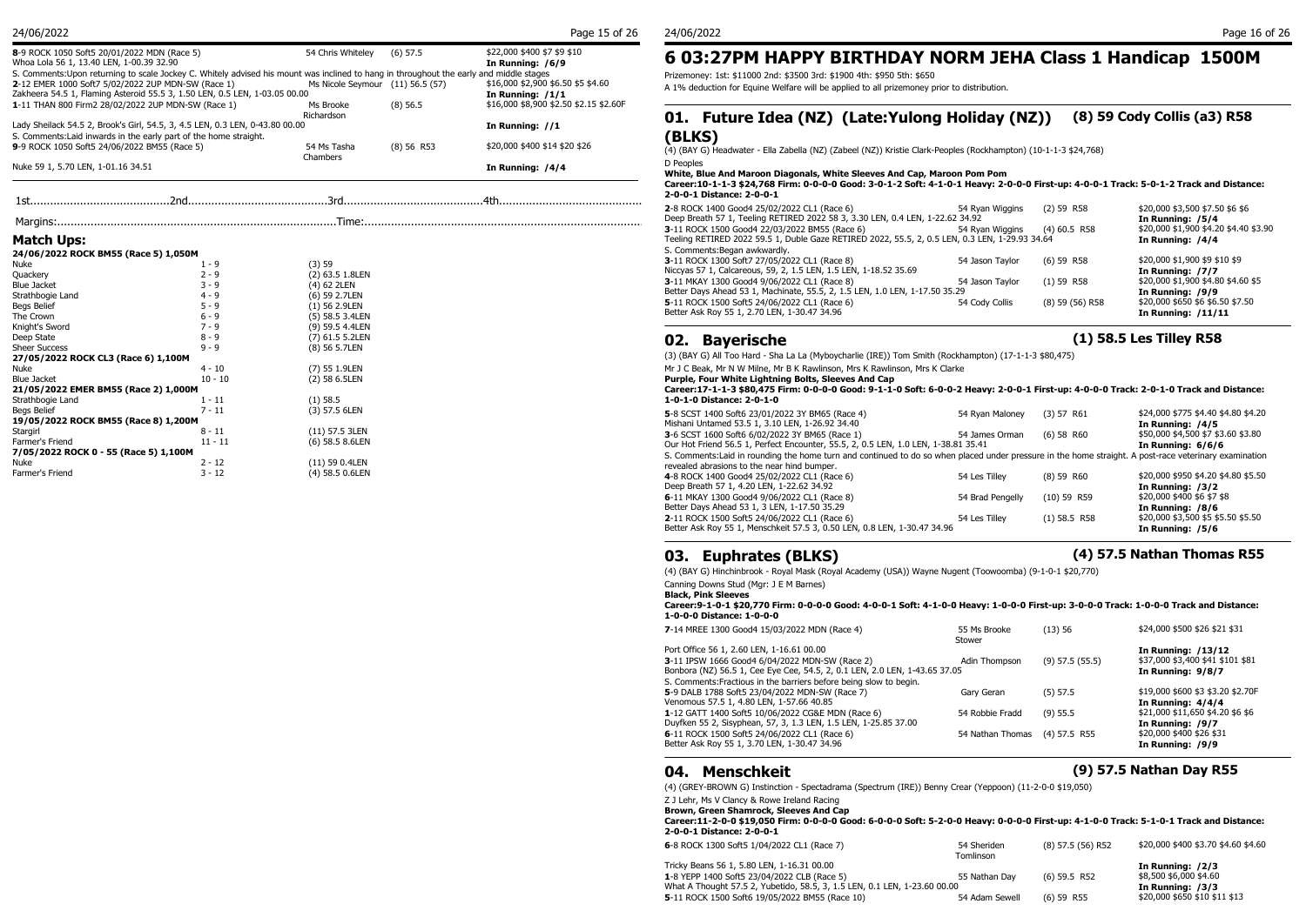**8**-9 ROCK 1050 Soft5 20/01/2022 MDN (Race 5) | 54 Chris Whiteley | (6) 57.5 | $22,000 $400 $7 $9 $10
Whoa Lola 56 1, 13.40 LEN, 1-00.39 32.90 | **In Running: /6/9**
S. Comments:Upon returning to scale Jockey C. Whitely advised his mount was inclined to hang in throughout the early and middle stages
**2**-12 EMER 1000 Soft7 5/02/2022 2UP MDN-SW (Race 1) | Ms Nicole Seymour | (11) 56.5 (57) | $16,000 $2,900 $6.50 $5 $4.60
Zakheera 54.5 1, Flaming Asteroid 55.5 3, 1.50 LEN, 0.5 LEN, 1-03.05 00.00 | **In Running: /1/1**
**1**-11 THAN 800 Firm2 28/02/2022 2UP MDN-SW (Race 1) | Ms Brooke Richardson | (8) 56.5 | $16,000 $8,900 $2.50 $2.15 $2.60F
Lady Sheilack 54.5 2, Brook's Girl, 54.5, 3, 4.5 LEN, 0.3 LEN, 0-43.80 00.00 | **In Running: //1**
S. Comments:Laid inwards in the early part of the home straight.
**9**-9 ROCK 1050 Soft5 24/06/2022 BM55 (Race 5) | 54 Ms Tasha Chambers | (8) 56 R53 | $20,000 $400 $14 $20 $26
Nuke 59 1, 5.70 LEN, 1-01.16 34.51 | **In Running: /4/4**

1st..........2nd..........3rd..........4th..........

Margins:..........Time:..........

## Match Ups:

**24/06/2022 ROCK BM55 (Race 5) 1,050M**

| | | |
|---|---|---|
| Nuke | 1 - 9 | (3) 59 |
| Quackery | 2 - 9 | (2) 63.5 1.8LEN |
| Blue Jacket | 3 - 9 | (4) 62 2LEN |
| Strathbogie Land | 4 - 9 | (6) 59 2.7LEN |
| Begs Belief | 5 - 9 | (1) 56 2.9LEN |
| The Crown | 6 - 9 | (5) 58.5 3.4LEN |
| Knight's Sword | 7 - 9 | (9) 59.5 4.4LEN |
| Deep State | 8 - 9 | (7) 61.5 5.2LEN |
| Sheer Success | 9 - 9 | (8) 56 5.7LEN |
| **27/05/2022 ROCK CL3 (Race 6) 1,100M** | | |
| Nuke | 4 - 10 | (7) 55 1.9LEN |
| Blue Jacket | 10 - 10 | (2) 58 6.5LEN |
| **21/05/2022 EMER BM55 (Race 2) 1,000M** | | |
| Strathbogie Land | 1 - 11 | (1) 58.5 |
| Begs Belief | 7 - 11 | (3) 57.5 6LEN |
| **19/05/2022 ROCK BM55 (Race 8) 1,200M** | | |
| Stargirl | 8 - 11 | (11) 57.5 3LEN |
| Farmer's Friend | 11 - 11 | (6) 58.5 8.6LEN |
| **7/05/2022 ROCK 0 - 55 (Race 5) 1,100M** | | |
| Nuke | 2 - 12 | (11) 59 0.4LEN |
| Farmer's Friend | 3 - 12 | (4) 58.5 0.6LEN |

# 6 03:27PM HAPPY BIRTHDAY NORM JEHA Class 1 Handicap 1500M

Prizemoney: 1st: $11000 2nd: $3500 3rd: $1900 4th: $950 5th: $650
A 1% deduction for Equine Welfare will be applied to all prizemoney prior to distribution.

## 01. Future Idea (NZ) (Late:Yulong Holiday (NZ)) (BLKS) — (8) 59 Cody Collis (a3) R58

(4) (BAY G) Headwater - Ella Zabella (NZ) (Zabeel (NZ)) Kristie Clark-Peoples (Rockhampton) (10-1-1-3 $24,768)
D Peoples
**White, Blue And Maroon Diagonals, White Sleeves And Cap, Maroon Pom Pom**
**Career:10-1-1-3 $24,768 Firm: 0-0-0-0 Good: 3-0-1-2 Soft: 4-1-0-1 Heavy: 2-0-0-0 First-up: 4-0-0-1 Track: 5-0-1-2 Track and Distance: 2-0-0-1 Distance: 2-0-0-1**

**2**-8 ROCK 1400 Good4 25/02/2022 CL1 (Race 6) | 54 Ryan Wiggins | (2) 59 R58 | $20,000 $3,500 $7.50 $6 $6
Deep Breath 57 1, Teeling RETIRED 2022 58 3, 3.30 LEN, 0.4 LEN, 1-22.62 34.92 | **In Running: /5/4**
**3**-11 ROCK 1500 Good4 22/03/2022 BM55 (Race 6) | 54 Ryan Wiggins | (4) 60.5 R58 | $20,000 $1,900 $4.20 $4.40 $3.90
Teeling RETIRED 2022 59.5 1, Duble Gaze RETIRED 2022, 55.5, 2, 0.5 LEN, 0.3 LEN, 1-29.93 34.64 | **In Running: /4/4**
S. Comments:Began awkwardly.
**3**-11 ROCK 1300 Soft7 27/05/2022 CL1 (Race 8) | 54 Jason Taylor | (6) 59 R58 | $20,000 $1,900 $9 $10 $9
Niccyas 57 1, Calcareous, 59, 2, 1.5 LEN, 1.5 LEN, 1-18.52 35.69 | **In Running: /7/7**
**3**-11 MKAY 1300 Good4 9/06/2022 CL1 (Race 8) | 54 Jason Taylor | (1) 59 R58 | $20,000 $1,900 $4.80 $4.60 $5
Better Days Ahead 53 1, Machinate, 55.5, 2, 1.5 LEN, 1.0 LEN, 1-17.50 35.29 | **In Running: /9/9**
**5**-11 ROCK 1500 Soft5 24/06/2022 CL1 (Race 6) | 54 Cody Collis | (8) 59 (56) R58 | $20,000 $650 $6 $6.50 $7.50
Better Ask Roy 55 1, 2.70 LEN, 1-30.47 34.96 | **In Running: /11/11**

## 02. Bayerische — (1) 58.5 Les Tilley R58

(3) (BAY G) All Too Hard - Sha La La (Myboycharlie (IRE)) Tom Smith (Rockhampton) (17-1-1-3 $80,475)
Mr J C Beak, Mr N W Milne, Mr B K Rawlinson, Mrs K Rawlinson, Mrs K Clarke
**Purple, Four White Lightning Bolts, Sleeves And Cap**
**Career:17-1-1-3 $80,475 Firm: 0-0-0-0 Good: 9-1-1-0 Soft: 6-0-0-2 Heavy: 2-0-0-1 First-up: 4-0-0-0 Track: 2-0-1-0 Track and Distance: 1-0-1-0 Distance: 2-0-1-0**

**5**-8 SCST 1400 Soft6 23/01/2022 3Y BM65 (Race 4) | 54 Ryan Maloney | (3) 57 R61 | $24,000 $775 $4.40 $4.80 $4.20
Mishani Untamed 53.5 1, 3.10 LEN, 1-26.92 34.40 | **In Running: /4/5**
**3**-6 SCST 1600 Soft6 6/02/2022 3Y BM65 (Race 1) | 54 James Orman | (6) 58 R60 | $50,000 $4,500 $7 $3.60 $3.80
Our Hot Friend 56.5 1, Perfect Encounter, 55.5, 2, 0.5 LEN, 1.0 LEN, 1-38.81 35.41 | **In Running: 6/6/6**
S. Comments:Laid in rounding the home turn and continued to do so when placed under pressure in the home straight. A post-race veterinary examination revealed abrasions to the near hind bumper.
**4**-8 ROCK 1400 Good4 25/02/2022 CL1 (Race 6) | 54 Les Tilley | (8) 59 R60 | $20,000 $950 $4.20 $4.80 $5.50
Deep Breath 57 1, 4.20 LEN, 1-22.62 34.92 | **In Running: /3/2**
**6**-11 MKAY 1300 Good4 9/06/2022 CL1 (Race 8) | 54 Brad Pengelly | (10) 59 R59 | $20,000 $400 $6 $7 $8
Better Days Ahead 53 1, 3 LEN, 1-17.50 35.29 | **In Running: /8/6**
**2**-11 ROCK 1500 Soft5 24/06/2022 CL1 (Race 6) | 54 Les Tilley | (1) 58.5 R58 | $20,000 $3,500 $5 $5.50 $5.50
Better Ask Roy 55 1, Menschkeit 57.5 3, 0.50 LEN, 0.8 LEN, 1-30.47 34.96 | **In Running: /5/6**

## 03. Euphrates (BLKS) — (4) 57.5 Nathan Thomas R55

(4) (BAY G) Hinchinbrook - Royal Mask (Royal Academy (USA)) Wayne Nugent (Toowoomba) (9-1-0-1 $20,770)
Canning Downs Stud (Mgr: J E M Barnes)
**Black, Pink Sleeves**
**Career:9-1-0-1 $20,770 Firm: 0-0-0-0 Good: 4-0-0-1 Soft: 4-1-0-0 Heavy: 1-0-0-0 First-up: 3-0-0-0 Track: 1-0-0-0 Track and Distance: 1-0-0-0 Distance: 1-0-0-0**

**7**-14 MREE 1300 Good4 15/03/2022 MDN (Race 4) | 55 Ms Brooke Stower | (13) 56 | $24,000 $500 $26 $21 $31
Port Office 56 1, 2.60 LEN, 1-16.61 00.00 | **In Running: /13/12**
**3**-11 IPSW 1666 Good4 6/04/2022 MDN-SW (Race 2) | Adin Thompson | (9) 57.5 (55.5) | $37,000 $3,400 $41 $101 $81
Bonbora (NZ) 56.5 1, Cee Eye Cee, 54.5, 2, 0.1 LEN, 2.0 LEN, 1-43.65 37.05 | **In Running: 9/8/7**
S. Comments:Fractious in the barriers before being slow to begin.
**5**-9 DALB 1788 Soft5 23/04/2022 MDN-SW (Race 7) | Gary Geran | (5) 57.5 | $19,000 $600 $3 $3.20 $2.70F
Venomous 57.5 1, 4.80 LEN, 1-57.66 40.85 | **In Running: 4/4/4**
**1**-12 GATT 1400 Soft5 10/06/2022 CG&E MDN (Race 6) | 54 Robbie Fradd | (9) 55.5 | $21,000 $11,650 $4.20 $6 $6
Duyfken 55 2, Sisyphean, 57, 3, 1.3 LEN, 1.5 LEN, 1-25.85 37.00 | **In Running: /9/7**
**6**-11 ROCK 1500 Soft5 24/06/2022 CL1 (Race 6) | 54 Nathan Thomas | (4) 57.5 R55 | $20,000 $400 $26 $31
Better Ask Roy 55 1, 3.70 LEN, 1-30.47 34.96 | **In Running: /9/9**

## 04. Menschkeit — (9) 57.5 Nathan Day R55

(4) (GREY-BROWN G) Instinction - Spectadrama (Spectrum (IRE)) Benny Crear (Yeppoon) (11-2-0-0 $19,050)
Z J Lehr, Ms V Clancy & Rowe Ireland Racing
**Brown, Green Shamrock, Sleeves And Cap**
**Career:11-2-0-0 $19,050 Firm: 0-0-0-0 Good: 6-0-0-0 Soft: 5-2-0-0 Heavy: 0-0-0-0 First-up: 4-1-0-0 Track: 5-1-0-1 Track and Distance: 2-0-0-1 Distance: 2-0-0-1**

**6**-8 ROCK 1300 Soft5 1/04/2022 CL1 (Race 7) | 54 Sheriden Tomlinson | (8) 57.5 (56) R52 | $20,000 $400 $3.70 $4.60 $4.60
Tricky Beans 56 1, 5.80 LEN, 1-16.31 00.00 | **In Running: /2/3**
**1**-8 YEPP 1400 Soft5 23/04/2022 CLB (Race 5) | 55 Nathan Day | (6) 59.5 R52 | $8,500 $6,000 $4.60
What A Thought 57.5 2, Yubetido, 58.5, 3, 1.5 LEN, 0.1 LEN, 1-23.60 00.00 | **In Running: /3/3**
**5**-11 ROCK 1500 Soft6 19/05/2022 BM55 (Race 10) | 54 Adam Sewell | (6) 59 R55 | $20,000 $650 $10 $11 $13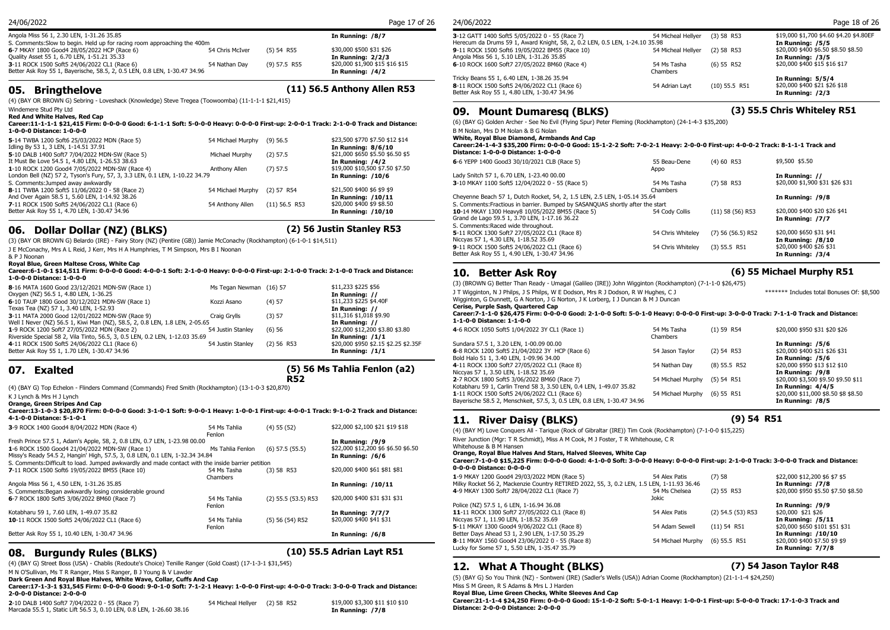Angola Miss 56 1, 2.30 LEN, 1-31.26 35.85 — **In Running: /8/7**
S. Comments:Slow to begin. Held up for racing room approaching the 400m

| Run | Jockey | Barrier/Weight | Prizemoney / Odds |
|---|---|---|---|
| **6**-7 MKAY 1800 Good4 28/05/2022 HCP (Race 6) | 54 Chris McIver | (5) 54 R55 | $30,000 $500 $31 $26 |
| Quality Asset 55 1, 6.70 LEN, 1-51.21 35.33 | | | **In Running: 2/2/3** |
| **3**-11 ROCK 1500 Soft5 24/06/2022 CL1 (Race 6) | 54 Nathan Day | (9) 57.5 R55 | $20,000 $1,900 $15 $16 $15 |
| Better Ask Roy 55 1, Bayerische, 58.5, 2, 0.5 LEN, 0.8 LEN, 1-30.47 34.96 | | | **In Running: /4/2** |

## 05. Bringthelove

**(11) 56.5 Anthony Allen R53**

(4) (BAY OR BROWN G) Sebring - Loveshack (Knowledge) Steve Tregea (Toowoomba) (11-1-1-1 $21,415)

Windemere Stud Pty Ltd

**Red And White Halves, Red Cap**

**Career:11-1-1-1 $21,415 Firm: 0-0-0-0 Good: 6-1-1-1 Soft: 5-0-0-0 Heavy: 0-0-0-0 First-up: 2-0-0-1 Track: 2-1-0-0 Track and Distance: 1-0-0-0 Distance: 1-0-0-0**

| Run | Jockey | Barrier/Weight | Prizemoney / Odds |
|---|---|---|---|
| **5**-14 TWBA 1200 Soft6 25/03/2022 MDN (Race 5) | 54 Michael Murphy | (9) 56.5 | $23,500 $770 $7.50 $12 $14 |
| Idling By 53 1, 3 LEN, 1-14.51 37.91 | | | **In Running: 8/6/10** |
| **5**-10 DALB 1400 Soft7 7/04/2022 MDN-SW (Race 5) | Michael Murphy | (2) 57.5 | $21,000 $650 $5.50 $6.50 $5 |
| It Must Be Love 54.5 1, 4.80 LEN, 1-26.53 38.63 | | | **In Running: /4/2** |
| **1**-10 ROCK 1200 Good4 7/05/2022 MDN-SW (Race 4) | Anthony Allen | (7) 57.5 | $19,000 $10,500 $7.50 $7.50 |
| London Bell (NZ) 57 2, Tyson's Fury, 57, 3, 3.3 LEN, 0.1 LEN, 1-10.22 34.79 | | | **In Running: /10/6** |
| S. Comments:Jumped away awkwardly | | | |
| **8**-11 TWBA 1200 Soft5 11/06/2022 0 - 58 (Race 2) | 54 Michael Murphy | (2) 57 R54 | $21,500 $400 $6 $9 $9 |
| And Over Again 58.5 1, 5.60 LEN, 1-14.92 38.26 | | | **In Running: /10/11** |
| **7**-11 ROCK 1500 Soft5 24/06/2022 CL1 (Race 6) | 54 Anthony Allen | (11) 56.5 R53 | $20,000 $400 $9 $8.50 |
| Better Ask Roy 55 1, 4.70 LEN, 1-30.47 34.96 | | | **In Running: /10/10** |

## 06. Dollar Dollar (NZ) (BLKS)

**(2) 56 Justin Stanley R53**

(3) (BAY OR BROWN G) Belardo (IRE) - Fairy Story (NZ) (Pentire (GB)) Jamie McConachy (Rockhampton) (6-1-0-1 $14,511)

J E McConachy, Mrs A L Reid, J Kerr, Mrs H A Humphries, T M Simpson, Mrs B I Noonan & P J Noonan

**Royal Blue, Green Maltese Cross, White Cap**

**Career:6-1-0-1 $14,511 Firm: 0-0-0-0 Good: 4-0-0-1 Soft: 2-1-0-0 Heavy: 0-0-0-0 First-up: 2-1-0-0 Track: 2-1-0-0 Track and Distance: 1-0-0-0 Distance: 1-0-0-0**

| Run | Jockey | Barrier/Weight | Prizemoney / Odds |
|---|---|---|---|
| **8**-16 MATA 1600 Good 23/12/2021 MDN-SW (Race 1) | Ms Tegan Newman | (16) 57 | $11,233 $225 $56 |
| Oxygen (NZ) 56.5 1, 4.80 LEN, 1-36.25 | | | **In Running: //** |
| **6**-10 TAUP 1800 Good 30/12/2021 MDN-SW (Race 1) | Kozzi Asano | (4) 57 | $11,233 $225 $4.40F |
| Texas Tea (NZ) 57 1, 3.40 LEN, 1-52.93 | | | **In Running: //** |
| **3**-11 MATA 2000 Good 12/01/2022 MDN-SW (Race 9) | Craig Grylls | (3) 57 | $11,316 $1,018 $9.90 |
| Well I Never (NZ) 56.5 1, Kiwi Man (NZ), 58.5, 2, 0.8 LEN, 1.8 LEN, 2-05.65 | | | **In Running: //** |
| **1**-9 ROCK 1200 Soft7 27/05/2022 MDN (Race 2) | 54 Justin Stanley | (6) 56 | $22,000 $12,200 $3.80 $3.80 |
| Riverside Special 58 2, Vila Tinto, 56.5, 3, 0.5 LEN, 0.2 LEN, 1-12.03 35.69 | | | **In Running: /1/1** |
| **4**-11 ROCK 1500 Soft5 24/06/2022 CL1 (Race 6) | 54 Justin Stanley | (2) 56 R53 | $20,000 $950 $2.15 $2.25 $2.35F |
| Better Ask Roy 55 1, 1.70 LEN, 1-30.47 34.96 | | | **In Running: /1/1** |

## 07. Exalted

**(5) 56 Ms Tahlia Fenlon (a2) R52**

(4) (BAY G) Top Echelon - Flinders Command (Commands) Fred Smith (Rockhampton) (13-1-0-3 $20,870)

K J Lynch & Mrs H J Lynch

**Orange, Green Stripes And Cap**

**Career:13-1-0-3 $20,870 Firm: 0-0-0-0 Good: 3-1-0-1 Soft: 9-0-0-1 Heavy: 1-0-0-1 First-up: 4-0-0-1 Track: 9-1-0-2 Track and Distance: 4-1-0-0 Distance: 5-1-0-1**

| Run | Jockey | Barrier/Weight | Prizemoney / Odds |
|---|---|---|---|
| **3**-9 ROCK 1400 Good4 8/04/2022 MDN (Race 4) | 54 Ms Tahlia Fenlon | (4) 55 (52) | $22,000 $2,100 $21 $19 $18 |
| Fresh Prince 57.5 1, Adam's Apple, 58, 2, 0.8 LEN, 0.7 LEN, 1-23.98 00.00 | | | **In Running: /9/9** |
| **1**-6 ROCK 1500 Good4 21/04/2022 MDN-SW (Race 1) | Ms Tahlia Fenlon | (6) 57.5 (55.5) | $22,000 $12,200 $6 $6.50 $6.50 |
| Missy's Ready 54.5 2, Hangin' High, 57.5, 3, 0.8 LEN, 0.1 LEN, 1-32.34 34.84 | | | **In Running: /6/6** |
| S. Comments:Difficult to load. Jumped awkwardly and made contact with the inside barrier petition | | | |
| **7**-11 ROCK 1500 Soft6 19/05/2022 BM55 (Race 10) | 54 Ms Tasha Chambers | (3) 58 R53 | $20,000 $400 $61 $81 $81 |
| Angola Miss 56 1, 4.50 LEN, 1-31.26 35.85 | | | **In Running: /10/11** |
| S. Comments:Began awkwardly losing considerable ground | | | |
| **6**-7 ROCK 1800 Soft5 3/06/2022 BM60 (Race 7) | 54 Ms Tahlia Fenlon | (2) 55.5 (53.5) R53 | $20,000 $400 $31 $31 $31 |
| Kotabharu 59 1, 7.60 LEN, 1-49.07 35.82 | | | **In Running: 7/7/7** |
| **10**-11 ROCK 1500 Soft5 24/06/2022 CL1 (Race 6) | 54 Ms Tahlia Fenlon | (5) 56 (54) R52 | $20,000 $400 $41 $31 |
| Better Ask Roy 55 1, 10.40 LEN, 1-30.47 34.96 | | | **In Running: /6/8** |

## 08. Burgundy Rules (BLKS)

**(10) 55.5 Adrian Layt R51**

(4) (BAY G) Street Boss (USA) - Chablis (Redoute's Choice) Tenille Ranger (Gold Coast) (17-1-3-1 $31,545)

M N O'Sullivan, Ms T R Ranger, Miss S Ranger, B J Young & V Lawder

**Dark Green And Royal Blue Halves, White Wave, Collar, Cuffs And Cap**

**Career:17-1-3-1 $31,545 Firm: 0-0-0-0 Good: 9-0-1-0 Soft: 7-1-2-1 Heavy: 1-0-0-0 First-up: 4-0-0-0 Track: 3-0-0-0 Track and Distance: 2-0-0-0 Distance: 2-0-0-0**

| Run | Jockey | Barrier/Weight | Prizemoney / Odds |
|---|---|---|---|
| **2**-10 DALB 1400 Soft7 7/04/2022 0 - 55 (Race 7) | 54 Micheal Hellyer | (2) 58 R52 | $19,000 $3,300 $11 $10 $10 |
| Marcada 55.5 1, Static Lift 56.5 3, 0.10 LEN, 0.8 LEN, 1-26.60 38.16 | | | **In Running: /7/8** |
| **3**-12 GATT 1400 Soft5 5/05/2022 0 - 55 (Race 7) | 54 Micheal Hellyer | (3) 58 R53 | $19,000 $1,700 $4.60 $4.20 $4.80EF |
| Herecum da Drums 59 1, Award Knight, 58, 2, 0.2 LEN, 0.5 LEN, 1-24.10 35.98 | | | **In Running: /5/5** |
| **9**-11 ROCK 1500 Soft6 19/05/2022 BM55 (Race 10) | 54 Micheal Hellyer | (2) 58 R53 | $20,000 $400 $6.50 $8.50 $8.50 |
| Angola Miss 56 1, 5.10 LEN, 1-31.26 35.85 | | | **In Running: /3/5** |
| **6**-10 ROCK 1600 Soft7 27/05/2022 BM60 (Race 4) | 54 Ms Tasha Chambers | (6) 55 R52 | $20,000 $400 $15 $16 $17 |
| Tricky Beans 55 1, 6.40 LEN, 1-38.26 35.94 | | | **In Running: 5/5/4** |
| **8**-11 ROCK 1500 Soft5 24/06/2022 CL1 (Race 6) | 54 Adrian Layt | (10) 55.5 R51 | $20,000 $400 $21 $26 $18 |
| Better Ask Roy 55 1, 4.80 LEN, 1-30.47 34.96 | | | **In Running: /2/3** |

## 09. Mount Dumaresq (BLKS)

**(3) 55.5 Chris Whiteley R51**

(6) (BAY G) Golden Archer - See No Evil (Flying Spur) Peter Fleming (Rockhampton) (24-1-4-3 $35,200)

B M Nolan, Mrs D M Nolan & B G Nolan

**White, Royal Blue Diamond, Armbands And Cap**

**Career:24-1-4-3 $35,200 Firm: 0-0-0-0 Good: 15-1-2-2 Soft: 7-0-2-1 Heavy: 2-0-0-0 First-up: 4-0-0-2 Track: 8-1-1-1 Track and Distance: 1-0-0-0 Distance: 1-0-0-0**

| Run | Jockey | Barrier/Weight | Prizemoney / Odds |
|---|---|---|---|
| **6**-6 YEPP 1400 Good3 30/10/2021 CLB (Race 5) | 55 Beau-Dene Appo | (4) 60 R53 | $9,500 $5.50 |
| Lady Snitch 57 1, 6.70 LEN, 1-23.40 00.00 | | | **In Running: //** |
| **3**-10 MKAY 1100 Soft5 12/04/2022 0 - 55 (Race 5) | 54 Ms Tasha Chambers | (7) 58 R53 | $20,000 $1,900 $31 $26 $31 |
| Cheyenne Beach 57 1, Dutch Rocket, 54, 2, 1.5 LEN, 2.5 LEN, 1-05.14 35.64 | | | **In Running: /9/8** |
| S. Comments:Fractious in barrier. Bumped by SASANQUAS shortly after the start | | | |
| **10**-14 MKAY 1300 Heavy8 10/05/2022 BM55 (Race 5) | 54 Cody Collis | (11) 58 (56) R53 | $20,000 $400 $20 $26 $41 |
| Grand de Lago 59.5 1, 3.70 LEN, 1-17.16 36.22 | | | **In Running: /7/7** |
| S. Comments:Raced wide throughout. | | | |
| **5**-11 ROCK 1300 Soft7 27/05/2022 CL1 (Race 8) | 54 Chris Whiteley | (7) 56 (56.5) R52 | $20,000 $650 $31 $41 |
| Niccyas 57 1, 4.30 LEN, 1-18.52 35.69 | | | **In Running: /8/10** |
| **9**-11 ROCK 1500 Soft5 24/06/2022 CL1 (Race 6) | 54 Chris Whiteley | (3) 55.5 R51 | $20,000 $400 $26 $31 |
| Better Ask Roy 55 1, 4.90 LEN, 1-30.47 34.96 | | | **In Running: /3/4** |

## 10. Better Ask Roy

**(6) 55 Michael Murphy R51**

(3) (BROWN G) Better Than Ready - Umagal (Galileo (IRE)) John Wigginton (Rockhampton) (7-1-1-0 $26,475)

J T Wigginton, N J Philps, J S Philps, W E Dodson, Mrs R J Dodson, R W Hughes, C J Wigginton, G Dunnett, G A Norton, J G Norton, J K Lorberg, I J Duncan & M J Duncan

******* Includes total Bonuses Of: $8,500

**Cerise, Purple Sash, Quartered Cap**

**Career:7-1-1-0 $26,475 Firm: 0-0-0-0 Good: 2-1-0-0 Soft: 5-0-1-0 Heavy: 0-0-0-0 First-up: 3-0-0-0 Track: 7-1-1-0 Track and Distance: 1-1-0-0 Distance: 1-1-0-0**

| Run | Jockey | Barrier/Weight | Prizemoney / Odds |
|---|---|---|---|
| **4**-6 ROCK 1050 Soft5 1/04/2022 3Y CL1 (Race 1) | 54 Ms Tasha Chambers | (1) 59 R54 | $20,000 $950 $31 $20 $26 |
| Sundara 57.5 1, 3.20 LEN, 1-00.09 00.00 | | | **In Running: /5/6** |
| **6**-8 ROCK 1200 Soft6 21/04/2022 3Y HCP (Race 6) | 54 Jason Taylor | (2) 54 R53 | $20,000 $400 $21 $26 $31 |
| Bold Halo 51 1, 3.40 LEN, 1-09.96 34.00 | | | **In Running: /5/6** |
| **4**-11 ROCK 1300 Soft7 27/05/2022 CL1 (Race 8) | 54 Nathan Day | (8) 55.5 R52 | $20,000 $950 $13 $12 $10 |
| Niccyas 57 1, 3.50 LEN, 1-18.52 35.69 | | | **In Running: /9/8** |
| **2**-7 ROCK 1800 Soft5 3/06/2022 BM60 (Race 7) | 54 Michael Murphy | (5) 54 R51 | $20,000 $3,500 $9.50 $9.50 $11 |
| Kotabharu 59 1, Carlin Trend 58 3, 3.50 LEN, 0.4 LEN, 1-49.07 35.82 | | | **In Running: 4/4/5** |
| **1**-11 ROCK 1500 Soft5 24/06/2022 CL1 (Race 6) | 54 Michael Murphy | (6) 55 R51 | $20,000 $11,000 $8.50 $8.50 |
| Bayerische 58.5 2, Menschkeit, 57.5, 3, 0.5 LEN, 0.8 LEN, 1-30.47 34.96 | | | **In Running: /8/5** |

## 11. River Daisy (BLKS)

**(9) 54 R51**

(4) (BAY M) Love Conquers All - Tarique (Rock of Gibraltar (IRE)) Tim Cook (Rockhampton) (7-1-0-0 $15,225)

River Junction (Mgr: T R Schmidt), Miss A M Cook, M J Foster, T R Whitehouse, C R Whitehouse & B M Hansen

**Orange, Royal Blue Halves And Stars, Halved Sleeves, White Cap**

**Career:7-1-0-0 $15,225 Firm: 0-0-0-0 Good: 4-1-0-0 Soft: 3-0-0-0 Heavy: 0-0-0-0 First-up: 2-1-0-0 Track: 3-0-0-0 Track and Distance: 0-0-0-0 Distance: 0-0-0-0**

| Run | Jockey | Barrier/Weight | Prizemoney / Odds |
|---|---|---|---|
| **1**-9 MKAY 1200 Good4 29/03/2022 MDN (Race 5) | 54 Alex Patis | (7) 58 | $22,000 $12,200 $6 $7 $5 |
| Milky Rocket 56 2, Mackenzie Country RETIRED 2022, 55, 3, 0.2 LEN, 1.5 LEN, 1-11.93 36.46 | | | **In Running: /7/8** |
| **4**-9 MKAY 1300 Soft7 28/04/2022 CL1 (Race 7) | 54 Ms Chelsea Jokic | (2) 55 R53 | $20,000 $950 $5.50 $7.50 $8.50 |
| Police (NZ) 57.5 1, 6 LEN, 1-16.94 36.08 | | | **In Running: /9/9** |
| **11**-11 ROCK 1300 Soft7 27/05/2022 CL1 (Race 8) | 54 Alex Patis | (2) 54.5 (53) R53 | $20,000 $21 $26 |
| Niccyas 57 1, 11.90 LEN, 1-18.52 35.69 | | | **In Running: /5/11** |
| **5**-11 MKAY 1300 Good4 9/06/2022 CL1 (Race 8) | 54 Adam Sewell | (11) 54 R51 | $20,000 $650 $101 $51 $31 |
| Better Days Ahead 53 1, 2.90 LEN, 1-17.50 35.29 | | | **In Running: /10/10** |
| **8**-11 MKAY 1560 Good4 23/06/2022 0 - 55 (Race 8) | 54 Michael Murphy | (6) 55.5 R51 | $20,000 $400 $7.50 $9 $9 |
| Lucky for Some 57 1, 5.50 LEN, 1-35.47 35.79 | | | **In Running: 7/7/8** |

## 12. What A Thought (BLKS)

**(7) 54 Jason Taylor R48**

(5) (BAY G) So You Think (NZ) - Sontweni (IRE) (Sadler's Wells (USA)) Adrian Coome (Rockhampton) (21-1-1-4 $24,250)

Miss S M Green, R S Adams & Mrs L J Harden

**Royal Blue, Lime Green Checks, White Sleeves And Cap**

**Career:21-1-1-4 $24,250 Firm: 0-0-0-0 Good: 15-1-0-2 Soft: 5-0-1-1 Heavy: 1-0-0-1 First-up: 5-0-0-0 Track: 17-1-0-3 Track and Distance: 2-0-0-0 Distance: 2-0-0-0**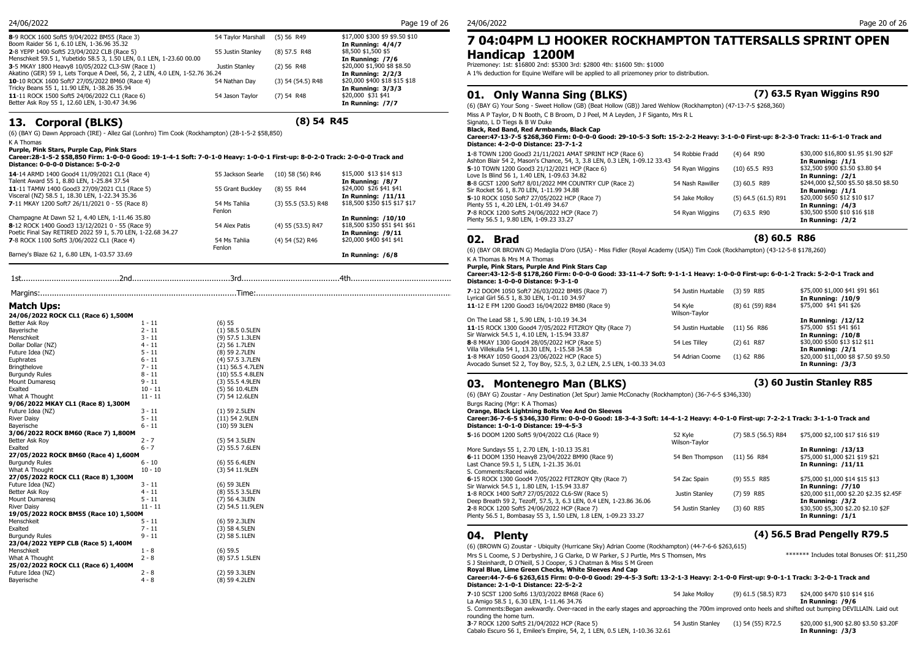| | | | |
|---|---|---|---|
| 8-9 ROCK 1600 Soft5 9/04/2022 BM55 (Race 3) | 54 Taylor Marshall | (5) 56 R49 | $17,000 $300 $9 $9.50 $10 |
| Boom Raider 56 1, 6.10 LEN, 1-36.96 35.32 | | | In Running: 4/4/7 |
| 2-8 YEPP 1400 Soft5 23/04/2022 CLB (Race 5) | 55 Justin Stanley | (8) 57.5 R48 | $8,500 $1,500 $5 |
| Menschkeit 59.5 1, Yubetido 58.5 3, 1.50 LEN, 0.1 LEN, 1-23.60 00.00 | | | In Running: /7/6 |
| 3-5 MKAY 1800 Heavy8 10/05/2022 CL3-SW (Race 1) | Justin Stanley | (2) 56 R48 | $20,000 $1,900 $8 $8.50 |
| Akatino (GER) 59 1, Lets Torque A Deel, 56, 2, 2 LEN, 4.0 LEN, 1-52.76 36.24 | | | In Running: 2/2/3 |
| 10-10 ROCK 1600 Soft7 27/05/2022 BM60 (Race 4) | 54 Nathan Day | (3) 54 (54.5) R48 | $20,000 $400 $18 $15 $18 |
| Tricky Beans 55 1, 11.90 LEN, 1-38.26 35.94 | | | In Running: 3/3/3 |
| 11-11 ROCK 1500 Soft5 24/06/2022 CL1 (Race 6) | 54 Jason Taylor | (7) 54 R48 | $20,000 $31 $41 |
| Better Ask Roy 55 1, 12.60 LEN, 1-30.47 34.96 | | | In Running: /7/7 |

## 13. Corporal (BLKS) (8) 54 R45

(6) (BAY G) Dawn Approach (IRE) - Allez Gal (Lonhro) Tim Cook (Rockhampton) (28-1-5-2 $58,850)

K A Thomas

**Purple, Pink Stars, Purple Cap, Pink Stars**

**Career:28-1-5-2 $58,850 Firm: 1-0-0-0 Good: 19-1-4-1 Soft: 7-0-1-0 Heavy: 1-0-0-1 First-up: 8-0-2-0 Track: 2-0-0-0 Track and Distance: 0-0-0-0 Distance: 5-0-2-0**

| | | | |
|---|---|---|---|
| 14-14 ARMD 1400 Good4 11/09/2021 CL1 (Race 4) | 55 Jackson Searle | (10) 58 (56) R46 | $15,000 $13 $14 $13 |
| Talent Award 55 1, 8.80 LEN, 1-25.84 37.54 | | | In Running: /8/7 |
| 11-11 TAMW 1400 Good3 27/09/2021 CL1 (Race 5) | 55 Grant Buckley | (8) 55 R44 | $24,000 $26 $41 $41 |
| Visceral (NZ) 58.5 1, 18.30 LEN, 1-22.34 35.36 | | | In Running: /11/11 |
| 7-11 MKAY 1200 Soft7 26/11/2021 0 - 55 (Race 8) | 54 Ms Tahlia Fenlon | (3) 55.5 (53.5) R48 | $18,500 $350 $15 $17 $17 |
| Champagne At Dawn 52 1, 4.40 LEN, 1-11.46 35.80 | | | In Running: /10/10 |
| 8-12 ROCK 1400 Good3 13/12/2021 0 - 55 (Race 9) | 54 Alex Patis | (4) 55 (53.5) R47 | $18,500 $350 $51 $41 $61 |
| Poetic Final Say RETIRED 2022 59 1, 5.70 LEN, 1-22.68 34.27 | | | In Running: /9/11 |
| 7-8 ROCK 1100 Soft5 3/06/2022 CL1 (Race 4) | 54 Ms Tahlia Fenlon | (4) 54 (52) R46 | $20,000 $400 $41 $41 |
| Barney's Blaze 62 1, 6.80 LEN, 1-03.57 33.69 | | | In Running: /6/8 |

1st..........................................2nd..........................................3rd..........................................4th..........................................

Margins:......................................................................................Time:......................................................................................

### Match Ups:

| | | |
|---|---|---|
| **24/06/2022 ROCK CL1 (Race 6) 1,500M** | | |
| Better Ask Roy | 1 - 11 | (6) 55 |
| Bayerische | 2 - 11 | (1) 58.5 0.5LEN |
| Menschkeit | 3 - 11 | (9) 57.5 1.3LEN |
| Dollar Dollar (NZ) | 4 - 11 | (2) 56 1.7LEN |
| Future Idea (NZ) | 5 - 11 | (8) 59 2.7LEN |
| Euphrates | 6 - 11 | (4) 57.5 3.7LEN |
| Bringthelove | 7 - 11 | (11) 56.5 4.7LEN |
| Burgundy Rules | 8 - 11 | (10) 55.5 4.8LEN |
| Mount Dumaresq | 9 - 11 | (3) 55.5 4.9LEN |
| Exalted | 10 - 11 | (5) 56 10.4LEN |
| What A Thought | 11 - 11 | (7) 54 12.6LEN |
| **9/06/2022 MKAY CL1 (Race 8) 1,300M** | | |
| Future Idea (NZ) | 3 - 11 | (1) 59 2.5LEN |
| River Daisy | 5 - 11 | (11) 54 2.9LEN |
| Bayerische | 6 - 11 | (10) 59 3LEN |
| **3/06/2022 ROCK BM60 (Race 7) 1,800M** | | |
| Better Ask Roy | 2 - 7 | (5) 54 3.5LEN |
| Exalted | 6 - 7 | (2) 55.5 7.6LEN |
| **27/05/2022 ROCK BM60 (Race 4) 1,600M** | | |
| Burgundy Rules | 6 - 10 | (6) 55 6.4LEN |
| What A Thought | 10 - 10 | (3) 54 11.9LEN |
| **27/05/2022 ROCK CL1 (Race 8) 1,300M** | | |
| Future Idea (NZ) | 3 - 11 | (6) 59 3LEN |
| Better Ask Roy | 4 - 11 | (8) 55.5 3.5LEN |
| Mount Dumaresq | 5 - 11 | (7) 56 4.3LEN |
| River Daisy | 11 - 11 | (2) 54.5 11.9LEN |
| **19/05/2022 ROCK BM55 (Race 10) 1,500M** | | |
| Menschkeit | 5 - 11 | (6) 59 2.3LEN |
| Exalted | 7 - 11 | (3) 58 4.5LEN |
| Burgundy Rules | 9 - 11 | (2) 58 5.1LEN |
| **23/04/2022 YEPP CLB (Race 5) 1,400M** | | |
| Menschkeit | 1 - 8 | (6) 59.5 |
| What A Thought | 2 - 8 | (8) 57.5 1.5LEN |
| **25/02/2022 ROCK CL1 (Race 6) 1,400M** | | |
| Future Idea (NZ) | 2 - 8 | (2) 59 3.3LEN |
| Bayerische | 4 - 8 | (8) 59 4.2LEN |

# 7 04:04PM LJ HOOKER ROCKHAMPTON TATTERSALLS SPRINT OPEN Handicap 1200M

Prizemoney: 1st: $16800 2nd: $5300 3rd: $2800 4th: $1600 5th: $1000

A 1% deduction for Equine Welfare will be applied to all prizemoney prior to distribution.

## 01. Only Wanna Sing (BLKS) (7) 63.5 Ryan Wiggins R90

(6) (BAY G) Your Song - Sweet Hollow (GB) (Beat Hollow (GB)) Jared Wehlow (Rockhampton) (47-13-7-5 $268,360)

Miss A P Taylor, D N Booth, C B Broom, D J Peel, M A Leyden, J F Siganto, Mrs R L Signato, L D Tiegs & B W Duke

**Black, Red Band, Red Armbands, Black Cap**

**Career:47-13-7-5 $268,360 Firm: 0-0-0-0 Good: 29-10-5-3 Soft: 15-2-2-2 Heavy: 3-1-0-0 First-up: 8-2-3-0 Track: 11-6-1-0 Track and Distance: 4-2-0-0 Distance: 23-7-1-2**

| | | | |
|---|---|---|---|
| 1-8 TOWN 1200 Good3 21/11/2021 AMAT SPRINT HCP (Race 6) | 54 Robbie Fradd | (4) 64 R90 | $30,000 $16,800 $1.95 $1.90 $2F |
| Ashton Blair 54 2, Mason's Chance, 54, 3, 3.8 LEN, 0.3 LEN, 1-09.12 33.43 | | | In Running: /1/1 |
| 5-10 TOWN 1200 Good3 21/12/2021 HCP (Race 6) | 54 Ryan Wiggins | (10) 65.5 R93 | $32,500 $900 $3.50 $3.80 $4 |
| Love Is Blind 56 1, 1.40 LEN, 1-09.63 34.82 | | | In Running: /2/1 |
| 8-8 GCST 1200 Soft7 8/01/2022 MM COUNTRY CUP (Race 2) | 54 Nash Rawiller | (3) 60.5 R89 | $244,000 $2,500 $5.50 $8.50 $8.50 |
| Sir Rocket 56 1, 8.70 LEN, 1-11.99 34.88 | | | In Running: /1/1 |
| 5-10 ROCK 1050 Soft7 27/05/2022 HCP (Race 7) | 54 Jake Molloy | (5) 64.5 (61.5) R91 | $20,000 $650 $12 $10 $17 |
| Plenty 55 1, 4.20 LEN, 1-01.49 34.67 | | | In Running: /4/3 |
| 7-8 ROCK 1200 Soft5 24/06/2022 HCP (Race 7) | 54 Ryan Wiggins | (7) 63.5 R90 | $30,500 $500 $10 $16 $18 |
| Plenty 56.5 1, 9.80 LEN, 1-09.23 33.27 | | | In Running: /2/2 |

## 02. Brad (8) 60.5 R86

(6) (BAY OR BROWN G) Medaglia D'oro (USA) - Miss Fidler (Royal Academy (USA)) Tim Cook (Rockhampton) (43-12-5-8 $178,260)

K A Thomas & Mrs M A Thomas

**Purple, Pink Stars, Purple And Pink Stars Cap**

**Career:43-12-5-8 $178,260 Firm: 0-0-0-0 Good: 33-11-4-7 Soft: 9-1-1-1 Heavy: 1-0-0-0 First-up: 6-0-1-2 Track: 5-2-0-1 Track and Distance: 1-0-0-0 Distance: 9-3-1-0**

| | | | |
|---|---|---|---|
| 7-12 DOOM 1050 Soft7 26/03/2022 BM85 (Race 7) | 54 Justin Huxtable | (3) 59 R85 | $75,000 $1,000 $41 $91 $61 |
| Lyrical Girl 56.5 1, 8.30 LEN, 1-01.10 34.97 | | | In Running: /10/9 |
| 11-12 E FM 1200 Good3 16/04/2022 BM80 (Race 9) | 54 Kyle Wilson-Taylor | (8) 61 (59) R84 | $75,000 $41 $41 $26 |
| On The Lead 58 1, 5.90 LEN, 1-10.19 34.34 | | | In Running: /12/12 |
| 11-15 ROCK 1300 Good4 7/05/2022 FITZROY Qlty (Race 7) | 54 Justin Huxtable | (11) 56 R86 | $75,000 $51 $41 $61 |
| Sir Warwick 54.5 1, 4.10 LEN, 1-15.94 33.87 | | | In Running: /10/8 |
| 8-8 MKAY 1300 Good4 28/05/2022 HCP (Race 5) | 54 Les Tilley | (2) 61 R87 | $30,000 $500 $13 $12 $11 |
| Villa Villekulla 54 1, 13.30 LEN, 1-15.58 34.58 | | | In Running: /2/1 |
| 1-8 MKAY 1050 Good4 23/06/2022 HCP (Race 5) | 54 Adrian Coome | (1) 62 R86 | $20,000 $11,000 $8 $7.50 $9.50 |
| Avocado Sunset 52 2, Toy Boy, 52.5, 3, 0.2 LEN, 2.5 LEN, 1-00.33 34.03 | | | In Running: /3/3 |

## 03. Montenegro Man (BLKS) (3) 60 Justin Stanley R85

(6) (BAY G) Zoustar - Any Destination (Jet Spur) Jamie McConachy (Rockhampton) (36-7-6-5 $346,330)

Burgs Racing (Mgr: K A Thomas)

**Orange, Black Lightning Bolts Vee And On Sleeves**

**Career:36-7-6-5 $346,330 Firm: 0-0-0-0 Good: 18-3-4-3 Soft: 14-4-1-2 Heavy: 4-0-1-0 First-up: 7-2-2-1 Track: 3-1-1-0 Track and Distance: 1-0-1-0 Distance: 19-4-5-3**

| | | | |
|---|---|---|---|
| 5-16 DOOM 1200 Soft5 9/04/2022 CL6 (Race 9) | 52 Kyle Wilson-Taylor | (7) 58.5 (56.5) R84 | $75,000 $2,100 $17 $16 $19 |
| More Sundays 55 1, 2.70 LEN, 1-10.13 35.81 | | | In Running: /13/13 |
| 6-11 DOOM 1350 Heavy8 23/04/2022 BM90 (Race 9) | 54 Ben Thompson | (11) 56 R84 | $75,000 $1,000 $21 $19 $21 |
| Last Chance 59.5 1, 5.20 LEN, 1-21.35 36.01 | | | In Running: /11/11 |
| S. Comments:Raced wide. | | | |
| 6-15 ROCK 1300 Good4 7/05/2022 FITZROY Qlty (Race 7) | 54 Zac Spain | (9) 55.5 R85 | $75,000 $1,000 $14 $15 $13 |
| Sir Warwick 54.5 1, 1.80 LEN, 1-15.94 33.87 | | | In Running: /7/10 |
| 1-8 ROCK 1400 Soft7 27/05/2022 CL6-SW (Race 5) | Justin Stanley | (7) 59 R85 | $20,000 $11,000 $2.20 $2.35 $2.45F |
| Deep Breath 59 2, Tezoff, 57.5, 3, 6.3 LEN, 0.4 LEN, 1-23.86 36.06 | | | In Running: /3/2 |
| 2-8 ROCK 1200 Soft5 24/06/2022 HCP (Race 7) | 54 Justin Stanley | (3) 60 R85 | $30,500 $5,300 $2.20 $2.10 $2F |
| Plenty 56.5 1, Bombasay 55 3, 1.50 LEN, 1.8 LEN, 1-09.23 33.27 | | | In Running: /1/1 |

## 04. Plenty (4) 56.5 Brad Pengelly R79.5

(6) (BROWN G) Zoustar - Ubiquity (Hurricane Sky) Adrian Coome (Rockhampton) (44-7-6-6 $263,615)

Mrs S L Coome, S J Derbyshire, J G Clarke, D W Parker, S J Purtle, Mrs S Thomsen, Mrs S J Steinhardt, D O'Neill, S J Cooper, S J Chatman & Miss S M Green

******* Includes total Bonuses Of: $11,250

**Royal Blue, Lime Green Checks, White Sleeves And Cap**

**Career:44-7-6-6 $263,615 Firm: 0-0-0-0 Good: 29-4-5-3 Soft: 13-2-1-3 Heavy: 2-1-0-0 First-up: 9-0-1-1 Track: 3-2-0-1 Track and Distance: 2-1-0-1 Distance: 22-5-2-2**

| | | | |
|---|---|---|---|
| 7-10 SCST 1200 Soft6 13/03/2022 BM68 (Race 6) | 54 Jake Molloy | (9) 61.5 (58.5) R73 | $24,000 $470 $10 $14 $16 |
| La Amigo 58.5 1, 6.30 LEN, 1-11.46 34.76 | | | In Running: /9/6 |
| S. Comments:Began awkwardly. Over-raced in the early stages and approaching the 700m improved onto heels and shifted out bumping DEVILLAIN. Laid out rounding the home turn. | | | |
| 3-7 ROCK 1200 Soft5 21/04/2022 HCP (Race 5) | 54 Justin Stanley | (1) 54 (55) R72.5 | $20,000 $1,900 $2.80 $3.50 $3.20F |
| Cabalo Escuro 56 1, Emilee's Empire, 54, 2, 1 LEN, 0.5 LEN, 1-10.36 32.61 | | | In Running: /3/3 |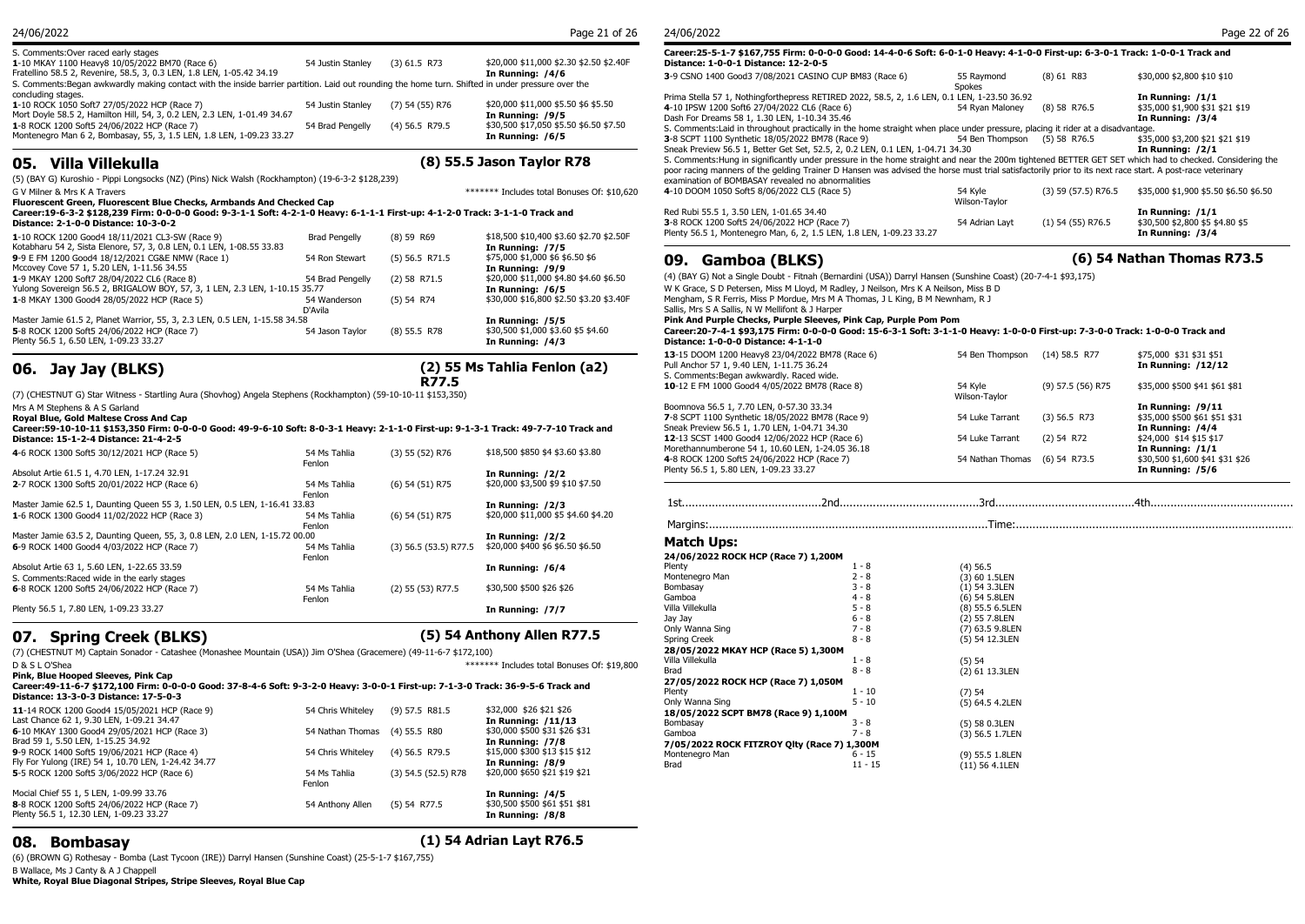S. Comments:Over raced early stages

**1**-10 MKAY 1100 Heavy8 10/05/2022 BM70 (Race 6) | 54 Justin Stanley | (3) 61.5 R73 | $20,000 $11,000 $2.30 $2.50 $2.40F
Fratellino 58.5 2, Revenire, 58.5, 3, 0.3 LEN, 1.8 LEN, 1-05.42 34.19 | **In Running: /4/6**

S. Comments:Began awkwardly making contact with the inside barrier partition. Laid out rounding the home turn. Shifted in under pressure over the concluding stages.

**1**-10 ROCK 1050 Soft7 27/05/2022 HCP (Race 7) | 54 Justin Stanley | (7) 54 (55) R76 | $20,000 $11,000 $5.50 $6 $5.50
Mort Doyle 58.5 2, Hamilton Hill, 54, 3, 0.2 LEN, 2.3 LEN, 1-01.49 34.67 | **In Running: /9/5**

**1**-8 ROCK 1200 Soft5 24/06/2022 HCP (Race 7) | 54 Brad Pengelly | (4) 56.5 R79.5 | $30,500 $17,050 $5.50 $6.50 $7.50
Montenegro Man 6 2, Bombasay, 55, 3, 1.5 LEN, 1.8 LEN, 1-09.23 33.27 | **In Running: /6/5**

## 05. Villa Villekulla

**(8) 55.5 Jason Taylor R78**

(5) (BAY G) Kuroshio - Pippi Longsocks (NZ) (Pins) Nick Walsh (Rockhampton) (19-6-3-2 $128,239)

G V Milner & Mrs K A Travers — ******* Includes total Bonuses Of: $10,620

**Fluorescent Green, Fluorescent Blue Checks, Armbands And Checked Cap**

**Career:19-6-3-2 $128,239 Firm: 0-0-0-0 Good: 9-3-1-1 Soft: 4-2-1-0 Heavy: 6-1-1-1 First-up: 4-1-2-0 Track: 3-1-1-0 Track and Distance: 2-1-0-0 Distance: 10-3-0-2**

**1**-10 ROCK 1200 Good4 18/11/2021 CL3-SW (Race 9) | Brad Pengelly | (8) 59 R69 | $18,500 $10,400 $3.60 $2.70 $2.50F
Kotabharu 54 2, Sista Elenore, 57, 3, 0.8 LEN, 0.1 LEN, 1-08.55 33.83 | **In Running: /7/5**

**9**-9 E FM 1200 Good4 18/12/2021 CG&E NMW (Race 1) | 54 Ron Stewart | (5) 56.5 R71.5 | $75,000 $1,000 $6 $6.50 $6
Mccovey Cove 57 1, 5.20 LEN, 1-11.56 34.55 | **In Running: /9/9**

**1**-9 MKAY 1200 Soft7 28/04/2022 CL6 (Race 8) | 54 Brad Pengelly | (2) 58 R71.5 | $20,000 $11,000 $4.80 $4.60 $6.50
Yulong Sovereign 56.5 2, BRIGALOW BOY, 57, 3, 1 LEN, 2.3 LEN, 1-10.15 35.77 | **In Running: /6/5**

**1**-8 MKAY 1300 Good4 28/05/2022 HCP (Race 5) | 54 Wanderson D'Avila | (5) 54 R74 | $30,000 $16,800 $2.50 $3.20 $3.40F
Master Jamie 61.5 2, Planet Warrior, 55, 3, 2.3 LEN, 0.5 LEN, 1-15.58 34.58 | **In Running: /5/5**

**5**-8 ROCK 1200 Soft5 24/06/2022 HCP (Race 7) | 54 Jason Taylor | (8) 55.5 R78 | $30,500 $1,000 $3.60 $5 $4.60
Plenty 56.5 1, 6.50 LEN, 1-09.23 33.27 | **In Running: /4/3**

## 06. Jay Jay (BLKS)

**(2) 55 Ms Tahlia Fenlon (a2) R77.5**

(7) (CHESTNUT G) Star Witness - Startling Aura (Shovhog) Angela Stephens (Rockhampton) (59-10-10-11 $153,350)

Mrs A M Stephens & A S Garland

**Royal Blue, Gold Maltese Cross And Cap**

**Career:59-10-10-11 $153,350 Firm: 0-0-0-0 Good: 49-9-6-10 Soft: 8-0-3-1 Heavy: 2-1-1-0 First-up: 9-1-3-1 Track: 49-7-7-10 Track and Distance: 15-1-2-4 Distance: 21-4-2-5**

**4**-6 ROCK 1300 Soft5 30/12/2021 HCP (Race 5) | 54 Ms Tahlia Fenlon | (3) 55 (52) R76 | $18,500 $850 $4 $3.60 $3.80
Absolut Artie 61.5 1, 4.70 LEN, 1-17.24 32.91 | **In Running: /2/2**

**2**-7 ROCK 1300 Soft5 20/01/2022 HCP (Race 6) | 54 Ms Tahlia Fenlon | (6) 54 (51) R75 | $20,000 $3,500 $9 $10 $7.50
Master Jamie 62.5 1, Daunting Queen 55 3, 1.50 LEN, 0.5 LEN, 1-16.41 33.83 | **In Running: /2/3**

**1**-6 ROCK 1300 Good4 11/02/2022 HCP (Race 3) | 54 Ms Tahlia Fenlon | (6) 54 (51) R75 | $20,000 $11,000 $5 $4.60 $4.20
Master Jamie 63.5 2, Daunting Queen, 55, 3, 0.8 LEN, 2.0 LEN, 1-15.72 00.00 | **In Running: /2/2**

**6**-9 ROCK 1400 Good4 4/03/2022 HCP (Race 7) | 54 Ms Tahlia Fenlon | (3) 56.5 (53.5) R77.5 | $20,000 $400 $6 $6.50 $6.50
Absolut Artie 63 1, 5.60 LEN, 1-22.65 33.59 | **In Running: /6/4**

S. Comments:Raced wide in the early stages

**6**-8 ROCK 1200 Soft5 24/06/2022 HCP (Race 7) | 54 Ms Tahlia Fenlon | (2) 55 (53) R77.5 | $30,500 $26 $26
Plenty 56.5 1, 7.80 LEN, 1-09.23 33.27 | **In Running: /7/7**

## 07. Spring Creek (BLKS)

**(5) 54 Anthony Allen R77.5**

(7) (CHESTNUT M) Captain Sonador - Catashee (Monashee Mountain (USA)) Jim O'Shea (Gracemere) (49-11-6-7 $172,100)

D & S L O'Shea — ******* Includes total Bonuses Of: $19,800

**Pink, Blue Hooped Sleeves, Pink Cap**

**Career:49-11-6-7 $172,100 Firm: 0-0-0-0 Good: 37-8-4-6 Soft: 9-3-2-0 Heavy: 3-0-0-1 First-up: 7-1-3-0 Track: 36-9-5-6 Track and Distance: 13-3-0-3 Distance: 17-5-0-3**

**11**-14 ROCK 1200 Good4 15/05/2021 HCP (Race 9) | 54 Chris Whiteley | (9) 57.5 R81.5 | $32,000 $26 $21 $26
Last Chance 62 1, 9.30 LEN, 1-09.21 34.47 | **In Running: /11/13**

**6**-10 MKAY 1300 Good4 29/05/2021 HCP (Race 3) | 54 Nathan Thomas | (4) 55.5 R80 | $30,000 $500 $31 $26 $31
Brad 59 1, 5.50 LEN, 1-15.25 34.92 | **In Running: /7/8**

**9**-9 ROCK 1400 Soft5 19/06/2021 HCP (Race 4) | 54 Chris Whiteley | (4) 56.5 R79.5 | $15,000 $300 $13 $15 $12
Fly For Yulong (IRE) 54 1, 10.70 LEN, 1-24.42 34.77 | **In Running: /8/9**

**5**-5 ROCK 1200 Soft5 3/06/2022 HCP (Race 6) | 54 Ms Tahlia Fenlon | (3) 54.5 (52.5) R78 | $20,000 $650 $21 $19 $21
Mocial Chief 55 1, 5 LEN, 1-09.99 33.76 | **In Running: /4/5**

**8**-8 ROCK 1200 Soft5 24/06/2022 HCP (Race 7) | 54 Anthony Allen | (5) 54 R77.5 | $30,500 $500 $61 $51 $81
Plenty 56.5 1, 12.30 LEN, 1-09.23 33.27 | **In Running: /8/8**

## 08. Bombasay

**(1) 54 Adrian Layt R76.5**

(6) (BROWN G) Rothesay - Bomba (Last Tycoon (IRE)) Darryl Hansen (Sunshine Coast) (25-5-1-7 $167,755)

B Wallace, Ms J Canty & A J Chappell

**White, Royal Blue Diagonal Stripes, Stripe Sleeves, Royal Blue Cap**

**Career:25-5-1-7 $167,755 Firm: 0-0-0-0 Good: 14-4-0-6 Soft: 6-0-1-0 Heavy: 4-1-0-0 First-up: 6-3-0-1 Track: 1-0-0-1 Track and Distance: 1-0-0-1 Distance: 12-2-0-5**

**3**-9 CSNO 1400 Good3 7/08/2021 CASINO CUP BM83 (Race 6) | 55 Raymond Spokes | (8) 61 R83 | $30,000 $2,800 $10 $10
Prima Stella 57 1, Nothingforthepress RETIRED 2022, 58.5, 2, 1.6 LEN, 0.1 LEN, 1-23.50 36.92 | **In Running: /1/1**

**4**-10 IPSW 1200 Soft6 27/04/2022 CL6 (Race 6) | 54 Ryan Maloney | (8) 58 R76.5 | $35,000 $1,900 $31 $21 $19
Dash For Dreams 58 1, 1.30 LEN, 1-10.34 35.46 | **In Running: /3/4**

S. Comments:Laid in throughout practically in the home straight when place under pressure, placing it rider at a disadvantage.

**3**-8 SCPT 1100 Synthetic 18/05/2022 BM78 (Race 9) | 54 Ben Thompson | (5) 58 R76.5 | $35,000 $3,200 $21 $21 $19
Sneak Preview 56.5 1, Better Get Set, 52.5, 2, 0.2 LEN, 0.1 LEN, 1-04.71 34.30 | **In Running: /2/1**

S. Comments:Hung in significantly under pressure in the home straight and near the 200m tightened BETTER GET SET which had to checked. Considering the poor racing manners of the gelding Trainer D Hansen was advised the horse must trial satisfactorily prior to its next race start. A post-race veterinary examination of BOMBASAY revealed no abnormalities

**4**-10 DOOM 1050 Soft5 8/06/2022 CL5 (Race 5) | 54 Kyle Wilson-Taylor | (3) 59 (57.5) R76.5 | $35,000 $1,900 $5.50 $6.50 $6.50
Red Rubi 55.5 1, 3.50 LEN, 1-01.65 34.40 | **In Running: /1/1**

**3**-8 ROCK 1200 Soft5 24/06/2022 HCP (Race 7) | 54 Adrian Layt | (1) 54 (55) R76.5 | $30,500 $2,800 $5 $4.80 $5
Plenty 56.5 1, Montenegro Man, 6, 2, 1.5 LEN, 1.8 LEN, 1-09.23 33.27 | **In Running: /3/4**

## 09. Gamboa (BLKS)

**(6) 54 Nathan Thomas R73.5**

(4) (BAY G) Not a Single Doubt - Fitnah (Bernardini (USA)) Darryl Hansen (Sunshine Coast) (20-7-4-1 $93,175)

W K Grace, S D Petersen, Miss M Lloyd, M Radley, J Neilson, Mrs K A Neilson, Miss B D Mengham, S R Ferris, Miss P Mordue, Mrs M A Thomas, J L King, B M Newnham, R J Sallis, Mrs S A Sallis, N W Mellifont & J Harper

**Pink And Purple Checks, Purple Sleeves, Pink Cap, Purple Pom Pom**

**Career:20-7-4-1 $93,175 Firm: 0-0-0-0 Good: 15-6-3-1 Soft: 3-1-1-0 Heavy: 1-0-0-0 First-up: 7-3-0-0 Track: 1-0-0-0 Track and Distance: 1-0-0-0 Distance: 4-1-1-0**

**13**-15 DOOM 1200 Heavy8 23/04/2022 BM78 (Race 6) | 54 Ben Thompson | (14) 58.5 R77 | $75,000 $31 $31 $51
Pull Anchor 57 1, 9.40 LEN, 1-11.75 36.24 | **In Running: /12/12**

S. Comments:Began awkwardly. Raced wide.

**10**-12 E FM 1000 Good4 4/05/2022 BM78 (Race 8) | 54 Kyle Wilson-Taylor | (9) 57.5 (56) R75 | $35,000 $500 $41 $61 $81
Boomnova 56.5 1, 7.70 LEN, 0-57.30 33.34 | **In Running: /9/11**

**7**-8 SCPT 1100 Synthetic 18/05/2022 BM78 (Race 9) | 54 Luke Tarrant | (3) 56.5 R73 | $35,000 $500 $61 $51 $31
Sneak Preview 56.5 1, 1.70 LEN, 1-04.71 34.30 | **In Running: /4/4**

**12**-13 SCST 1400 Good4 12/06/2022 HCP (Race 6) | 54 Luke Tarrant | (2) 54 R72 | $24,000 $14 $15 $17
Morethannumberone 54 1, 10.60 LEN, 1-24.05 36.18 | **In Running: /1/1**

**4**-8 ROCK 1200 Soft5 24/06/2022 HCP (Race 7) | 54 Nathan Thomas | (6) 54 R73.5 | $30,500 $1,600 $41 $31 $26
Plenty 56.5 1, 5.80 LEN, 1-09.23 33.27 | **In Running: /5/6**

1st..........................................2nd..........................................3rd..........................................4th..........................................

Margins:....................................................................................Time:....................................................................................

## Match Ups:

| Race / Horse | Placing | Result |
|---|---|---|
| **24/06/2022 ROCK HCP (Race 7) 1,200M** | | |
| Plenty | 1 - 8 | (4) 56.5 |
| Montenegro Man | 2 - 8 | (3) 60 1.5LEN |
| Bombasay | 3 - 8 | (1) 54 3.3LEN |
| Gamboa | 4 - 8 | (6) 54 5.8LEN |
| Villa Villekulla | 5 - 8 | (8) 55.5 6.5LEN |
| Jay Jay | 6 - 8 | (2) 55 7.8LEN |
| Only Wanna Sing | 7 - 8 | (7) 63.5 9.8LEN |
| Spring Creek | 8 - 8 | (5) 54 12.3LEN |
| **28/05/2022 MKAY HCP (Race 5) 1,300M** | | |
| Villa Villekulla | 1 - 8 | (5) 54 |
| Brad | 8 - 8 | (2) 61 13.3LEN |
| **27/05/2022 ROCK HCP (Race 7) 1,050M** | | |
| Plenty | 1 - 10 | (7) 54 |
| Only Wanna Sing | 5 - 10 | (5) 64.5 4.2LEN |
| **18/05/2022 SCPT BM78 (Race 9) 1,100M** | | |
| Bombasay | 3 - 8 | (5) 58 0.3LEN |
| Gamboa | 7 - 8 | (3) 56.5 1.7LEN |
| **7/05/2022 ROCK FITZROY Qlty (Race 7) 1,300M** | | |
| Montenegro Man | 6 - 15 | (9) 55.5 1.8LEN |
| Brad | 11 - 15 | (11) 56 4.1LEN |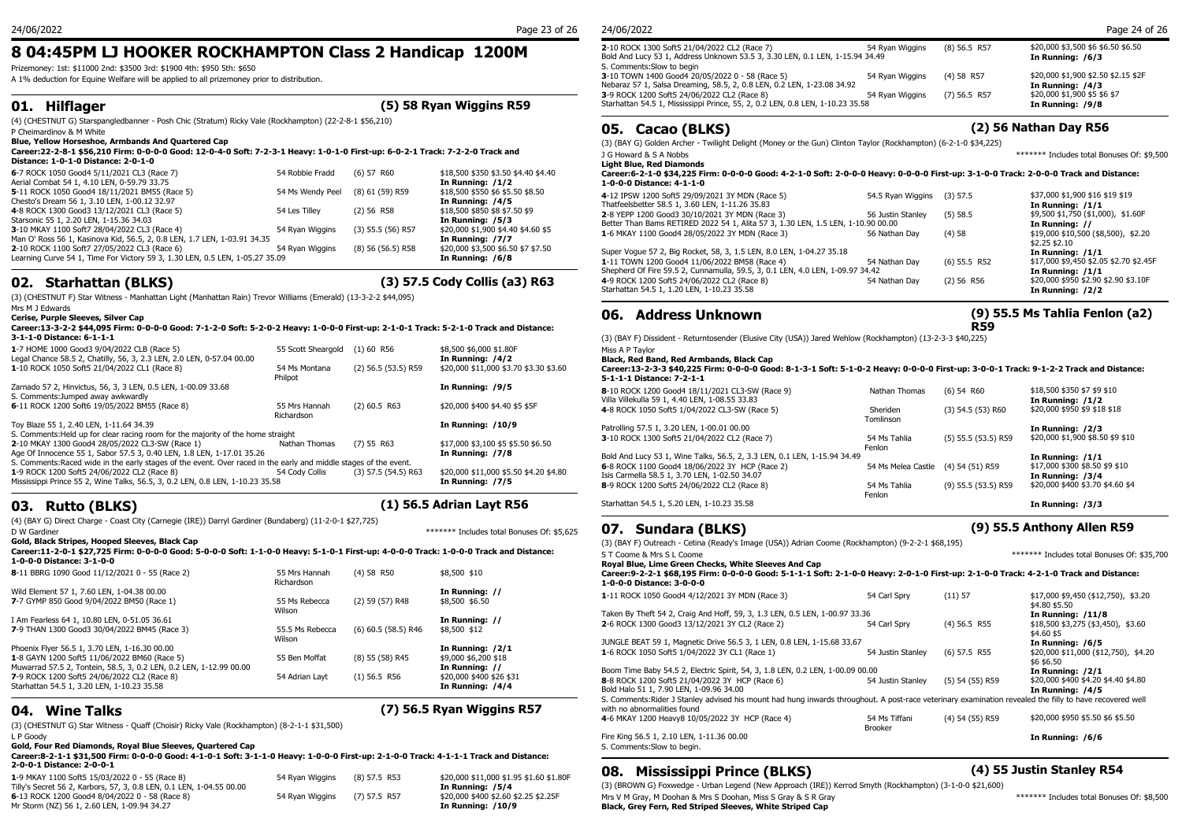# 8 04:45PM LJ HOOKER ROCKHAMPTON Class 2 Handicap 1200M

Prizemoney: 1st: $11000 2nd: $3500 3rd: $1900 4th: $950 5th: $650

A 1% deduction for Equine Welfare will be applied to all prizemoney prior to distribution.

## 01. Hilflager — (5) 58 Ryan Wiggins R59

(4) (CHESTNUT G) Starspangledbanner - Posh Chic (Stratum) Ricky Vale (Rockhampton) (22-2-8-1 $56,210)

P Cheimardinov & M White

**Blue, Yellow Horseshoe, Armbands And Quartered Cap**

**Career:22-2-8-1 $56,210 Firm: 0-0-0-0 Good: 12-0-4-0 Soft: 7-2-3-1 Heavy: 1-0-1-0 First-up: 6-0-2-1 Track: 7-2-2-0 Track and Distance: 1-0-1-0 Distance: 2-0-1-0**

| Race | Jockey | Barrier/Weight | Prizemoney/Odds |
|---|---|---|---|
| **6**-7 ROCK 1050 Good4 5/11/2021 CL3 (Race 7) | 54 Robbie Fradd | (6) 57 R60 | $18,500 $350 $3.50 $4.40 $4.40 |
| Aerial Combat 54 1, 4.10 LEN, 0-59.79 33.75 | | | **In Running: /1/2** |
| **5**-11 ROCK 1050 Good4 18/11/2021 BM55 (Race 5) | 54 Ms Wendy Peel | (8) 61 (59) R59 | $18,500 $550 $6 $5.50 $8.50 |
| Chesto's Dream 56 1, 3.10 LEN, 1-00.12 32.97 | | | **In Running: /4/5** |
| **4**-8 ROCK 1300 Good3 13/12/2021 CL3 (Race 5) | 54 Les Tilley | (2) 56 R58 | $18,500 $850 $8 $7.50 $9 |
| Starsonic 55 1, 2.20 LEN, 1-15.36 34.03 | | | **In Running: /5/3** |
| **3**-10 MKAY 1100 Soft7 28/04/2022 CL3 (Race 4) | 54 Ryan Wiggins | (3) 55.5 (56) R57 | $20,000 $1,900 $4.40 $4.60 $5 |
| Man O' Ross 56 1, Kasinova Kid, 56.5, 2, 0.8 LEN, 1.7 LEN, 1-03.91 34.35 | | | **In Running: /7/7** |
| **2**-10 ROCK 1100 Soft7 27/05/2022 CL3 (Race 6) | 54 Ryan Wiggins | (8) 56 (56.5) R58 | $20,000 $3,500 $6.50 $7 $7.50 |
| Learning Curve 54 1, Time For Victory 59 3, 1.30 LEN, 0.5 LEN, 1-05.27 35.09 | | | **In Running: /6/8** |

## 02. Starhattan (BLKS) — (3) 57.5 Cody Collis (a3) R63

(3) (CHESTNUT F) Star Witness - Manhattan Light (Manhattan Rain) Trevor Williams (Emerald) (13-3-2-2 $44,095)

Mrs M J Edwards

**Cerise, Purple Sleeves, Silver Cap**

**Career:13-3-2-2 $44,095 Firm: 0-0-0-0 Good: 7-1-2-0 Soft: 5-2-0-2 Heavy: 1-0-0-0 First-up: 2-1-0-1 Track: 5-2-1-0 Track and Distance: 3-1-1-0 Distance: 6-1-1-1**

| Race | Jockey | Barrier/Weight | Prizemoney/Odds |
|---|---|---|---|
| **1**-7 HOME 1000 Good3 9/04/2022 CLB (Race 5) | 55 Scott Sheargold | (1) 60 R56 | $8,500 $6,000 $1.80F |
| Legal Chance 58.5 2, Chatilly, 56, 3, 2.3 LEN, 2.0 LEN, 0-57.04 00.00 | | | **In Running: /4/2** |
| **1**-10 ROCK 1050 Soft5 21/04/2022 CL1 (Race 8) | 54 Ms Montana Philpot | (2) 56.5 (53.5) R59 | $20,000 $11,000 $3.70 $3.30 $3.60 |
| Zarnado 57 2, Hinvictus, 56, 3, 3 LEN, 0.5 LEN, 1-00.09 33.68 | | | **In Running: /9/5** |
| S. Comments:Jumped away awkwardly | | | |
| **6**-11 ROCK 1200 Soft6 19/05/2022 BM55 (Race 8) | 55 Mrs Hannah Richardson | (2) 60.5 R63 | $20,000 $400 $4.40 $5 $5F |
| Toy Blaze 55 1, 2.40 LEN, 1-11.64 34.39 | | | **In Running: /10/9** |
| S. Comments:Held up for clear racing room for the majority of the home straight | | | |
| **2**-10 MKAY 1300 Good4 28/05/2022 CL3-SW (Race 1) | Nathan Thomas | (7) 55 R63 | $17,000 $3,100 $5 $5.50 $6.50 |
| Age Of Innocence 55 1, Sabor 57.5 3, 0.40 LEN, 1.8 LEN, 1-17.01 35.26 | | | **In Running: /7/8** |
| S. Comments:Raced wide in the early stages of the event. Over raced in the early and middle stages of the event. | | | |
| **1**-9 ROCK 1200 Soft5 24/06/2022 CL2 (Race 8) | 54 Cody Collis | (3) 57.5 (54.5) R63 | $20,000 $11,000 $5.50 $4.20 $4.80 |
| Mississippi Prince 55 2, Wine Talks, 56.5, 3, 0.2 LEN, 0.8 LEN, 1-10.23 35.58 | | | **In Running: /7/5** |

## 03. Rutto (BLKS) — (1) 56.5 Adrian Layt R56

(4) (BAY G) Direct Charge - Coast City (Carnegie (IRE)) Darryl Gardiner (Bundaberg) (11-2-0-1 $27,725)

D W Gardiner — ******* Includes total Bonuses Of: $5,625

**Gold, Black Stripes, Hooped Sleeves, Black Cap**

**Career:11-2-0-1 $27,725 Firm: 0-0-0-0 Good: 5-0-0-0 Soft: 1-1-0-0 Heavy: 5-1-0-1 First-up: 4-0-0-0 Track: 1-0-0-0 Track and Distance: 1-0-0-0 Distance: 3-1-0-0**

| Race | Jockey | Barrier/Weight | Prizemoney/Odds |
|---|---|---|---|
| **8**-11 BBRG 1090 Good 11/12/2021 0 - 55 (Race 2) | 55 Mrs Hannah Richardson | (4) 58 R50 | $8,500 $10 |
| Wild Element 57 1, 7.60 LEN, 1-04.38 00.00 | | | **In Running: //** |
| **7**-7 GYMP 850 Good 9/04/2022 BM50 (Race 1) | 55 Ms Rebecca Wilson | (2) 59 (57) R48 | $8,500 $6.50 |
| I Am Fearless 64 1, 10.80 LEN, 0-51.05 36.61 | | | **In Running: //** |
| **7**-9 THAN 1300 Good3 30/04/2022 BM45 (Race 3) | 55.5 Ms Rebecca Wilson | (6) 60.5 (58.5) R46 | $8,500 $12 |
| Phoenix Flyer 56.5 1, 3.70 LEN, 1-16.30 00.00 | | | **In Running: /2/1** |
| **1**-8 GAYN 1200 Soft5 11/06/2022 BM60 (Race 5) | 55 Ben Moffat | (8) 55 (58) R45 | $9,000 $6,200 $18 |
| Muwarrad 57.5 2, Tontein, 58.5, 3, 0.2 LEN, 0.2 LEN, 1-12.99 00.00 | | | **In Running: //** |
| **7**-9 ROCK 1200 Soft5 24/06/2022 CL2 (Race 8) | 54 Adrian Layt | (1) 56.5 R56 | $20,000 $400 $26 $31 |
| Starhattan 54.5 1, 3.20 LEN, 1-10.23 35.58 | | | **In Running: /4/4** |

## 04. Wine Talks — (7) 56.5 Ryan Wiggins R57

(3) (CHESTNUT G) Star Witness - Quaff (Choisir) Ricky Vale (Rockhampton) (8-2-1-1 $31,500)

L P Goody

**Gold, Four Red Diamonds, Royal Blue Sleeves, Quartered Cap**

**Career:8-2-1-1 $31,500 Firm: 0-0-0-0 Good: 4-1-0-1 Soft: 3-1-1-0 Heavy: 1-0-0-0 First-up: 2-1-0-0 Track: 4-1-1-1 Track and Distance: 2-0-0-1 Distance: 2-0-0-1**

| Race | Jockey | Barrier/Weight | Prizemoney/Odds |
|---|---|---|---|
| **1**-9 MKAY 1100 Soft5 15/03/2022 0 - 55 (Race 8) | 54 Ryan Wiggins | (8) 57.5 R53 | $20,000 $11,000 $1.95 $1.60 $1.80F |
| Tilly's Secret 56 2, Karbors, 57, 3, 0.8 LEN, 0.1 LEN, 1-04.55 00.00 | | | **In Running: /5/4** |
| **6**-13 ROCK 1200 Good4 8/04/2022 0 - 58 (Race 8) | 54 Ryan Wiggins | (7) 57.5 R57 | $20,000 $400 $2.60 $2.25 $2.25F |
| Mr Storm (NZ) 56 1, 2.60 LEN, 1-09.94 34.27 | | | **In Running: /10/9** |
| **2**-10 ROCK 1300 Soft5 21/04/2022 CL2 (Race 7) | 54 Ryan Wiggins | (8) 56.5 R57 | $20,000 $3,500 $6 $6.50 $6.50 |
| Bold And Lucy 53 1, Address Unknown 53.5 3, 3.30 LEN, 0.1 LEN, 1-15.94 34.49 | | | **In Running: /6/3** |
| S. Comments:Slow to begin | | | |
| **3**-10 TOWN 1400 Good4 20/05/2022 0 - 58 (Race 5) | 54 Ryan Wiggins | (4) 58 R57 | $20,000 $1,900 $2.50 $2.15 $2F |
| Nebaraz 57 1, Salsa Dreaming, 58.5, 2, 0.8 LEN, 0.2 LEN, 1-23.08 34.92 | | | **In Running: /4/3** |
| **3**-9 ROCK 1200 Soft5 24/06/2022 CL2 (Race 8) | 54 Ryan Wiggins | (7) 56.5 R57 | $20,000 $1,900 $5 $6 $7 |
| Starhattan 54.5 1, Mississippi Prince, 55, 2, 0.2 LEN, 0.8 LEN, 1-10.23 35.58 | | | **In Running: /9/8** |

## 05. Cacao (BLKS) — (2) 56 Nathan Day R56

(3) (BAY G) Golden Archer - Twilight Delight (Money or the Gun) Clinton Taylor (Rockhampton) (6-2-1-0 $34,225)

J G Howard & S A Nobbs — ******* Includes total Bonuses Of: $9,500

**Light Blue, Red Diamonds**

**Career:6-2-1-0 $34,225 Firm: 0-0-0-0 Good: 4-2-1-0 Soft: 2-0-0-0 Heavy: 0-0-0-0 First-up: 3-1-0-0 Track: 2-0-0-0 Track and Distance: 1-0-0-0 Distance: 4-1-1-0**

| Race | Jockey | Barrier/Weight | Prizemoney/Odds |
|---|---|---|---|
| **4**-12 IPSW 1200 Soft5 29/09/2021 3Y MDN (Race 5) | 54.5 Ryan Wiggins | (3) 57.5 | $37,000 $1,900 $16 $19 $19 |
| Thatfeelsbetter 58.5 1, 3.60 LEN, 1-11.26 35.83 | | | **In Running: /1/1** |
| **2**-8 YEPP 1200 Good3 30/10/2021 3Y MDN (Race 3) | 56 Justin Stanley | (5) 58.5 | $9,500 $1,750 ($1,000), $1.60F |
| Better Than Bams RETIRED 2022 54 1, Alita 57 3, 1.30 LEN, 1.5 LEN, 1-10.90 00.00 | | | **In Running: //** |
| **1**-6 MKAY 1100 Good4 28/05/2022 3Y MDN (Race 3) | 56 Nathan Day | (4) 58 | $19,000 $10,500 ($8,000), $2.20 $2.25 $2.10 |
| Super Vogue 57 2, Big Rocket, 58, 3, 1.5 LEN, 8.0 LEN, 1-04.27 35.18 | | | **In Running: /1/1** |
| **1**-11 TOWN 1200 Good4 11/06/2022 BM58 (Race 4) | 54 Nathan Day | (6) 55.5 R52 | $17,000 $9,450 $2.05 $2.70 $2.45F |
| Shepherd Of Fire 59.5 2, Cunnamulla, 59.5, 3, 0.1 LEN, 4.0 LEN, 1-09.97 34.42 | | | **In Running: /1/1** |
| **4**-9 ROCK 1200 Soft5 24/06/2022 CL2 (Race 8) | 54 Nathan Day | (2) 56 R56 | $20,000 $950 $2.90 $2.90 $3.10F |
| Starhattan 54.5 1, 1.20 LEN, 1-10.23 35.58 | | | **In Running: /2/2** |

## 06. Address Unknown — (9) 55.5 Ms Tahlia Fenlon (a2) R59

(3) (BAY F) Dissident - Returntosender (Elusive City (USA)) Jared Wehlow (Rockhampton) (13-2-3-3 $40,225)

Miss A P Taylor

**Black, Red Band, Red Armbands, Black Cap**

**Career:13-2-3-3 $40,225 Firm: 0-0-0-0 Good: 8-1-3-1 Soft: 5-1-0-2 Heavy: 0-0-0-0 First-up: 3-0-0-1 Track: 9-1-2-2 Track and Distance: 5-1-1-1 Distance: 7-2-1-1**

| Race | Jockey | Barrier/Weight | Prizemoney/Odds |
|---|---|---|---|
| **8**-10 ROCK 1200 Good4 18/11/2021 CL3-SW (Race 9) | Nathan Thomas | (6) 54 R60 | $18,500 $350 $7 $9 $10 |
| Villa Villekulla 59 1, 4.40 LEN, 1-08.55 33.83 | | | **In Running: /1/2** |
| **4**-8 ROCK 1050 Soft5 1/04/2022 CL3-SW (Race 5) | Sheriden Tomlinson | (3) 54.5 (53) R60 | $20,000 $950 $9 $18 $18 |
| Patrolling 57.5 1, 3.20 LEN, 1-00.01 00.00 | | | **In Running: /2/3** |
| **3**-10 ROCK 1300 Soft5 21/04/2022 CL2 (Race 7) | 54 Ms Tahlia Fenlon | (5) 55.5 (53.5) R59 | $20,000 $1,900 $8.50 $9 $10 |
| Bold And Lucy 53 1, Wine Talks, 56.5, 2, 3.3 LEN, 0.1 LEN, 1-15.94 34.49 | | | **In Running: /1/1** |
| **6**-8 ROCK 1100 Good4 18/06/2022 3Y HCP (Race 2) | 54 Ms Melea Castle | (4) 54 (51) R59 | $17,000 $300 $8.50 $9 $10 |
| Isis Carmella 58.5 1, 3.70 LEN, 1-02.50 34.07 | | | **In Running: /3/4** |
| **8**-9 ROCK 1200 Soft5 24/06/2022 CL2 (Race 8) | 54 Ms Tahlia Fenlon | (9) 55.5 (53.5) R59 | $20,000 $400 $3.70 $4.60 $4 |
| Starhattan 54.5 1, 5.20 LEN, 1-10.23 35.58 | | | **In Running: /3/3** |

## 07. Sundara (BLKS) — (9) 55.5 Anthony Allen R59

(3) (BAY F) Outreach - Cetina (Ready's Image (USA)) Adrian Coome (Rockhampton) (9-2-2-1 $68,195)

S T Coome & Mrs S L Coome — ******* Includes total Bonuses Of: $35,700

**Royal Blue, Lime Green Checks, White Sleeves And Cap**

**Career:9-2-2-1 $68,195 Firm: 0-0-0-0 Good: 5-1-1-1 Soft: 2-1-0-0 Heavy: 2-0-1-0 First-up: 2-1-0-0 Track: 4-2-1-0 Track and Distance: 1-0-0-0 Distance: 3-0-0-0**

| Race | Jockey | Barrier/Weight | Prizemoney/Odds |
|---|---|---|---|
| **1**-11 ROCK 1050 Good4 4/12/2021 3Y MDN (Race 3) | 54 Carl Spry | (11) 57 | $17,000 $9,450 ($12,750), $3.20 $4.80 $5.50 |
| Taken By Theft 54 2, Craig And Hoff, 59, 3, 1.3 LEN, 0.5 LEN, 1-00.97 33.36 | | | **In Running: /11/8** |
| **2**-6 ROCK 1300 Good3 13/12/2021 3Y CL2 (Race 2) | 54 Carl Spry | (4) 56.5 R55 | $18,500 $3,275 ($3,450), $3.60 $4.60 $5 |
| JUNGLE BEAT 59 1, Magnetic Drive 56.5 3, 1 LEN, 0.8 LEN, 1-15.68 33.67 | | | **In Running: /6/5** |
| **1**-6 ROCK 1050 Soft5 1/04/2022 3Y CL1 (Race 1) | 54 Justin Stanley | (6) 57.5 R55 | $20,000 $11,000 ($12,750), $4.20 $6 $6.50 |
| Boom Time Baby 54.5 2, Electric Spirit, 54, 3, 1.8 LEN, 0.2 LEN, 1-00.09 00.00 | | | **In Running: /2/1** |
| **8**-8 ROCK 1200 Soft5 21/04/2022 3Y HCP (Race 6) | 54 Justin Stanley | (5) 54 (55) R59 | $20,000 $400 $4.20 $4.40 $4.80 |
| Bold Halo 51 1, 7.90 LEN, 1-09.96 34.00 | | | **In Running: /4/5** |
| S. Comments:Rider J Stanley advised his mount had hung inwards throughout. A post-race veterinary examination revealed the filly to have recovered well with no abnormalities found | | | |
| **4**-6 MKAY 1200 Heavy8 10/05/2022 3Y HCP (Race 4) | 54 Ms Tiffani Brooker | (4) 54 (55) R59 | $20,000 $950 $5.50 $6 $5.50 |
| Fire King 56.5 1, 2.10 LEN, 1-11.36 00.00 | | | **In Running: /6/6** |
| S. Comments:Slow to begin. | | | |

## 08. Mississippi Prince (BLKS) — (4) 55 Justin Stanley R54

(3) (BROWN G) Foxwedge - Urban Legend (New Approach (IRE)) Kerrod Smyth (Rockhampton) (3-1-0-0 $21,600)

Mrs V M Gray, M Doohan & Mrs S Doohan, Miss S Gray & S R Gray — ******* Includes total Bonuses Of: $8,500

**Black, Grey Fern, Red Striped Sleeves, White Striped Cap**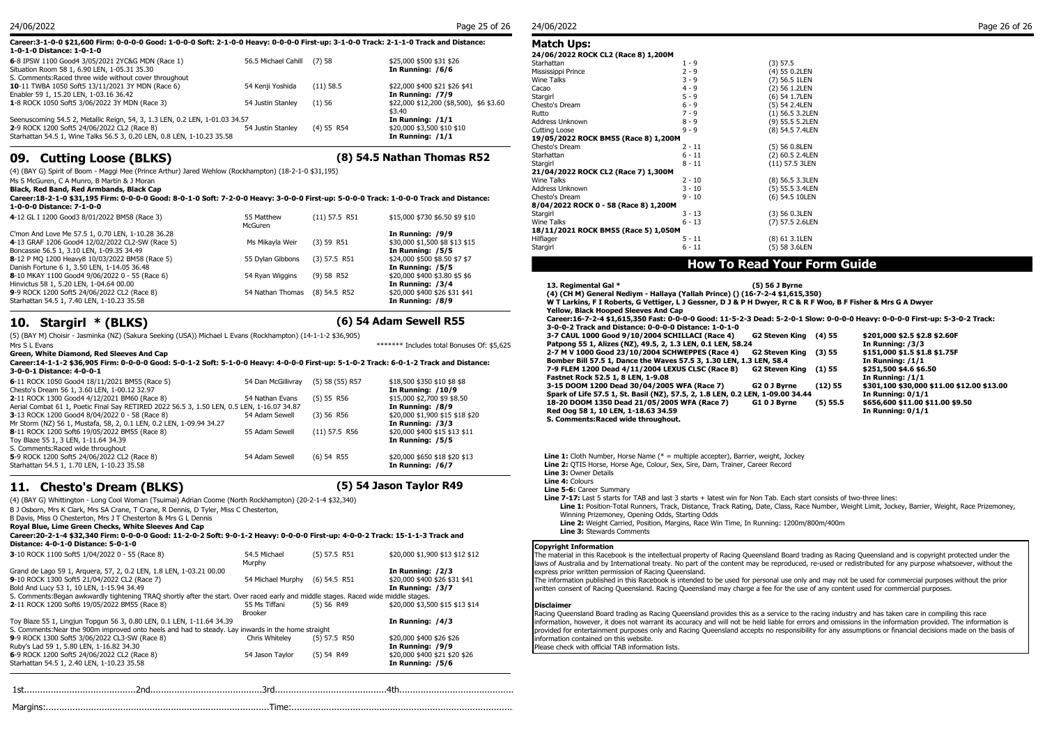**Career:3-1-0-0 $21,600 Firm: 0-0-0-0 Good: 1-0-0-0 Soft: 2-1-0-0 Heavy: 0-0-0-0 First-up: 3-1-0-0 Track: 2-1-1-0 Track and Distance: 1-0-1-0 Distance: 1-0-1-0**

| | | | |
|---|---|---|---|
| **6**-8 IPSW 1100 Good4 3/05/2021 2YC&G MDN (Race 1) | 56.5 Michael Cahill | (7) 58 | $25,000 $500 $31 $26 |
| Situation Room 58 1, 6.90 LEN, 1-05.31 35.30 | | | **In Running: /6/6** |
| S. Comments:Raced three wide without cover throughout | | | |
| **10**-11 TWBA 1050 Soft5 13/11/2021 3Y MDN (Race 6) | 54 Kenji Yoshida | (11) 58.5 | $22,000 $400 $21 $26 $41 |
| Enabler 59 1, 15.20 LEN, 1-03.16 36.42 | | | **In Running: /7/9** |
| **1**-8 ROCK 1050 Soft5 3/06/2022 3Y MDN (Race 3) | 54 Justin Stanley | (1) 56 | $22,000 $12,200 ($8,500), $6 $3.60 $3.40 |
| Seenuscoming 54.5 2, Metallic Reign, 54, 3, 1.3 LEN, 0.2 LEN, 1-01.03 34.57 | | | **In Running: /1/1** |
| **2**-9 ROCK 1200 Soft5 24/06/2022 CL2 (Race 8) | 54 Justin Stanley | (4) 55 R54 | $20,000 $3,500 $10 $10 |
| Starhattan 54.5 1, Wine Talks 56.5 3, 0.20 LEN, 0.8 LEN, 1-10.23 35.58 | | | **In Running: /1/1** |

## 09. Cutting Loose (BLKS) (8) 54.5 Nathan Thomas R52

(4) (BAY G) Spirit of Boom - Maggi Mee (Prince Arthur) Jared Wehlow (Rockhampton) (18-2-1-0 $31,195)

Ms S McGuren, C A Munro, B Martin & J Moran

**Black, Red Band, Red Armbands, Black Cap**

**Career:18-2-1-0 $31,195 Firm: 0-0-0-0 Good: 8-0-1-0 Soft: 7-2-0-0 Heavy: 3-0-0-0 First-up: 5-0-0-0 Track: 1-0-0-0 Track and Distance: 1-0-0-0 Distance: 7-1-0-0**

| | | | |
|---|---|---|---|
| **4**-12 GL I 1200 Good3 8/01/2022 BM58 (Race 3) | 55 Matthew McGuren | (11) 57.5 R51 | $15,000 $730 $6.50 $9 $10 |
| C'mon And Love Me 57.5 1, 0.70 LEN, 1-10.28 36.28 | | | **In Running: /9/9** |
| **4**-13 GRAF 1206 Good4 12/02/2022 CL2-SW (Race 5) | Ms Mikayla Weir | (3) 59 R51 | $30,000 $1,500 $8 $13 $15 |
| Boncassie 56.5 1, 3.10 LEN, 1-09.35 34.49 | | | **In Running: /5/5** |
| **8**-12 P MQ 1200 Heavy8 10/03/2022 BM58 (Race 5) | 55 Dylan Gibbons | (3) 57.5 R51 | $24,000 $500 $8.50 $7 $7 |
| Danish Fortune 6 1, 3.50 LEN, 1-14.05 36.48 | | | **In Running: /5/5** |
| **8**-10 MKAY 1100 Good4 9/06/2022 0 - 55 (Race 6) | 54 Ryan Wiggins | (9) 58 R52 | $20,000 $400 $3.80 $5 $6 |
| Hinvictus 58 1, 5.20 LEN, 1-04.64 00.00 | | | **In Running: /3/4** |
| **9**-9 ROCK 1200 Soft5 24/06/2022 CL2 (Race 8) | 54 Nathan Thomas | (8) 54.5 R52 | $20,000 $400 $26 $31 $41 |
| Starhattan 54.5 1, 7.40 LEN, 1-10.23 35.58 | | | **In Running: /8/9** |

## 10. Stargirl * (BLKS) (6) 54 Adam Sewell R55

(5) (BAY M) Choisir - Jasminka (NZ) (Sakura Seeking (USA)) Michael L Evans (Rockhampton) (14-1-1-2 $36,905)

Mrs S L Evans ******* Includes total Bonuses Of: $5,625

**Green, White Diamond, Red Sleeves And Cap**

**Career:14-1-1-2 $36,905 Firm: 0-0-0-0 Good: 5-0-1-2 Soft: 5-1-0-0 Heavy: 4-0-0-0 First-up: 5-1-0-2 Track: 6-0-1-2 Track and Distance: 3-0-0-1 Distance: 4-0-0-1**

| | | | |
|---|---|---|---|
| **6**-11 ROCK 1050 Good4 18/11/2021 BM55 (Race 5) | 54 Dan McGillivray | (5) 58 (55) R57 | $18,500 $350 $10 $8 $8 |
| Chesto's Dream 56 1, 3.60 LEN, 1-00.12 32.97 | | | **In Running: /10/9** |
| **2**-11 ROCK 1300 Good4 4/12/2021 BM60 (Race 8) | 54 Nathan Evans | (5) 55 R56 | $15,000 $2,700 $9 $8.50 |
| Aerial Combat 61 1, Poetic Final Say RETIRED 2022 56.5 3, 1.50 LEN, 0.5 LEN, 1-16.07 34.87 | | | **In Running: /8/9** |
| **3**-13 ROCK 1200 Good4 8/04/2022 0 - 58 (Race 8) | 54 Adam Sewell | (3) 56 R56 | $20,000 $1,900 $18 $20 |
| Mr Storm (NZ) 56 1, Mustafa, 58, 2, 0.1 LEN, 0.2 LEN, 1-09.94 34.27 | | | **In Running: /3/3** |
| **8**-11 ROCK 1200 Soft6 19/05/2022 BM55 (Race 8) | 55 Adam Sewell | (11) 57.5 R56 | $20,000 $400 $15 $13 $11 |
| Toy Blaze 55 1, 3 LEN, 1-11.64 34.39 | | | **In Running: /5/5** |
| S. Comments:Raced wide throughout | | | |
| **5**-9 ROCK 1200 Soft5 24/06/2022 CL2 (Race 8) | 54 Adam Sewell | (6) 54 R55 | $20,000 $650 $18 $20 $13 |
| Starhattan 54.5 1, 1.70 LEN, 1-10.23 35.58 | | | **In Running: /6/7** |

## 11. Chesto's Dream (BLKS) (5) 54 Jason Taylor R49

(4) (BAY G) Whittington - Long Cool Woman (Tsuimai) Adrian Coome (North Rockhampton) (20-2-1-4 $32,340)

B J Osborn, Mrs K Clark, Mrs SA Crane, T Crane, R Dennis, D Tyler, Miss C Chesterton,

B Davis, Miss O Chesterton, Mrs J T Chesterton & Mrs G L Dennis

**Royal Blue, Lime Green Checks, White Sleeves And Cap**

**Career:20-2-1-4 $32,340 Firm: 0-0-0-0 Good: 11-2-0-2 Soft: 9-0-1-2 Heavy: 0-0-0-0 First-up: 4-0-0-2 Track: 15-1-1-3 Track and Distance: 4-0-1-0 Distance: 5-0-1-0**

| | | | |
|---|---|---|---|
| **3**-10 ROCK 1100 Soft5 1/04/2022 0 - 55 (Race 8) | 54.5 Michael Murphy | (5) 57.5 R51 | $20,000 $1,900 $13 $12 $12 |
| Grand de Lago 59 1, Arquera, 57, 2, 0.2 LEN, 1.8 LEN, 1-03.21 00.00 | | | **In Running: /2/3** |
| **9**-10 ROCK 1300 Soft5 21/04/2022 CL2 (Race 7) | 54 Michael Murphy | (6) 54.5 R51 | $20,000 $400 $26 $31 $41 |
| Bold And Lucy 53 1, 10 LEN, 1-15.94 34.49 | | | **In Running: /3/7** |
| S. Comments:Began awkwardly tightening TRAQ shortly after the start. Over raced early and middle stages. Raced wide middle stages. | | | |
| **2**-11 ROCK 1200 Soft6 19/05/2022 BM55 (Race 8) | 55 Ms Tiffani Brooker | (5) 56 R49 | $20,000 $3,500 $15 $13 $14 |
| Toy Blaze 55 1, Lingjun Topgun 56 3, 0.80 LEN, 0.1 LEN, 1-11.64 34.39 | | | **In Running: /4/3** |
| S. Comments:Near the 900m improved onto heels and had to steady. Lay inwards in the home straight | | | |
| **9**-9 ROCK 1300 Soft5 3/06/2022 CL3-SW (Race 8) | Chris Whiteley | (5) 57.5 R50 | $20,000 $400 $26 $26 |
| Ruby's Lad 59 1, 5.80 LEN, 1-16.82 34.30 | | | **In Running: /9/9** |
| **6**-9 ROCK 1200 Soft5 24/06/2022 CL2 (Race 8) | 54 Jason Taylor | (5) 54 R49 | $20,000 $400 $21 $20 $26 |
| Starhattan 54.5 1, 2.40 LEN, 1-10.23 35.58 | | | **In Running: /5/6** |

1st..........................................2nd..........................................3rd..........................................4th..........................................

Margins:..........................................................................................Time:..........................................................................................

## Match Ups:

| | | |
|---|---|---|
| **24/06/2022 ROCK CL2 (Race 8) 1,200M** | | |
| Starhattan | 1 - 9 | (3) 57.5 |
| Mississippi Prince | 2 - 9 | (4) 55 0.2LEN |
| Wine Talks | 3 - 9 | (7) 56.5 1LEN |
| Cacao | 4 - 9 | (2) 56 1.2LEN |
| Stargirl | 5 - 9 | (6) 54 1.7LEN |
| Chesto's Dream | 6 - 9 | (5) 54 2.4LEN |
| Rutto | 7 - 9 | (1) 56.5 3.2LEN |
| Address Unknown | 8 - 9 | (9) 55.5 5.2LEN |
| Cutting Loose | 9 - 9 | (8) 54.5 7.4LEN |
| **19/05/2022 ROCK BM55 (Race 8) 1,200M** | | |
| Chesto's Dream | 2 - 11 | (5) 56 0.8LEN |
| Starhattan | 6 - 11 | (2) 60.5 2.4LEN |
| Stargirl | 8 - 11 | (11) 57.5 3LEN |
| **21/04/2022 ROCK CL2 (Race 7) 1,300M** | | |
| Wine Talks | 2 - 10 | (8) 56.5 3.3LEN |
| Address Unknown | 3 - 10 | (5) 55.5 3.4LEN |
| Chesto's Dream | 9 - 10 | (6) 54.5 10LEN |
| **8/04/2022 ROCK 0 - 58 (Race 8) 1,200M** | | |
| Stargirl | 3 - 13 | (3) 56 0.3LEN |
| Wine Talks | 6 - 13 | (7) 57.5 2.6LEN |
| **18/11/2021 ROCK BM55 (Race 5) 1,050M** | | |
| Hilflager | 5 - 11 | (8) 61 3.1LEN |
| Stargirl | 6 - 11 | (5) 58 3.6LEN |

## How To Read Your Form Guide

**13. Regimental Gal * (5) 56 J Byrne**

**(4) (CH M) General Nediym - Hallaya (Yallah Prince) () (16-7-2-4 $1,615,350)**

**W T Larkins, F I Roberts, G Vettiger, L J Gessner, D J & P H Dwyer, R C & R F Woo, B F Fisher & Mrs G A Dwyer**

**Yellow, Black Hooped Sleeves And Cap**

**Career:16-7-2-4 $1,615,350 Fast: 0-0-0-0 Good: 11-5-2-3 Dead: 5-2-0-1 Slow: 0-0-0-0 Heavy: 0-0-0-0 First-up: 5-3-0-2 Track: 3-0-0-2 Track and Distance: 0-0-0-0 Distance: 1-0-1-0**

| | | | |
|---|---|---|---|
| **3-7 CAUL 1000 Good 9/10/2004 SCHILLACI (Race 4)** | **G2 Steven King (4) 55** | | **$201,000 $2.5 $2.8 $2.60F** |
| **Patpong 55 1, Alizes (NZ), 49.5, 2, 1.3 LEN, 0.1 LEN, 58.24** | | | **In Running: /3/3** |
| **2-7 M V 1000 Good 23/10/2004 SCHWEPPES (Race 4)** | **G2 Steven King (3) 55** | | **$151,000 $1.5 $1.8 $1.75F** |
| **Bomber Bill 57.5 1, Dance the Waves 57.5 3, 1.30 LEN, 1.3 LEN, 58.4** | | | **In Running: /1/1** |
| **7-9 FLEM 1200 Dead 4/11/2004 LEXUS CLSC (Race 8)** | **G2 Steven King (1) 55** | | **$251,500 $4.6 $6.50** |
| **Fastnet Rock 52.5 1, 8 LEN, 1-9.08** | | | **In Running: /1/1** |
| **3-15 DOOM 1200 Dead 30/04/2005 WFA (Race 7)** | **G2 O J Byrne (12) 55** | | **$301,100 $30,000 $11.00 $12.00 $13.00** |
| **Spark of Life 57.5 1, St. Basil (NZ), 57.5, 2, 1.8 LEN, 0.2 LEN, 1-09.00 34.44** | | | **In Running: 0/1/1** |
| **18-20 DOOM 1350 Dead 21/05/2005 WFA (Race 7)** | **G1 O J Byrne (5) 55.5** | | **$656,600 $11.00 $11.00 $9.50** |
| **Red Oog 58 1, 10 LEN, 1-18.63 34.59** | | | **In Running: 0/1/1** |
| **S. Comments:Raced wide throughout.** | | | |

**Line 1:** Cloth Number, Horse Name (* = multiple accepter), Barrier, weight, Jockey
**Line 2:** QTIS Horse, Horse Age, Colour, Sex, Sire, Dam, Trainer, Career Record
**Line 3:** Owner Details
**Line 4:** Colours
**Line 5-6:** Career Summary
**Line 7-17:** Last 5 starts for TAB and last 3 starts + latest win for Non Tab. Each start consists of two-three lines:
- **Line 1:** Position-Total Runners, Track, Distance, Track Rating, Date, Class, Race Number, Weight Limit, Jockey, Barrier, Weight, Race Prizemoney, Winning Prizemoney, Opening Odds, Starting Odds
- **Line 2:** Weight Carried, Position, Margins, Race Win Time, In Running: 1200m/800m/400m
- **Line 3:** Stewards Comments

**Copyright Information**

The material in this Racebook is the intellectual property of Racing Queensland Board trading as Racing Queensland and is copyright protected under the laws of Australia and by International treaty. No part of the content may be reproduced, re-used or redistributed for any purpose whatsoever, without the express prior written permission of Racing Queensland.

The information published in this Racebook is intended to be used for personal use only and may not be used for commercial purposes without the prior written consent of Racing Queensland. Racing Queensland may charge a fee for the use of any content used for commercial purposes.

**Disclaimer**

Racing Queensland Board trading as Racing Queensland provides this as a service to the racing industry and has taken care in compiling this race information, however, it does not warrant its accuracy and will not be held liable for errors and omissions in the information provided. The information is provided for entertainment purposes only and Racing Queensland accepts no responsibility for any assumptions or financial decisions made on the basis of information contained on this website.

Please check with official TAB information lists.